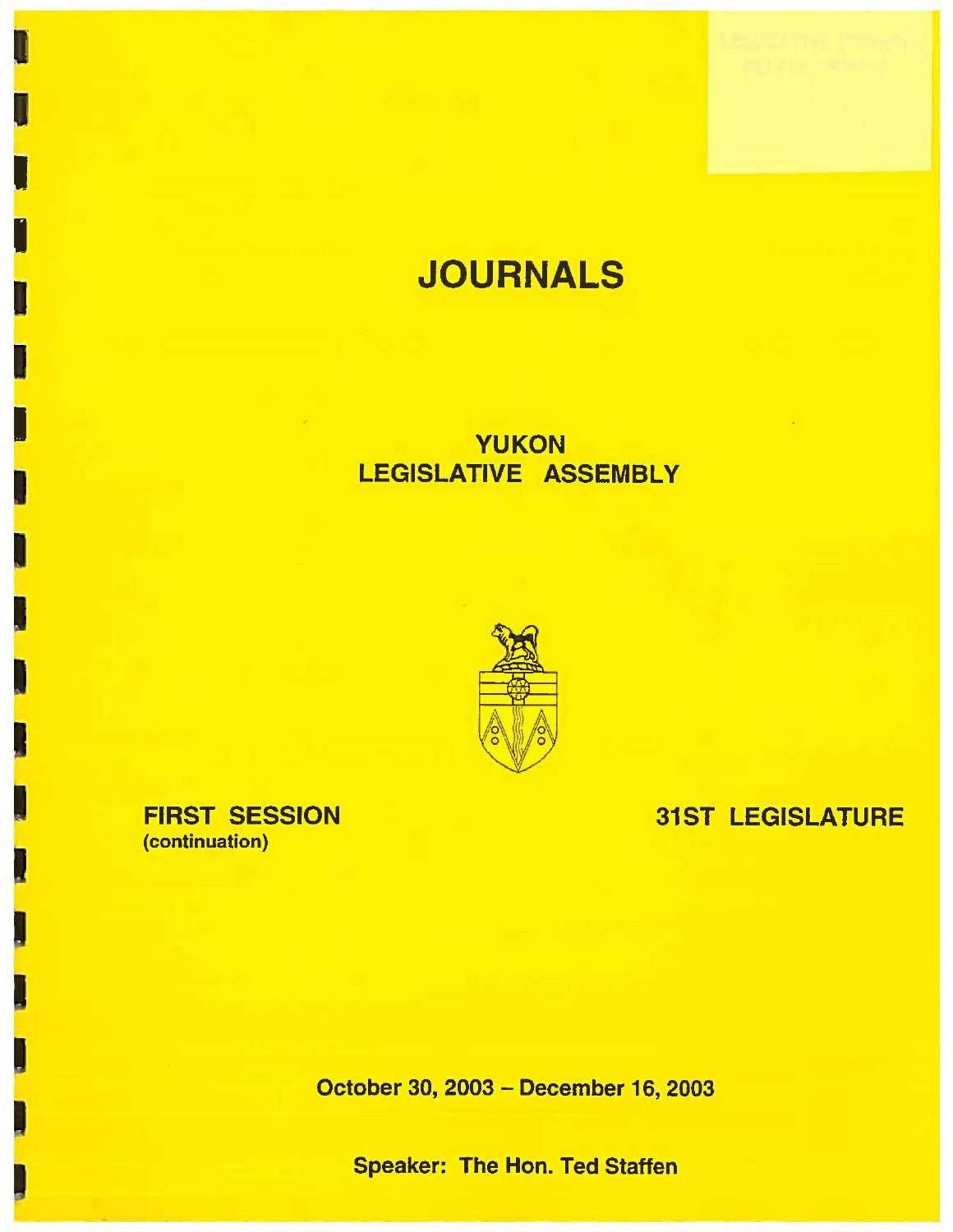# JOURNALS

## YUKON LEGISLATIVE ASSEMBLY

**FIRST SESSION**
**(continuation)**

**31ST LEGISLATURE**

**October 30, 2003 – December 16, 2003**

**Speaker: The Hon. Ted Staffen**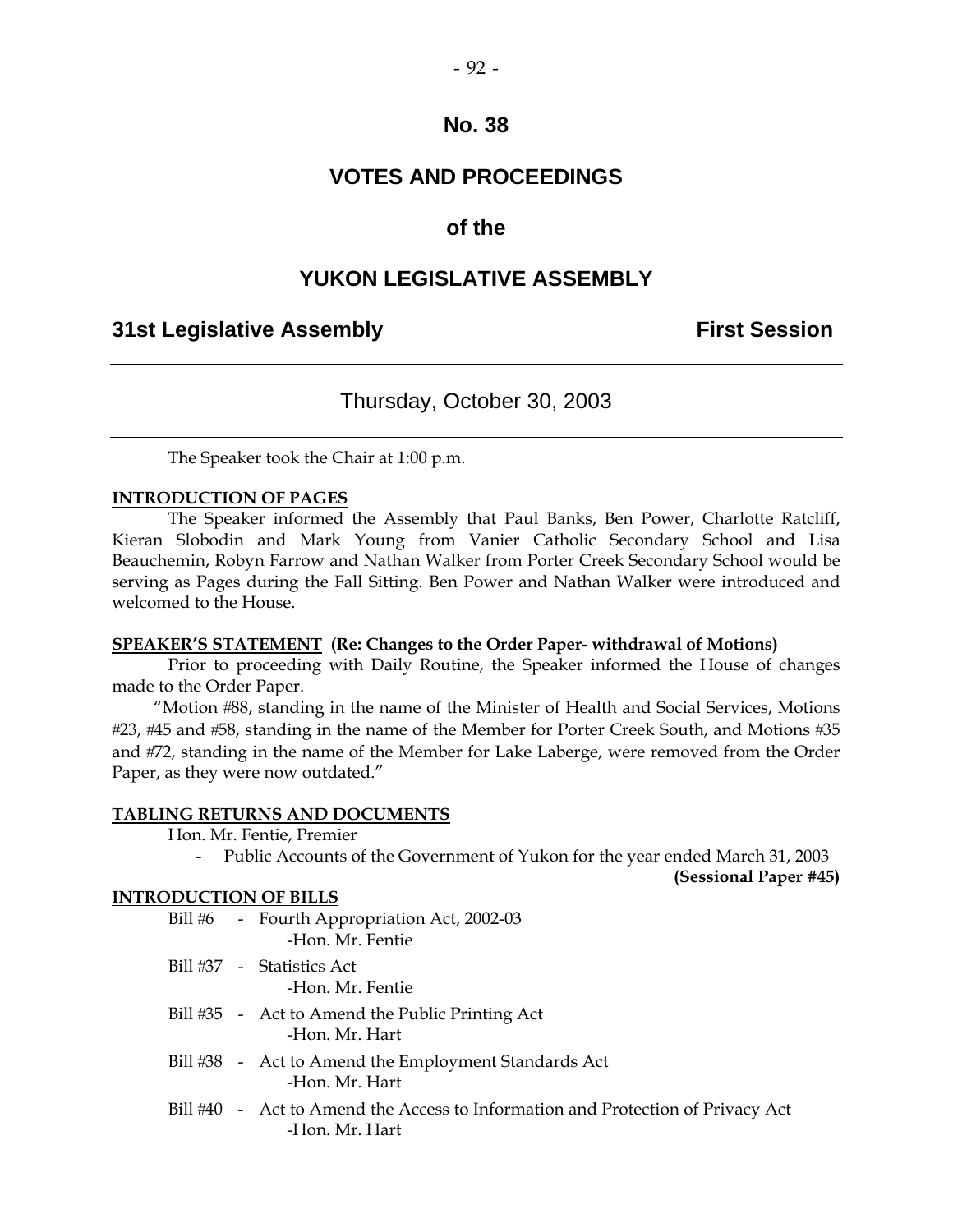# No. 38

# VOTES AND PROCEEDINGS

# of the

# YUKON LEGISLATIVE ASSEMBLY

**31st Legislative Assembly** **First Session**

---

Thursday, October 30, 2003

---

The Speaker took the Chair at 1:00 p.m.

**INTRODUCTION OF PAGES**

The Speaker informed the Assembly that Paul Banks, Ben Power, Charlotte Ratcliff, Kieran Slobodin and Mark Young from Vanier Catholic Secondary School and Lisa Beauchemin, Robyn Farrow and Nathan Walker from Porter Creek Secondary School would be serving as Pages during the Fall Sitting. Ben Power and Nathan Walker were introduced and welcomed to the House.

**SPEAKER'S STATEMENT (Re: Changes to the Order Paper- withdrawal of Motions)**

Prior to proceeding with Daily Routine, the Speaker informed the House of changes made to the Order Paper.

"Motion #88, standing in the name of the Minister of Health and Social Services, Motions #23, #45 and #58, standing in the name of the Member for Porter Creek South, and Motions #35 and #72, standing in the name of the Member for Lake Laberge, were removed from the Order Paper, as they were now outdated."

**TABLING RETURNS AND DOCUMENTS**

Hon. Mr. Fentie, Premier

- Public Accounts of the Government of Yukon for the year ended March 31, 2003 **(Sessional Paper #45)**

**INTRODUCTION OF BILLS**

Bill #6 - Fourth Appropriation Act, 2002-03
-Hon. Mr. Fentie

Bill #37 - Statistics Act
-Hon. Mr. Fentie

Bill #35 - Act to Amend the Public Printing Act
-Hon. Mr. Hart

Bill #38 - Act to Amend the Employment Standards Act
-Hon. Mr. Hart

Bill #40 - Act to Amend the Access to Information and Protection of Privacy Act
-Hon. Mr. Hart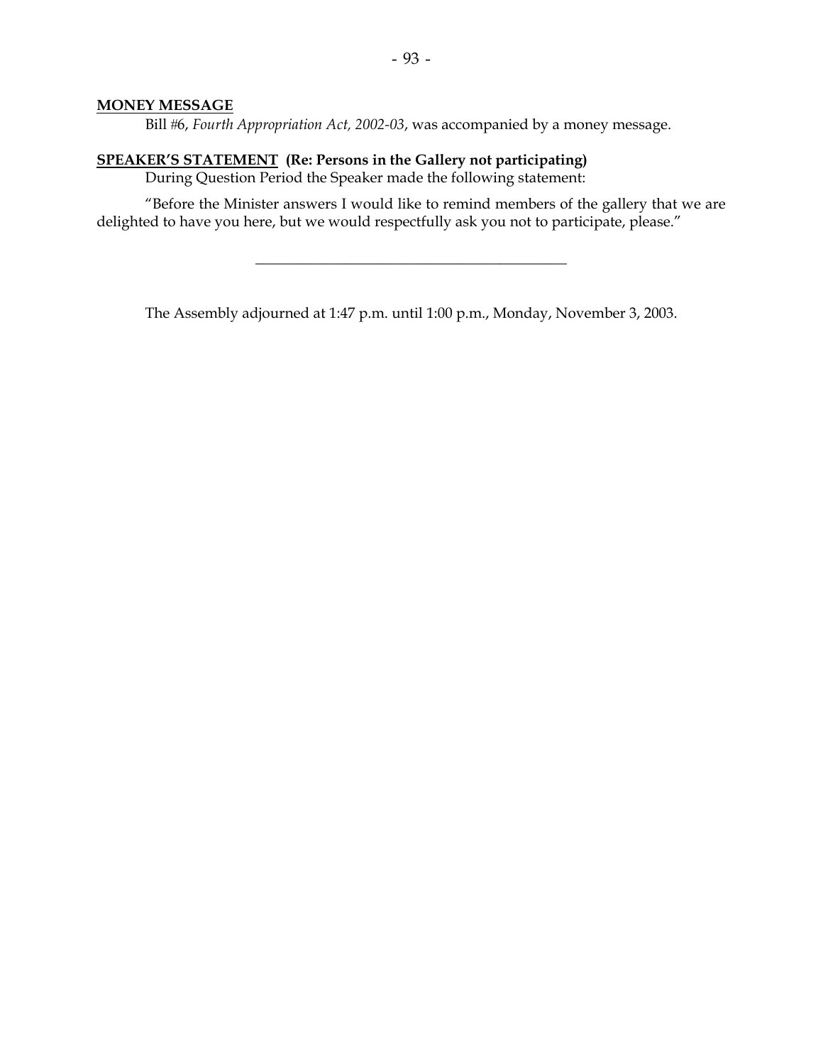**MONEY MESSAGE**

Bill #6, *Fourth Appropriation Act, 2002-03*, was accompanied by a money message.

**SPEAKER'S STATEMENT (Re: Persons in the Gallery not participating)**

During Question Period the Speaker made the following statement:

"Before the Minister answers I would like to remind members of the gallery that we are delighted to have you here, but we would respectfully ask you not to participate, please."

---

The Assembly adjourned at 1:47 p.m. until 1:00 p.m., Monday, November 3, 2003.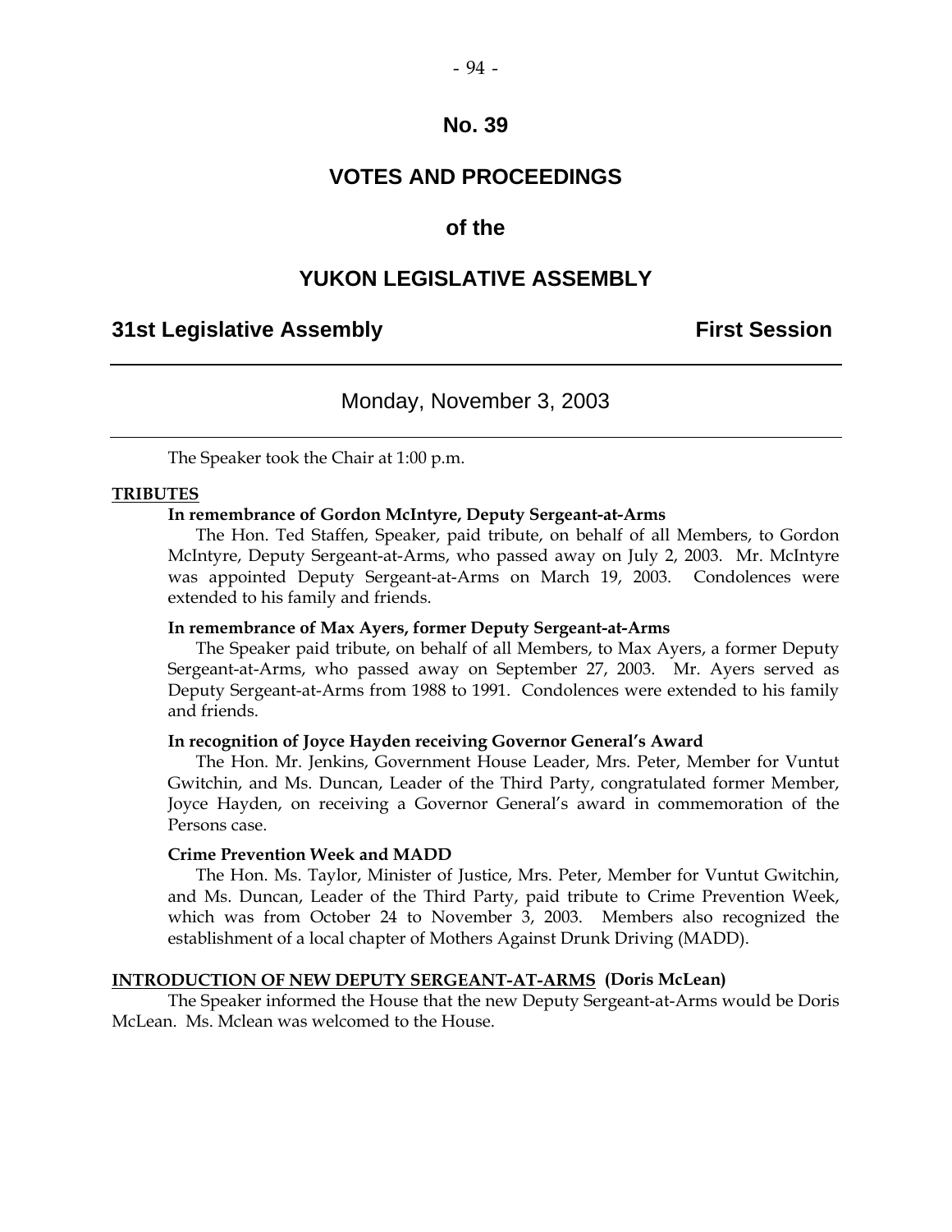# No. 39

# VOTES AND PROCEEDINGS

## of the

# YUKON LEGISLATIVE ASSEMBLY

**31st Legislative Assembly** **First Session**

---

Monday, November 3, 2003

---

The Speaker took the Chair at 1:00 p.m.

**TRIBUTES**

**In remembrance of Gordon McIntyre, Deputy Sergeant-at-Arms**

The Hon. Ted Staffen, Speaker, paid tribute, on behalf of all Members, to Gordon McIntyre, Deputy Sergeant-at-Arms, who passed away on July 2, 2003. Mr. McIntyre was appointed Deputy Sergeant-at-Arms on March 19, 2003. Condolences were extended to his family and friends.

**In remembrance of Max Ayers, former Deputy Sergeant-at-Arms**

The Speaker paid tribute, on behalf of all Members, to Max Ayers, a former Deputy Sergeant-at-Arms, who passed away on September 27, 2003. Mr. Ayers served as Deputy Sergeant-at-Arms from 1988 to 1991. Condolences were extended to his family and friends.

**In recognition of Joyce Hayden receiving Governor General's Award**

The Hon. Mr. Jenkins, Government House Leader, Mrs. Peter, Member for Vuntut Gwitchin, and Ms. Duncan, Leader of the Third Party, congratulated former Member, Joyce Hayden, on receiving a Governor General's award in commemoration of the Persons case.

**Crime Prevention Week and MADD**

The Hon. Ms. Taylor, Minister of Justice, Mrs. Peter, Member for Vuntut Gwitchin, and Ms. Duncan, Leader of the Third Party, paid tribute to Crime Prevention Week, which was from October 24 to November 3, 2003. Members also recognized the establishment of a local chapter of Mothers Against Drunk Driving (MADD).

**INTRODUCTION OF NEW DEPUTY SERGEANT-AT-ARMS (Doris McLean)**

The Speaker informed the House that the new Deputy Sergeant-at-Arms would be Doris McLean. Ms. Mclean was welcomed to the House.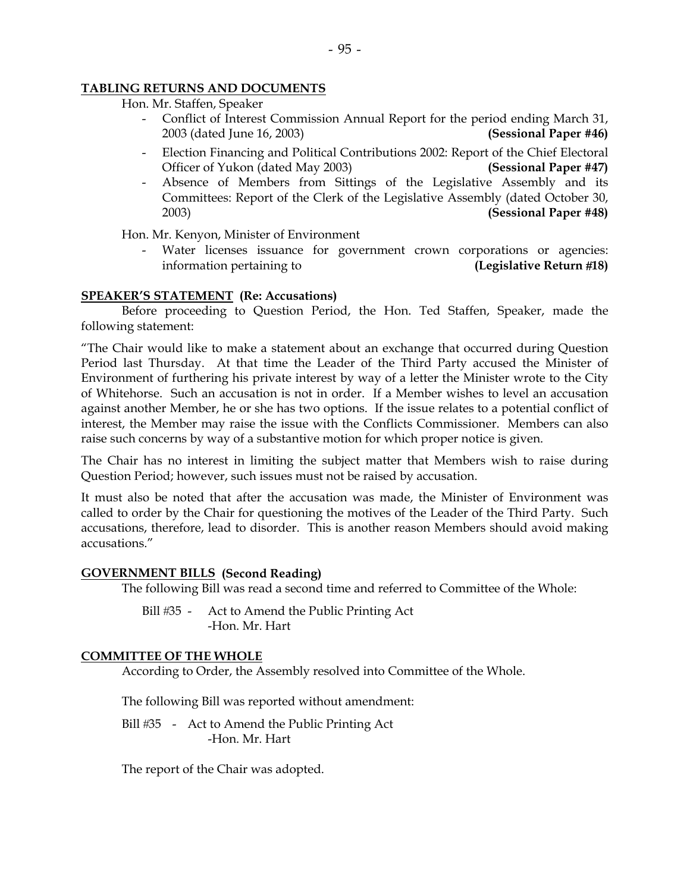**TABLING RETURNS AND DOCUMENTS**

Hon. Mr. Staffen, Speaker

- Conflict of Interest Commission Annual Report for the period ending March 31, 2003 (dated June 16, 2003) **(Sessional Paper #46)**
- Election Financing and Political Contributions 2002: Report of the Chief Electoral Officer of Yukon (dated May 2003) **(Sessional Paper #47)**
- Absence of Members from Sittings of the Legislative Assembly and its Committees: Report of the Clerk of the Legislative Assembly (dated October 30, 2003) **(Sessional Paper #48)**

Hon. Mr. Kenyon, Minister of Environment

- Water licenses issuance for government crown corporations or agencies: information pertaining to **(Legislative Return #18)**

**SPEAKER'S STATEMENT (Re: Accusations)**

Before proceeding to Question Period, the Hon. Ted Staffen, Speaker, made the following statement:

"The Chair would like to make a statement about an exchange that occurred during Question Period last Thursday. At that time the Leader of the Third Party accused the Minister of Environment of furthering his private interest by way of a letter the Minister wrote to the City of Whitehorse. Such an accusation is not in order. If a Member wishes to level an accusation against another Member, he or she has two options. If the issue relates to a potential conflict of interest, the Member may raise the issue with the Conflicts Commissioner. Members can also raise such concerns by way of a substantive motion for which proper notice is given.

The Chair has no interest in limiting the subject matter that Members wish to raise during Question Period; however, such issues must not be raised by accusation.

It must also be noted that after the accusation was made, the Minister of Environment was called to order by the Chair for questioning the motives of the Leader of the Third Party. Such accusations, therefore, lead to disorder. This is another reason Members should avoid making accusations."

**GOVERNMENT BILLS (Second Reading)**

The following Bill was read a second time and referred to Committee of the Whole:

Bill #35 - Act to Amend the Public Printing Act
-Hon. Mr. Hart

**COMMITTEE OF THE WHOLE**

According to Order, the Assembly resolved into Committee of the Whole.

The following Bill was reported without amendment:

Bill #35 - Act to Amend the Public Printing Act
-Hon. Mr. Hart

The report of the Chair was adopted.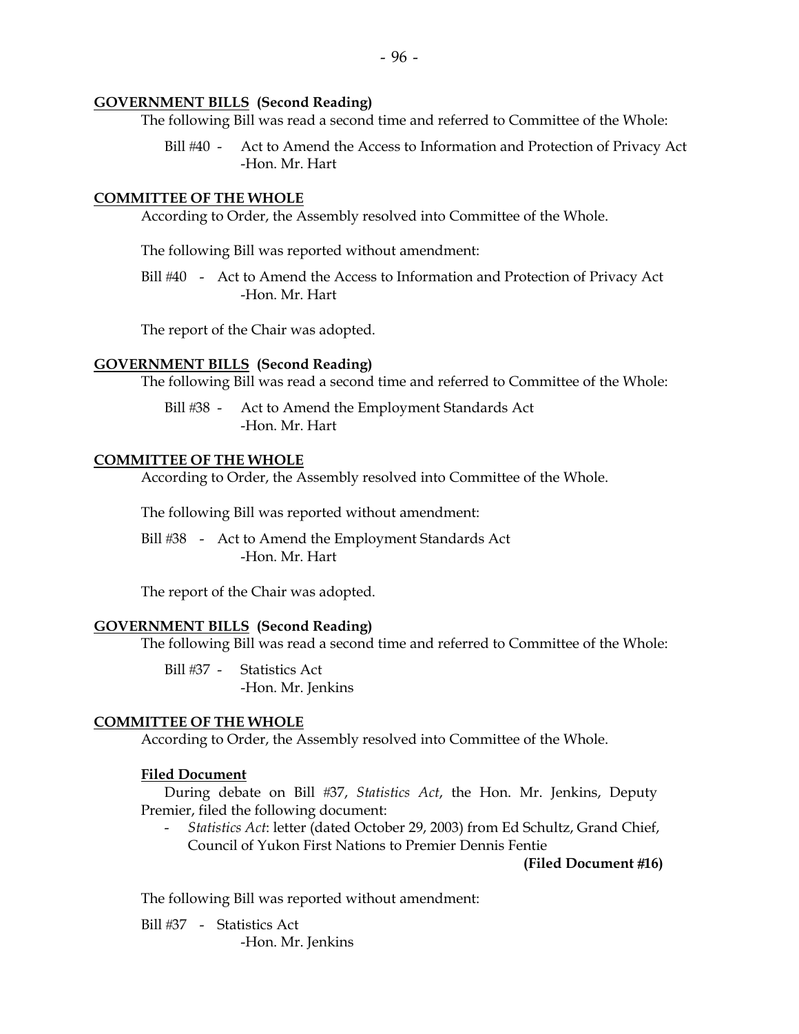**GOVERNMENT BILLS (Second Reading)**

The following Bill was read a second time and referred to Committee of the Whole:

Bill #40 - Act to Amend the Access to Information and Protection of Privacy Act -Hon. Mr. Hart

**COMMITTEE OF THE WHOLE**

According to Order, the Assembly resolved into Committee of the Whole.

The following Bill was reported without amendment:

Bill #40 - Act to Amend the Access to Information and Protection of Privacy Act -Hon. Mr. Hart

The report of the Chair was adopted.

**GOVERNMENT BILLS (Second Reading)**

The following Bill was read a second time and referred to Committee of the Whole:

Bill #38 - Act to Amend the Employment Standards Act -Hon. Mr. Hart

**COMMITTEE OF THE WHOLE**

According to Order, the Assembly resolved into Committee of the Whole.

The following Bill was reported without amendment:

Bill #38 - Act to Amend the Employment Standards Act -Hon. Mr. Hart

The report of the Chair was adopted.

**GOVERNMENT BILLS (Second Reading)**

The following Bill was read a second time and referred to Committee of the Whole:

Bill #37 - Statistics Act -Hon. Mr. Jenkins

**COMMITTEE OF THE WHOLE**

According to Order, the Assembly resolved into Committee of the Whole.

**Filed Document**

During debate on Bill #37, *Statistics Act*, the Hon. Mr. Jenkins, Deputy Premier, filed the following document:

- *Statistics Act*: letter (dated October 29, 2003) from Ed Schultz, Grand Chief, Council of Yukon First Nations to Premier Dennis Fentie

**(Filed Document #16)**

The following Bill was reported without amendment:

Bill #37 - Statistics Act -Hon. Mr. Jenkins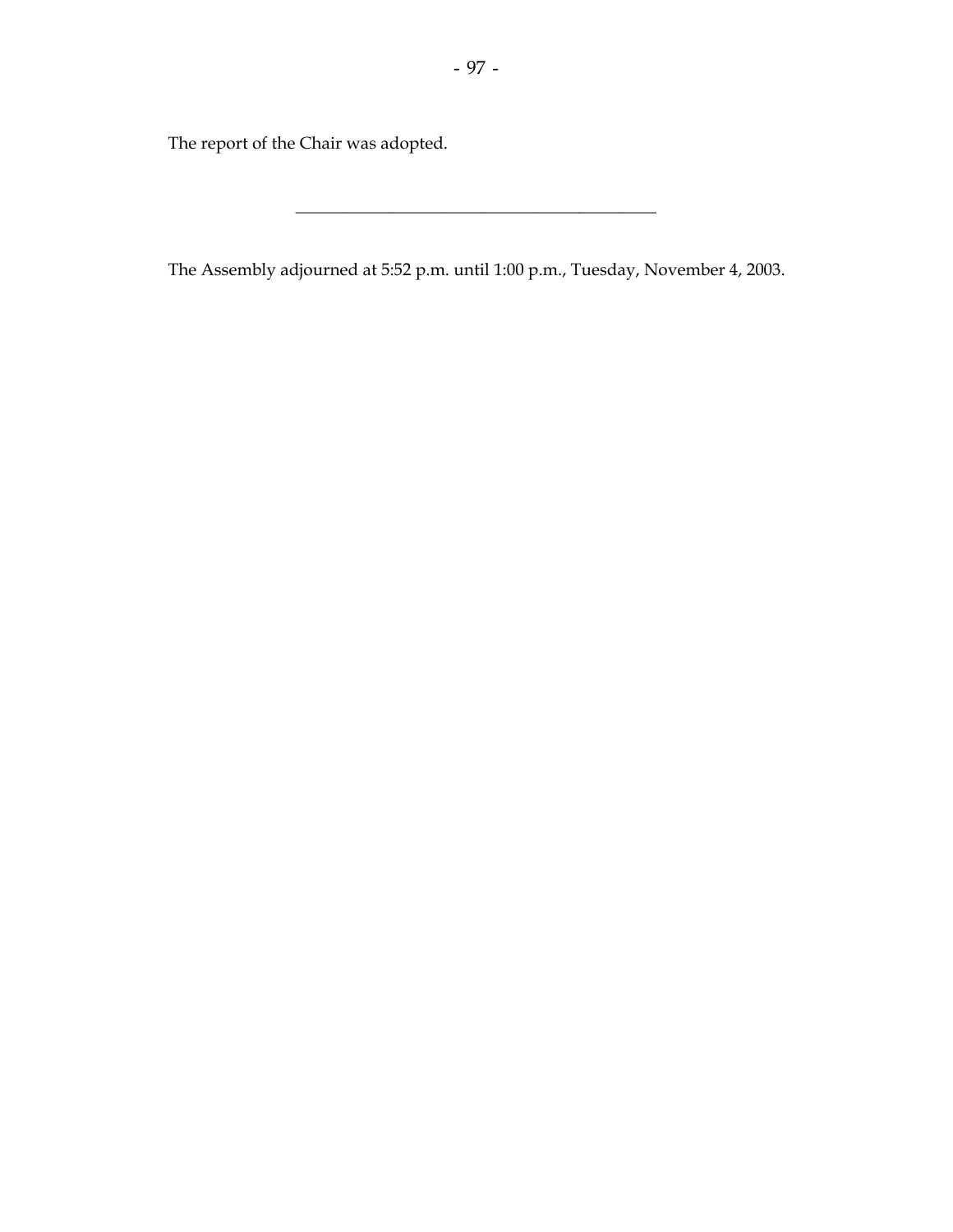The report of the Chair was adopted.

---

The Assembly adjourned at 5:52 p.m. until 1:00 p.m., Tuesday, November 4, 2003.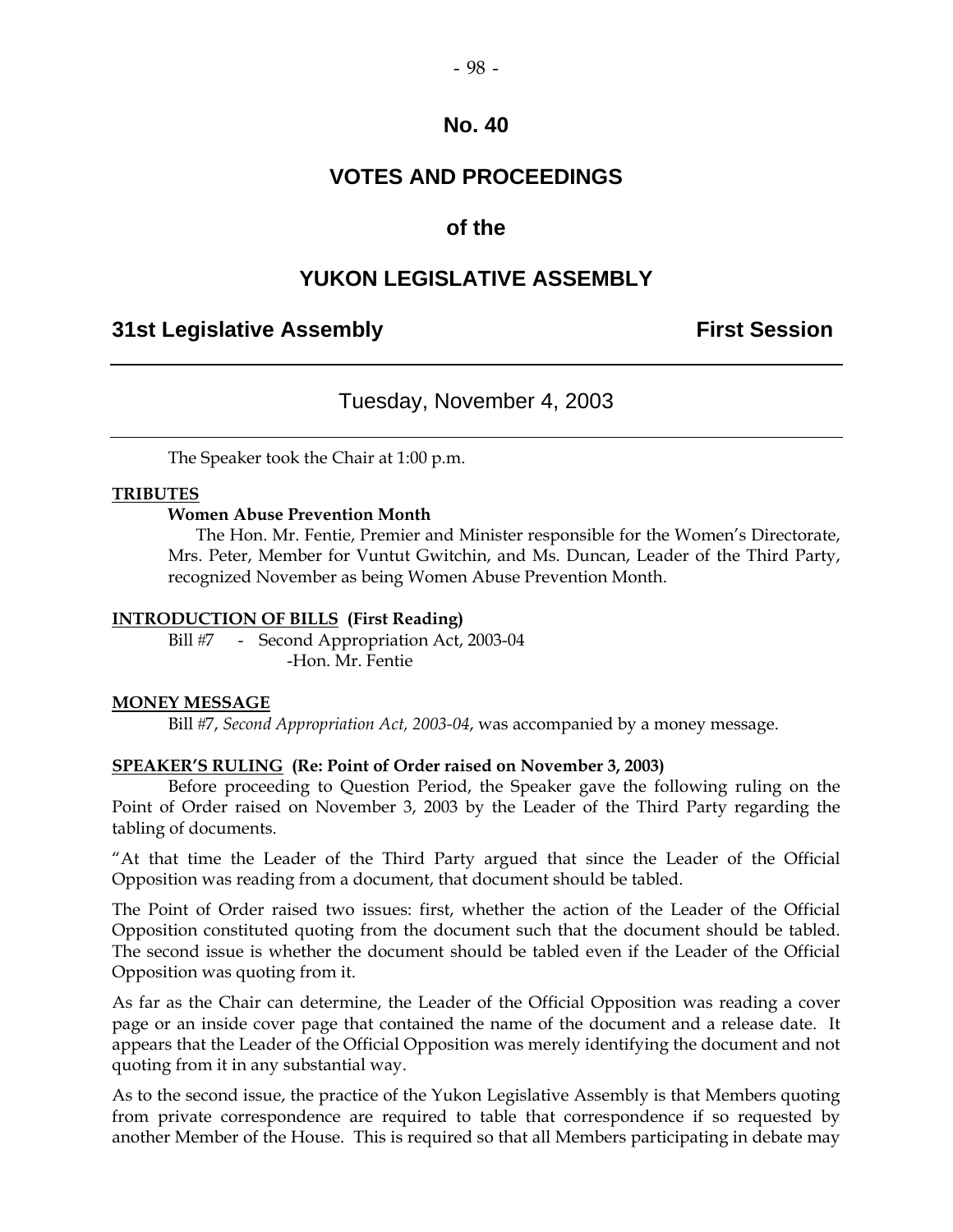# No. 40

# VOTES AND PROCEEDINGS

# of the

# YUKON LEGISLATIVE ASSEMBLY

**31st Legislative Assembly** **First Session**

---

## Tuesday, November 4, 2003

---

The Speaker took the Chair at 1:00 p.m.

**TRIBUTES**

**Women Abuse Prevention Month**

The Hon. Mr. Fentie, Premier and Minister responsible for the Women's Directorate, Mrs. Peter, Member for Vuntut Gwitchin, and Ms. Duncan, Leader of the Third Party, recognized November as being Women Abuse Prevention Month.

**INTRODUCTION OF BILLS (First Reading)**

Bill #7 - Second Appropriation Act, 2003-04
-Hon. Mr. Fentie

**MONEY MESSAGE**

Bill #7, *Second Appropriation Act, 2003-04*, was accompanied by a money message.

**SPEAKER'S RULING (Re: Point of Order raised on November 3, 2003)**

Before proceeding to Question Period, the Speaker gave the following ruling on the Point of Order raised on November 3, 2003 by the Leader of the Third Party regarding the tabling of documents.

"At that time the Leader of the Third Party argued that since the Leader of the Official Opposition was reading from a document, that document should be tabled.

The Point of Order raised two issues: first, whether the action of the Leader of the Official Opposition constituted quoting from the document such that the document should be tabled. The second issue is whether the document should be tabled even if the Leader of the Official Opposition was quoting from it.

As far as the Chair can determine, the Leader of the Official Opposition was reading a cover page or an inside cover page that contained the name of the document and a release date. It appears that the Leader of the Official Opposition was merely identifying the document and not quoting from it in any substantial way.

As to the second issue, the practice of the Yukon Legislative Assembly is that Members quoting from private correspondence are required to table that correspondence if so requested by another Member of the House. This is required so that all Members participating in debate may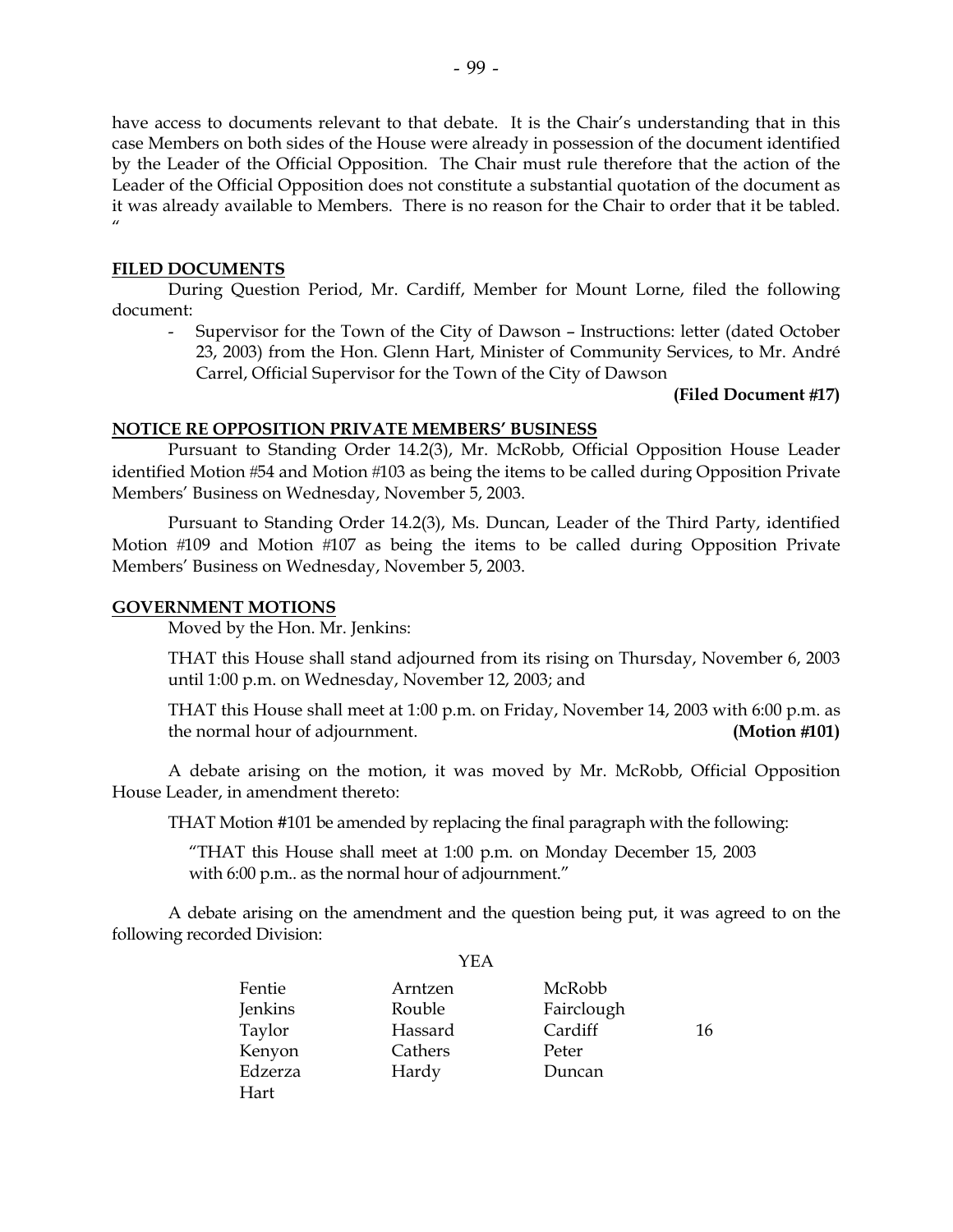have access to documents relevant to that debate. It is the Chair's understanding that in this case Members on both sides of the House were already in possession of the document identified by the Leader of the Official Opposition. The Chair must rule therefore that the action of the Leader of the Official Opposition does not constitute a substantial quotation of the document as it was already available to Members. There is no reason for the Chair to order that it be tabled. "

## FILED DOCUMENTS

During Question Period, Mr. Cardiff, Member for Mount Lorne, filed the following document:

- Supervisor for the Town of the City of Dawson – Instructions: letter (dated October 23, 2003) from the Hon. Glenn Hart, Minister of Community Services, to Mr. André Carrel, Official Supervisor for the Town of the City of Dawson

**(Filed Document #17)**

## NOTICE RE OPPOSITION PRIVATE MEMBERS' BUSINESS

Pursuant to Standing Order 14.2(3), Mr. McRobb, Official Opposition House Leader identified Motion #54 and Motion #103 as being the items to be called during Opposition Private Members' Business on Wednesday, November 5, 2003.

Pursuant to Standing Order 14.2(3), Ms. Duncan, Leader of the Third Party, identified Motion #109 and Motion #107 as being the items to be called during Opposition Private Members' Business on Wednesday, November 5, 2003.

## GOVERNMENT MOTIONS

Moved by the Hon. Mr. Jenkins:

THAT this House shall stand adjourned from its rising on Thursday, November 6, 2003 until 1:00 p.m. on Wednesday, November 12, 2003; and

THAT this House shall meet at 1:00 p.m. on Friday, November 14, 2003 with 6:00 p.m. as the normal hour of adjournment. **(Motion #101)**

A debate arising on the motion, it was moved by Mr. McRobb, Official Opposition House Leader, in amendment thereto:

THAT Motion #101 be amended by replacing the final paragraph with the following:

"THAT this House shall meet at 1:00 p.m. on Monday December 15, 2003 with 6:00 p.m.. as the normal hour of adjournment."

A debate arising on the amendment and the question being put, it was agreed to on the following recorded Division:

YEA

| | | | |
|---|---|---|---|
| Fentie | Arntzen | McRobb | |
| Jenkins | Rouble | Fairclough | |
| Taylor | Hassard | Cardiff | 16 |
| Kenyon | Cathers | Peter | |
| Edzerza | Hardy | Duncan | |
| Hart | | | |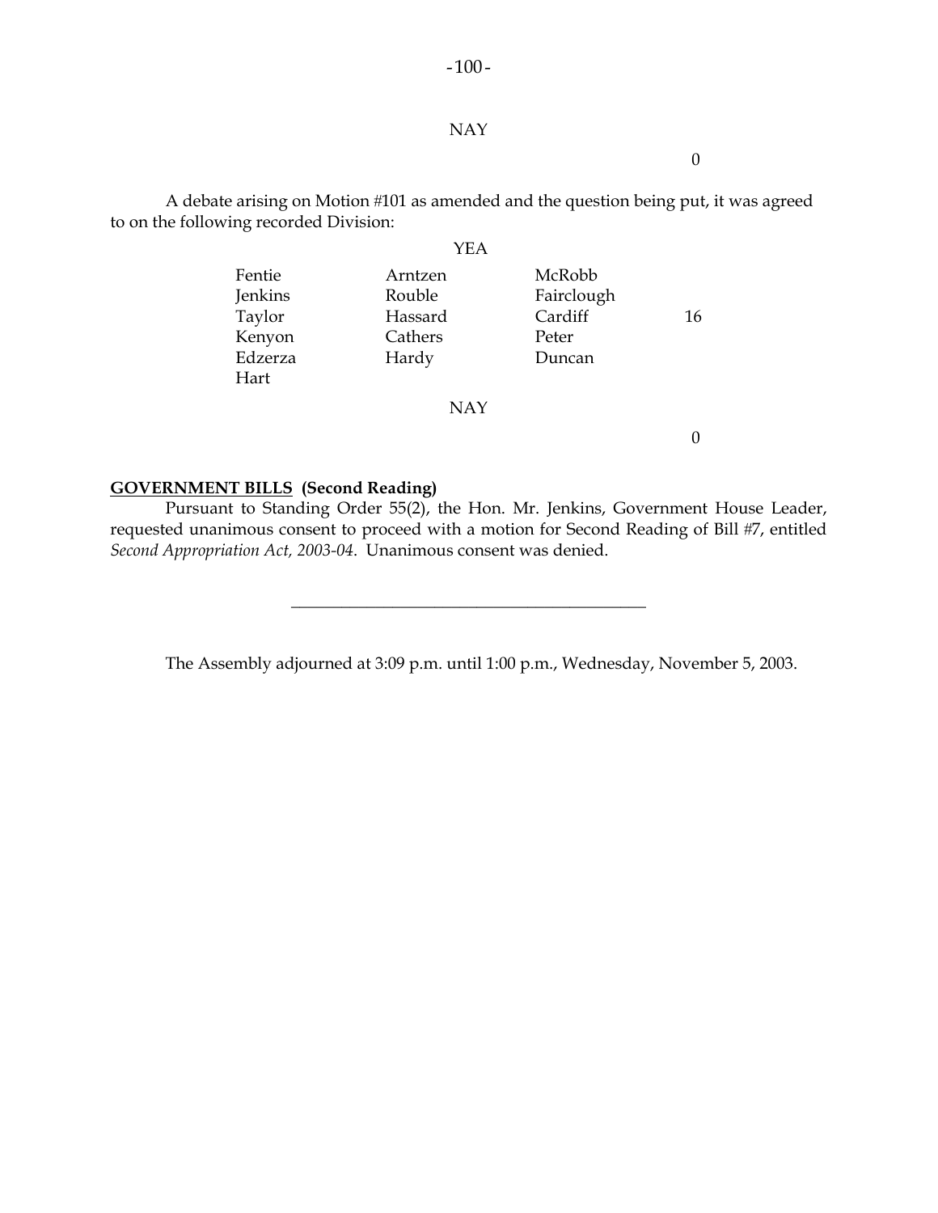NAY

0

A debate arising on Motion #101 as amended and the question being put, it was agreed to on the following recorded Division:

YEA

| | | | |
|---|---|---|---|
| Fentie | Arntzen | McRobb | |
| Jenkins | Rouble | Fairclough | |
| Taylor | Hassard | Cardiff | 16 |
| Kenyon | Cathers | Peter | |
| Edzerza | Hardy | Duncan | |
| Hart | | | |

NAY

0

**GOVERNMENT BILLS (Second Reading)**

Pursuant to Standing Order 55(2), the Hon. Mr. Jenkins, Government House Leader, requested unanimous consent to proceed with a motion for Second Reading of Bill #7, entitled *Second Appropriation Act, 2003-04*. Unanimous consent was denied.

---

The Assembly adjourned at 3:09 p.m. until 1:00 p.m., Wednesday, November 5, 2003.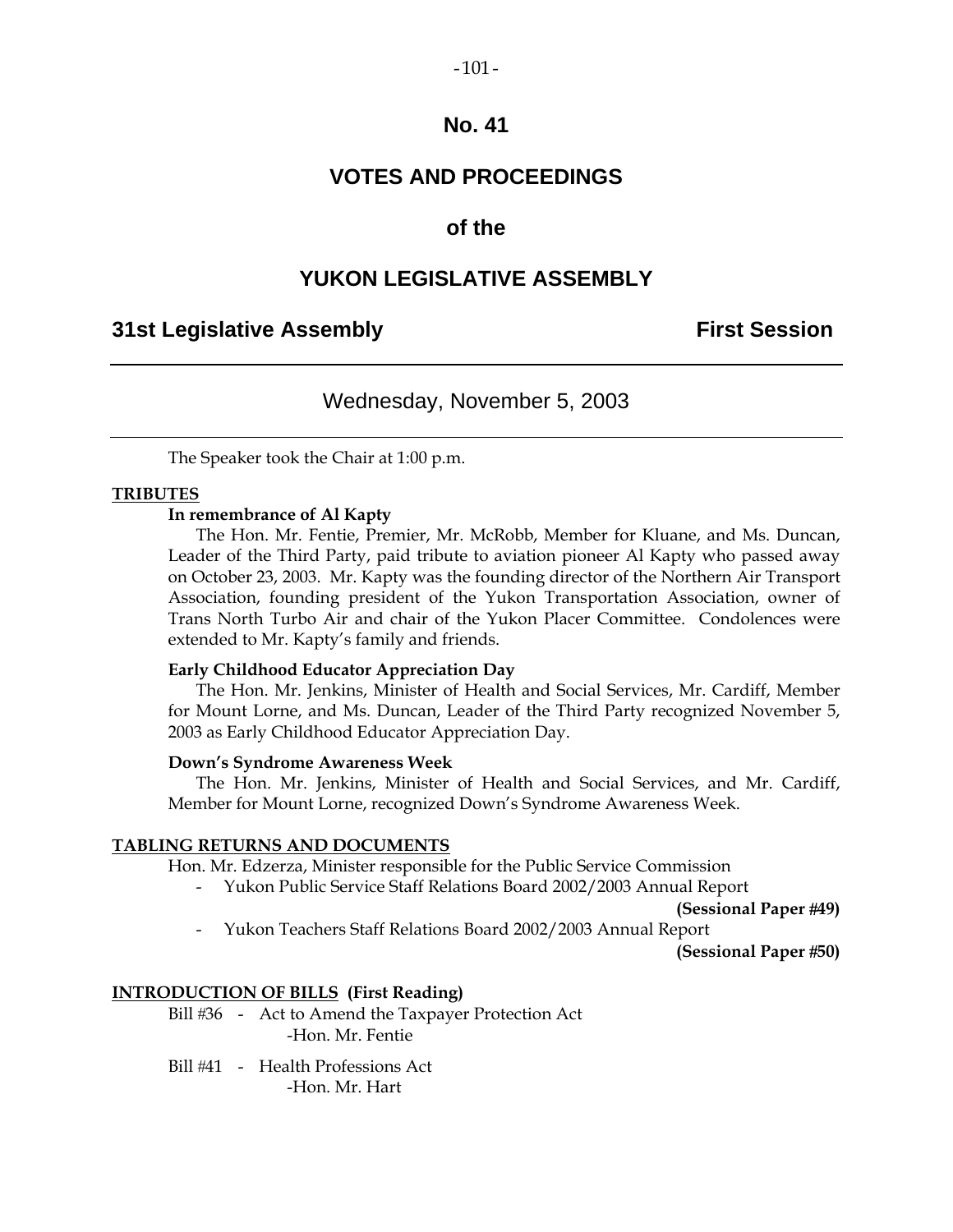# No. 41

# VOTES AND PROCEEDINGS

## of the

# YUKON LEGISLATIVE ASSEMBLY

**31st Legislative Assembly** **First Session**

---

Wednesday, November 5, 2003

---

The Speaker took the Chair at 1:00 p.m.

**TRIBUTES**

**In remembrance of Al Kapty**

The Hon. Mr. Fentie, Premier, Mr. McRobb, Member for Kluane, and Ms. Duncan, Leader of the Third Party, paid tribute to aviation pioneer Al Kapty who passed away on October 23, 2003. Mr. Kapty was the founding director of the Northern Air Transport Association, founding president of the Yukon Transportation Association, owner of Trans North Turbo Air and chair of the Yukon Placer Committee. Condolences were extended to Mr. Kapty's family and friends.

**Early Childhood Educator Appreciation Day**

The Hon. Mr. Jenkins, Minister of Health and Social Services, Mr. Cardiff, Member for Mount Lorne, and Ms. Duncan, Leader of the Third Party recognized November 5, 2003 as Early Childhood Educator Appreciation Day.

**Down's Syndrome Awareness Week**

The Hon. Mr. Jenkins, Minister of Health and Social Services, and Mr. Cardiff, Member for Mount Lorne, recognized Down's Syndrome Awareness Week.

**TABLING RETURNS AND DOCUMENTS**

Hon. Mr. Edzerza, Minister responsible for the Public Service Commission

- Yukon Public Service Staff Relations Board 2002/2003 Annual Report **(Sessional Paper #49)**
- Yukon Teachers Staff Relations Board 2002/2003 Annual Report **(Sessional Paper #50)**

**INTRODUCTION OF BILLS (First Reading)**

Bill #36 - Act to Amend the Taxpayer Protection Act
-Hon. Mr. Fentie

Bill #41 - Health Professions Act
-Hon. Mr. Hart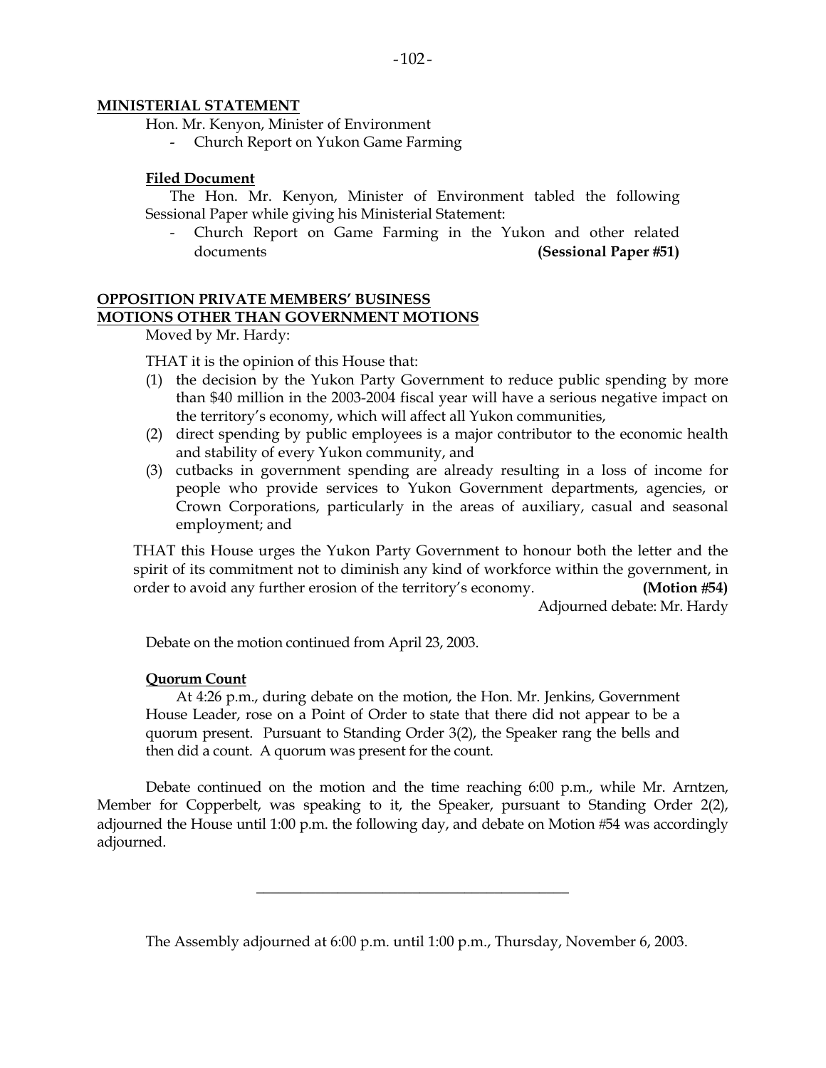**MINISTERIAL STATEMENT**

Hon. Mr. Kenyon, Minister of Environment

- Church Report on Yukon Game Farming

**Filed Document**

The Hon. Mr. Kenyon, Minister of Environment tabled the following Sessional Paper while giving his Ministerial Statement:

- Church Report on Game Farming in the Yukon and other related documents **(Sessional Paper #51)**

**OPPOSITION PRIVATE MEMBERS' BUSINESS**
**MOTIONS OTHER THAN GOVERNMENT MOTIONS**

Moved by Mr. Hardy:

THAT it is the opinion of this House that:

(1) the decision by the Yukon Party Government to reduce public spending by more than $40 million in the 2003-2004 fiscal year will have a serious negative impact on the territory's economy, which will affect all Yukon communities,
(2) direct spending by public employees is a major contributor to the economic health and stability of every Yukon community, and
(3) cutbacks in government spending are already resulting in a loss of income for people who provide services to Yukon Government departments, agencies, or Crown Corporations, particularly in the areas of auxiliary, casual and seasonal employment; and

THAT this House urges the Yukon Party Government to honour both the letter and the spirit of its commitment not to diminish any kind of workforce within the government, in order to avoid any further erosion of the territory's economy. **(Motion #54)**

Adjourned debate: Mr. Hardy

Debate on the motion continued from April 23, 2003.

**Quorum Count**

At 4:26 p.m., during debate on the motion, the Hon. Mr. Jenkins, Government House Leader, rose on a Point of Order to state that there did not appear to be a quorum present. Pursuant to Standing Order 3(2), the Speaker rang the bells and then did a count. A quorum was present for the count.

Debate continued on the motion and the time reaching 6:00 p.m., while Mr. Arntzen, Member for Copperbelt, was speaking to it, the Speaker, pursuant to Standing Order 2(2), adjourned the House until 1:00 p.m. the following day, and debate on Motion #54 was accordingly adjourned.

---

The Assembly adjourned at 6:00 p.m. until 1:00 p.m., Thursday, November 6, 2003.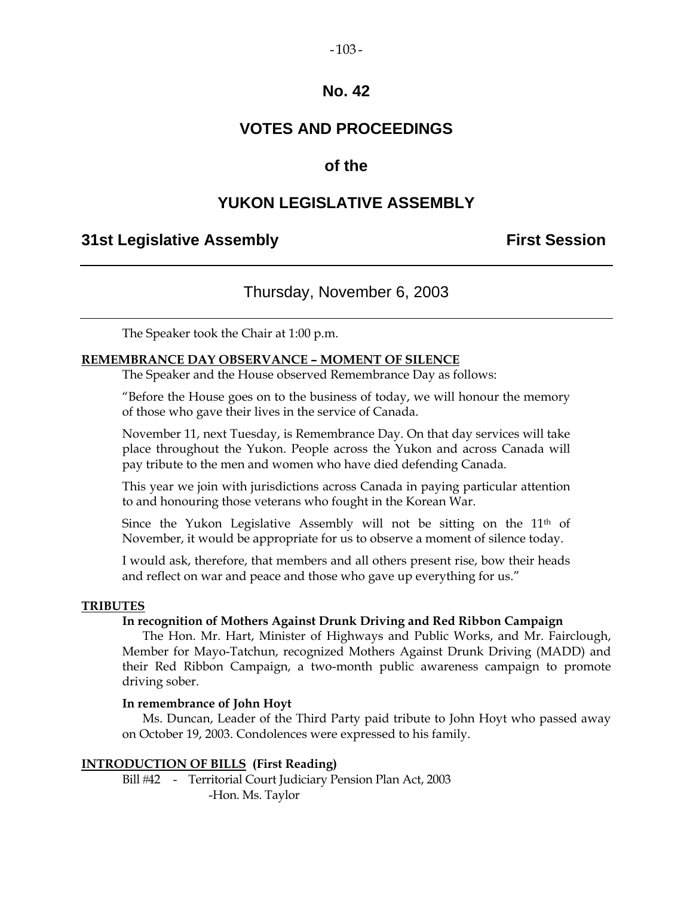# No. 42

# VOTES AND PROCEEDINGS

# of the

# YUKON LEGISLATIVE ASSEMBLY

## 31st Legislative Assembly — First Session

---

### Thursday, November 6, 2003

---

The Speaker took the Chair at 1:00 p.m.

**REMEMBRANCE DAY OBSERVANCE – MOMENT OF SILENCE**

The Speaker and the House observed Remembrance Day as follows:

"Before the House goes on to the business of today, we will honour the memory of those who gave their lives in the service of Canada.

November 11, next Tuesday, is Remembrance Day. On that day services will take place throughout the Yukon. People across the Yukon and across Canada will pay tribute to the men and women who have died defending Canada.

This year we join with jurisdictions across Canada in paying particular attention to and honouring those veterans who fought in the Korean War.

Since the Yukon Legislative Assembly will not be sitting on the 11th of November, it would be appropriate for us to observe a moment of silence today.

I would ask, therefore, that members and all others present rise, bow their heads and reflect on war and peace and those who gave up everything for us."

**TRIBUTES**

**In recognition of Mothers Against Drunk Driving and Red Ribbon Campaign**

The Hon. Mr. Hart, Minister of Highways and Public Works, and Mr. Fairclough, Member for Mayo-Tatchun, recognized Mothers Against Drunk Driving (MADD) and their Red Ribbon Campaign, a two-month public awareness campaign to promote driving sober.

**In remembrance of John Hoyt**

Ms. Duncan, Leader of the Third Party paid tribute to John Hoyt who passed away on October 19, 2003. Condolences were expressed to his family.

**INTRODUCTION OF BILLS (First Reading)**

Bill #42 - Territorial Court Judiciary Pension Plan Act, 2003
-Hon. Ms. Taylor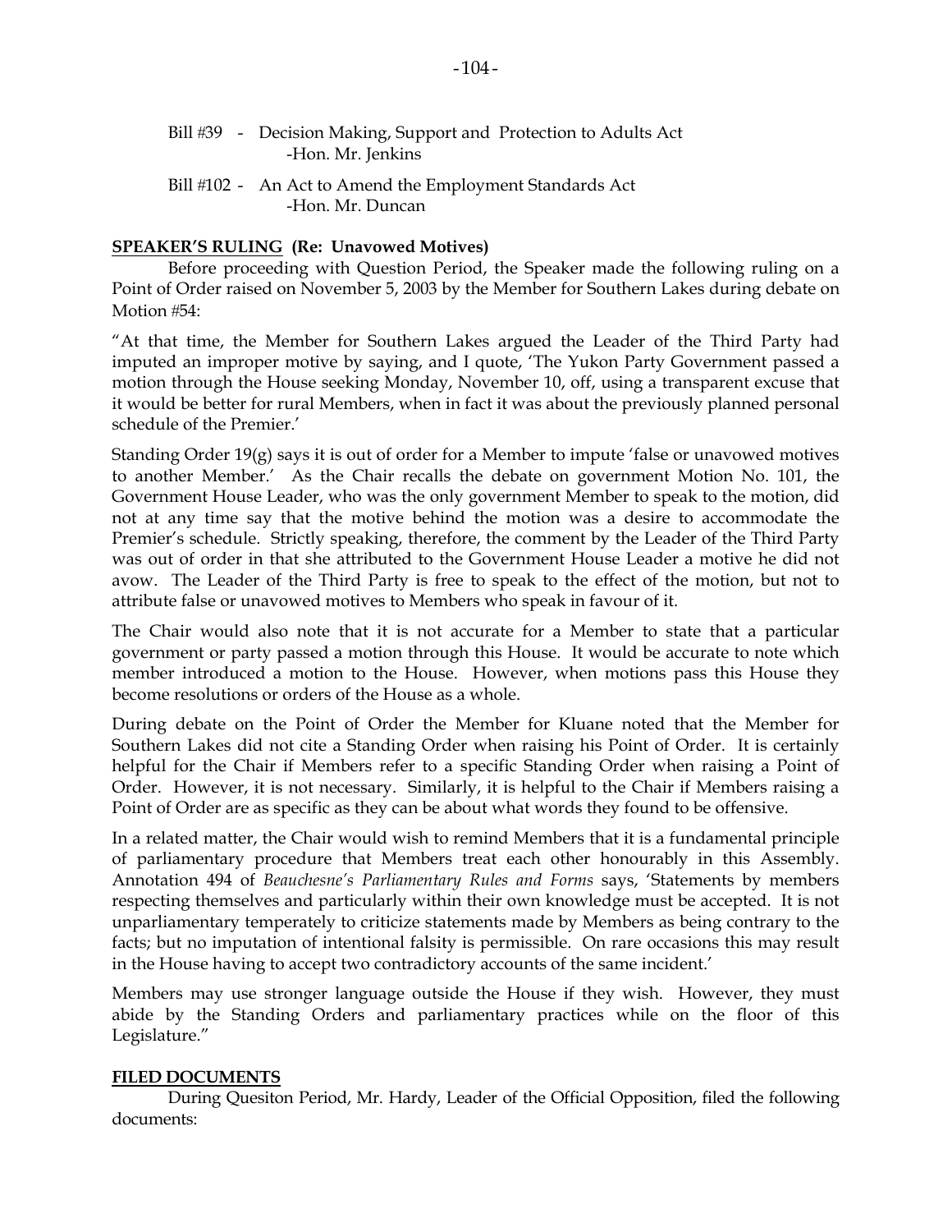Bill #39 - Decision Making, Support and Protection to Adults Act
-Hon. Mr. Jenkins

Bill #102 - An Act to Amend the Employment Standards Act
-Hon. Mr. Duncan

**SPEAKER'S RULING (Re: Unavowed Motives)**

Before proceeding with Question Period, the Speaker made the following ruling on a Point of Order raised on November 5, 2003 by the Member for Southern Lakes during debate on Motion #54:

"At that time, the Member for Southern Lakes argued the Leader of the Third Party had imputed an improper motive by saying, and I quote, 'The Yukon Party Government passed a motion through the House seeking Monday, November 10, off, using a transparent excuse that it would be better for rural Members, when in fact it was about the previously planned personal schedule of the Premier.'

Standing Order 19(g) says it is out of order for a Member to impute 'false or unavowed motives to another Member.' As the Chair recalls the debate on government Motion No. 101, the Government House Leader, who was the only government Member to speak to the motion, did not at any time say that the motive behind the motion was a desire to accommodate the Premier's schedule. Strictly speaking, therefore, the comment by the Leader of the Third Party was out of order in that she attributed to the Government House Leader a motive he did not avow. The Leader of the Third Party is free to speak to the effect of the motion, but not to attribute false or unavowed motives to Members who speak in favour of it.

The Chair would also note that it is not accurate for a Member to state that a particular government or party passed a motion through this House. It would be accurate to note which member introduced a motion to the House. However, when motions pass this House they become resolutions or orders of the House as a whole.

During debate on the Point of Order the Member for Kluane noted that the Member for Southern Lakes did not cite a Standing Order when raising his Point of Order. It is certainly helpful for the Chair if Members refer to a specific Standing Order when raising a Point of Order. However, it is not necessary. Similarly, it is helpful to the Chair if Members raising a Point of Order are as specific as they can be about what words they found to be offensive.

In a related matter, the Chair would wish to remind Members that it is a fundamental principle of parliamentary procedure that Members treat each other honourably in this Assembly. Annotation 494 of *Beauchesne's Parliamentary Rules and Forms* says, 'Statements by members respecting themselves and particularly within their own knowledge must be accepted. It is not unparliamentary temperately to criticize statements made by Members as being contrary to the facts; but no imputation of intentional falsity is permissible. On rare occasions this may result in the House having to accept two contradictory accounts of the same incident.'

Members may use stronger language outside the House if they wish. However, they must abide by the Standing Orders and parliamentary practices while on the floor of this Legislature."

**FILED DOCUMENTS**

During Quesiton Period, Mr. Hardy, Leader of the Official Opposition, filed the following documents: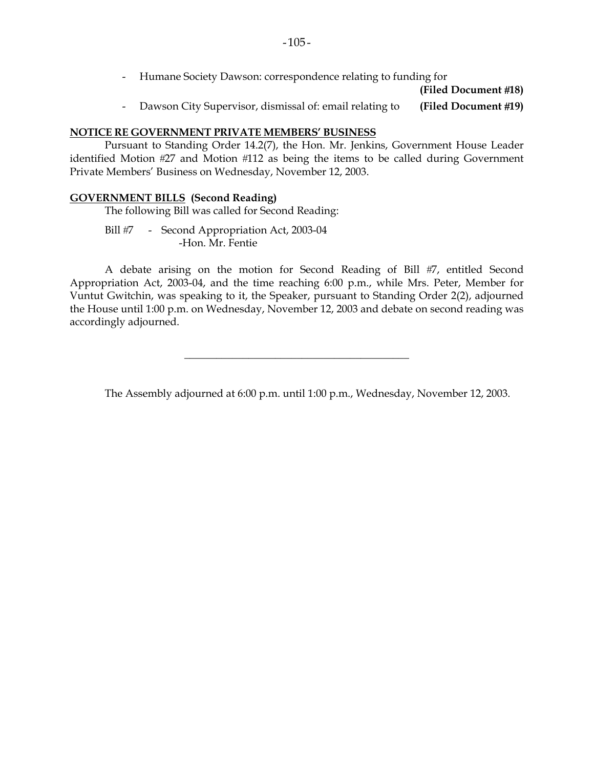- Humane Society Dawson: correspondence relating to funding for **(Filed Document #18)**
- Dawson City Supervisor, dismissal of: email relating to **(Filed Document #19)**

**NOTICE RE GOVERNMENT PRIVATE MEMBERS' BUSINESS**

Pursuant to Standing Order 14.2(7), the Hon. Mr. Jenkins, Government House Leader identified Motion #27 and Motion #112 as being the items to be called during Government Private Members' Business on Wednesday, November 12, 2003.

**GOVERNMENT BILLS (Second Reading)**

The following Bill was called for Second Reading:

Bill #7 - Second Appropriation Act, 2003-04
-Hon. Mr. Fentie

A debate arising on the motion for Second Reading of Bill #7, entitled Second Appropriation Act, 2003-04, and the time reaching 6:00 p.m., while Mrs. Peter, Member for Vuntut Gwitchin, was speaking to it, the Speaker, pursuant to Standing Order 2(2), adjourned the House until 1:00 p.m. on Wednesday, November 12, 2003 and debate on second reading was accordingly adjourned.

---

The Assembly adjourned at 6:00 p.m. until 1:00 p.m., Wednesday, November 12, 2003.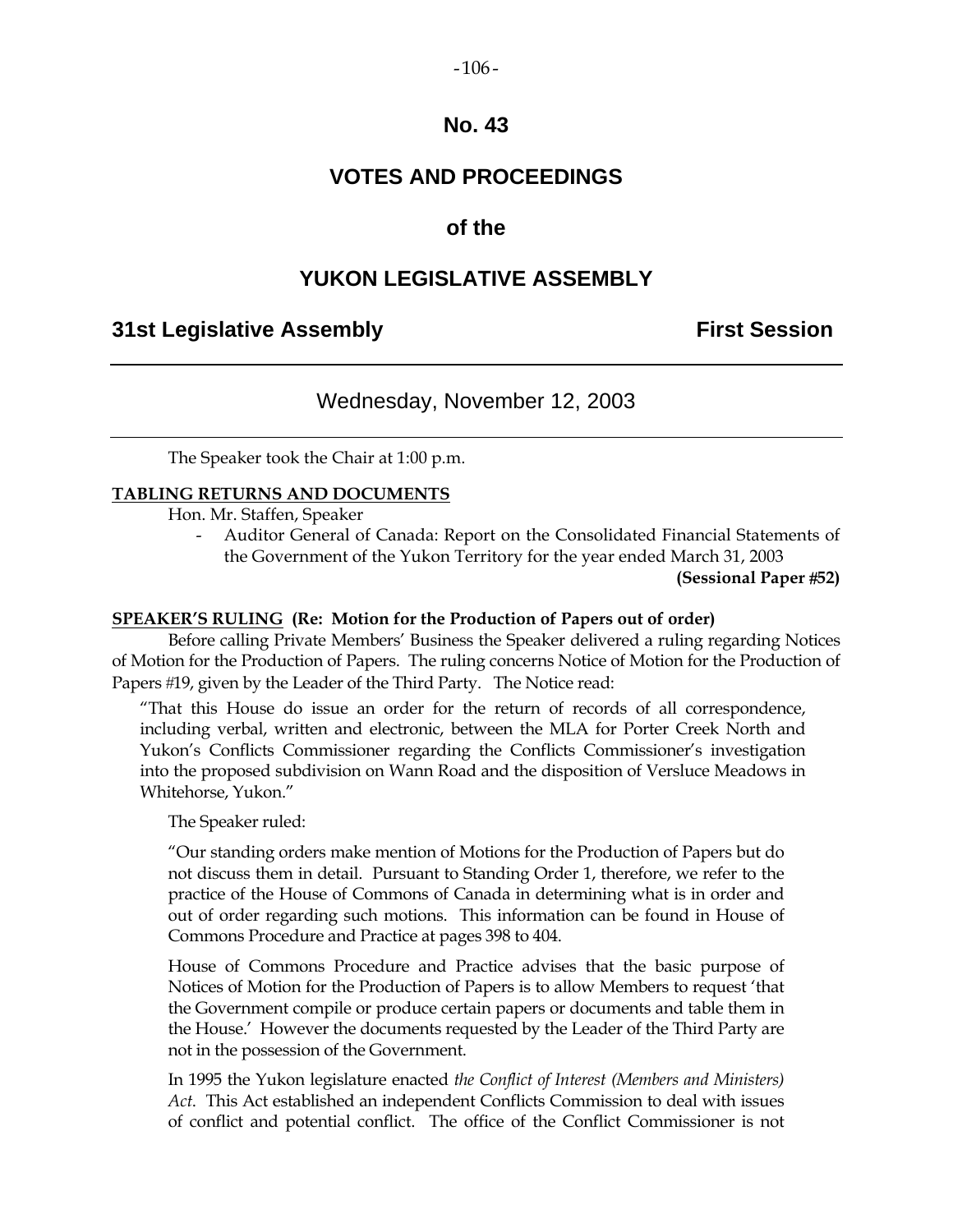# No. 43

# VOTES AND PROCEEDINGS

# of the

# YUKON LEGISLATIVE ASSEMBLY

**31st Legislative Assembly** **First Session**

---

## Wednesday, November 12, 2003

---

The Speaker took the Chair at 1:00 p.m.

**TABLING RETURNS AND DOCUMENTS**

Hon. Mr. Staffen, Speaker

- Auditor General of Canada: Report on the Consolidated Financial Statements of the Government of the Yukon Territory for the year ended March 31, 2003 **(Sessional Paper #52)**

**SPEAKER'S RULING (Re: Motion for the Production of Papers out of order)**

Before calling Private Members' Business the Speaker delivered a ruling regarding Notices of Motion for the Production of Papers. The ruling concerns Notice of Motion for the Production of Papers #19, given by the Leader of the Third Party. The Notice read:

> "That this House do issue an order for the return of records of all correspondence, including verbal, written and electronic, between the MLA for Porter Creek North and Yukon's Conflicts Commissioner regarding the Conflicts Commissioner's investigation into the proposed subdivision on Wann Road and the disposition of Versluce Meadows in Whitehorse, Yukon."

The Speaker ruled:

> "Our standing orders make mention of Motions for the Production of Papers but do not discuss them in detail. Pursuant to Standing Order 1, therefore, we refer to the practice of the House of Commons of Canada in determining what is in order and out of order regarding such motions. This information can be found in House of Commons Procedure and Practice at pages 398 to 404.
>
> House of Commons Procedure and Practice advises that the basic purpose of Notices of Motion for the Production of Papers is to allow Members to request 'that the Government compile or produce certain papers or documents and table them in the House.' However the documents requested by the Leader of the Third Party are not in the possession of the Government.
>
> In 1995 the Yukon legislature enacted *the Conflict of Interest (Members and Ministers) Act*. This Act established an independent Conflicts Commission to deal with issues of conflict and potential conflict. The office of the Conflict Commissioner is not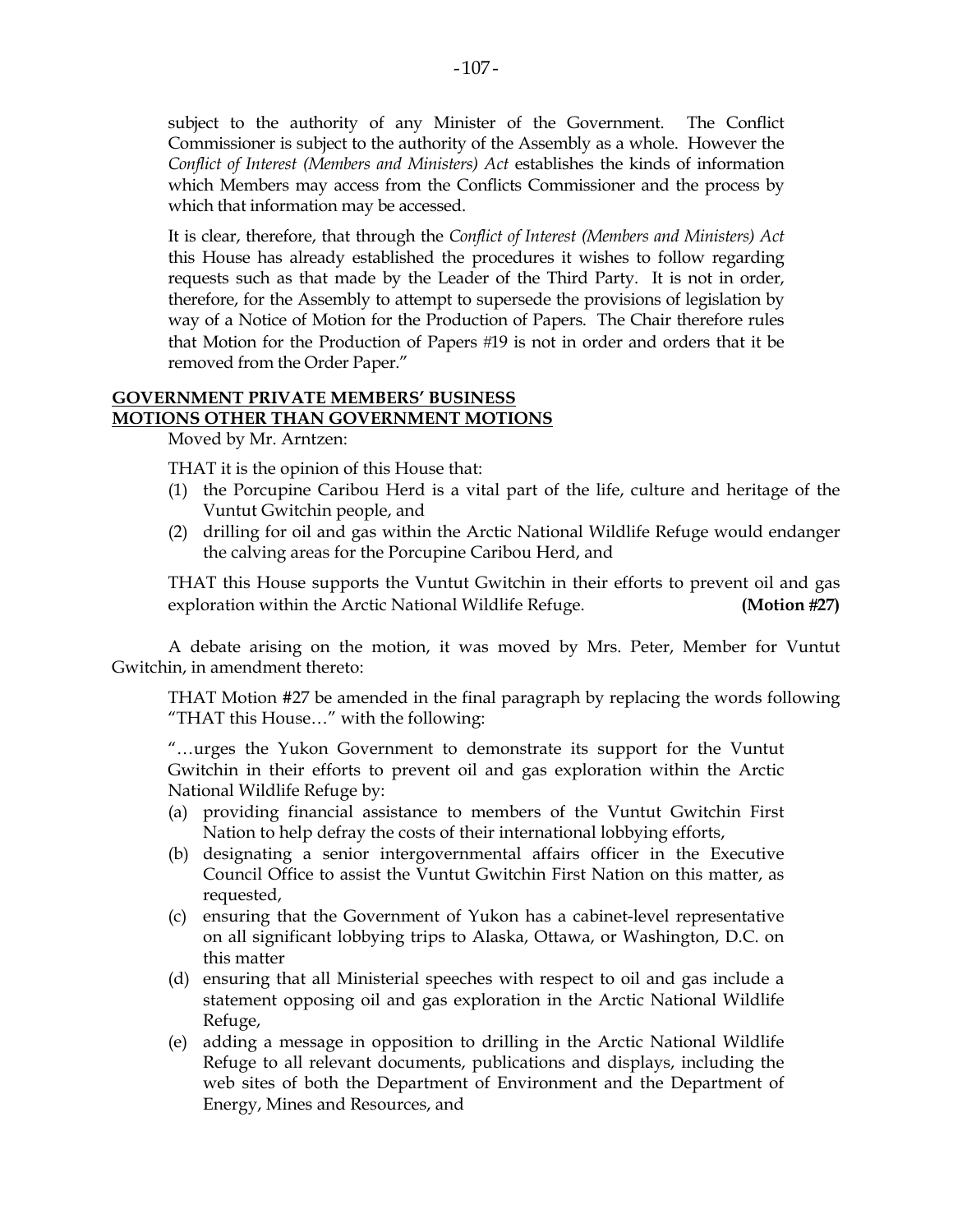subject to the authority of any Minister of the Government. The Conflict Commissioner is subject to the authority of the Assembly as a whole. However the *Conflict of Interest (Members and Ministers) Act* establishes the kinds of information which Members may access from the Conflicts Commissioner and the process by which that information may be accessed.

It is clear, therefore, that through the *Conflict of Interest (Members and Ministers) Act* this House has already established the procedures it wishes to follow regarding requests such as that made by the Leader of the Third Party. It is not in order, therefore, for the Assembly to attempt to supersede the provisions of legislation by way of a Notice of Motion for the Production of Papers. The Chair therefore rules that Motion for the Production of Papers #19 is not in order and orders that it be removed from the Order Paper."

**GOVERNMENT PRIVATE MEMBERS' BUSINESS**
**MOTIONS OTHER THAN GOVERNMENT MOTIONS**

Moved by Mr. Arntzen:

THAT it is the opinion of this House that:

(1) the Porcupine Caribou Herd is a vital part of the life, culture and heritage of the Vuntut Gwitchin people, and
(2) drilling for oil and gas within the Arctic National Wildlife Refuge would endanger the calving areas for the Porcupine Caribou Herd, and

THAT this House supports the Vuntut Gwitchin in their efforts to prevent oil and gas exploration within the Arctic National Wildlife Refuge. **(Motion #27)**

A debate arising on the motion, it was moved by Mrs. Peter, Member for Vuntut Gwitchin, in amendment thereto:

THAT Motion #27 be amended in the final paragraph by replacing the words following "THAT this House…" with the following:

"…urges the Yukon Government to demonstrate its support for the Vuntut Gwitchin in their efforts to prevent oil and gas exploration within the Arctic National Wildlife Refuge by:

(a) providing financial assistance to members of the Vuntut Gwitchin First Nation to help defray the costs of their international lobbying efforts,
(b) designating a senior intergovernmental affairs officer in the Executive Council Office to assist the Vuntut Gwitchin First Nation on this matter, as requested,
(c) ensuring that the Government of Yukon has a cabinet-level representative on all significant lobbying trips to Alaska, Ottawa, or Washington, D.C. on this matter
(d) ensuring that all Ministerial speeches with respect to oil and gas include a statement opposing oil and gas exploration in the Arctic National Wildlife Refuge,
(e) adding a message in opposition to drilling in the Arctic National Wildlife Refuge to all relevant documents, publications and displays, including the web sites of both the Department of Environment and the Department of Energy, Mines and Resources, and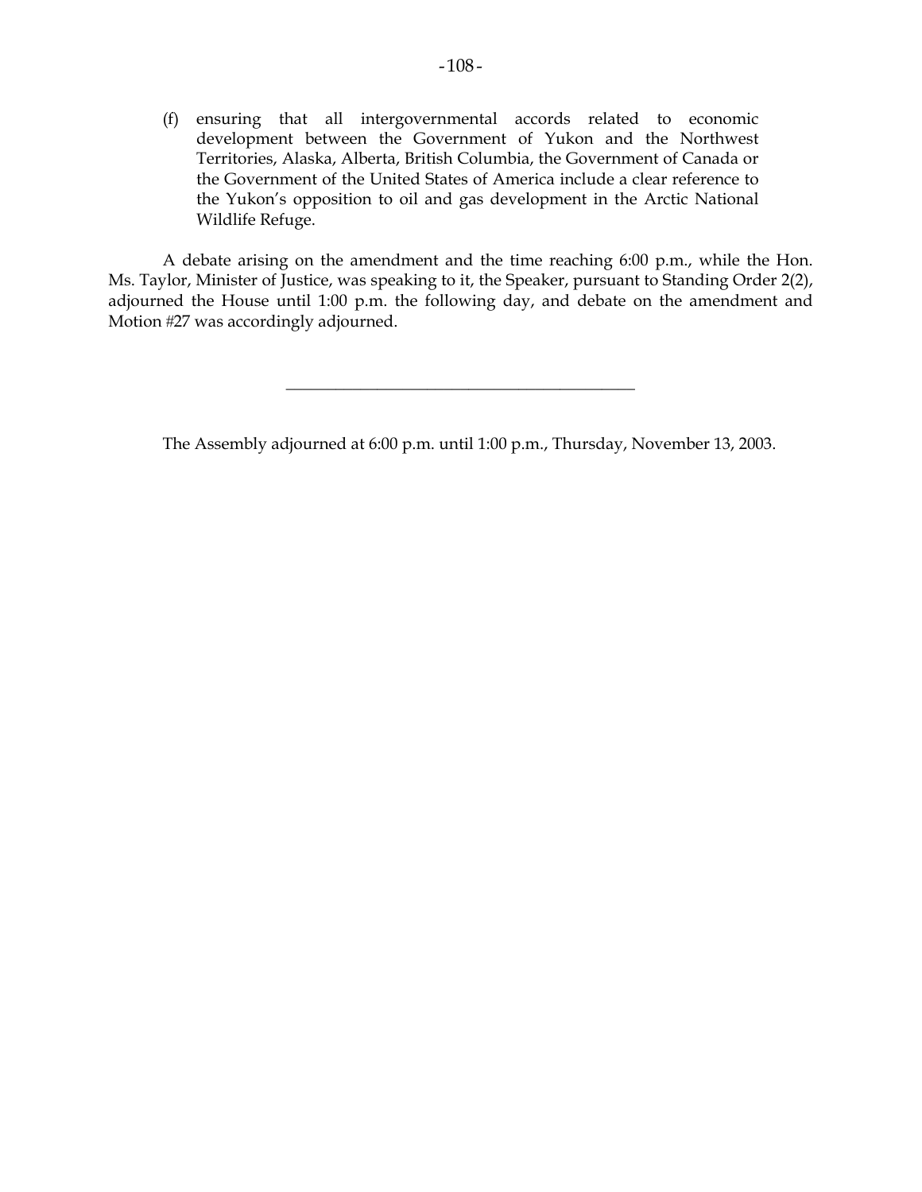(f) ensuring that all intergovernmental accords related to economic development between the Government of Yukon and the Northwest Territories, Alaska, Alberta, British Columbia, the Government of Canada or the Government of the United States of America include a clear reference to the Yukon's opposition to oil and gas development in the Arctic National Wildlife Refuge.

A debate arising on the amendment and the time reaching 6:00 p.m., while the Hon. Ms. Taylor, Minister of Justice, was speaking to it, the Speaker, pursuant to Standing Order 2(2), adjourned the House until 1:00 p.m. the following day, and debate on the amendment and Motion #27 was accordingly adjourned.

---

The Assembly adjourned at 6:00 p.m. until 1:00 p.m., Thursday, November 13, 2003.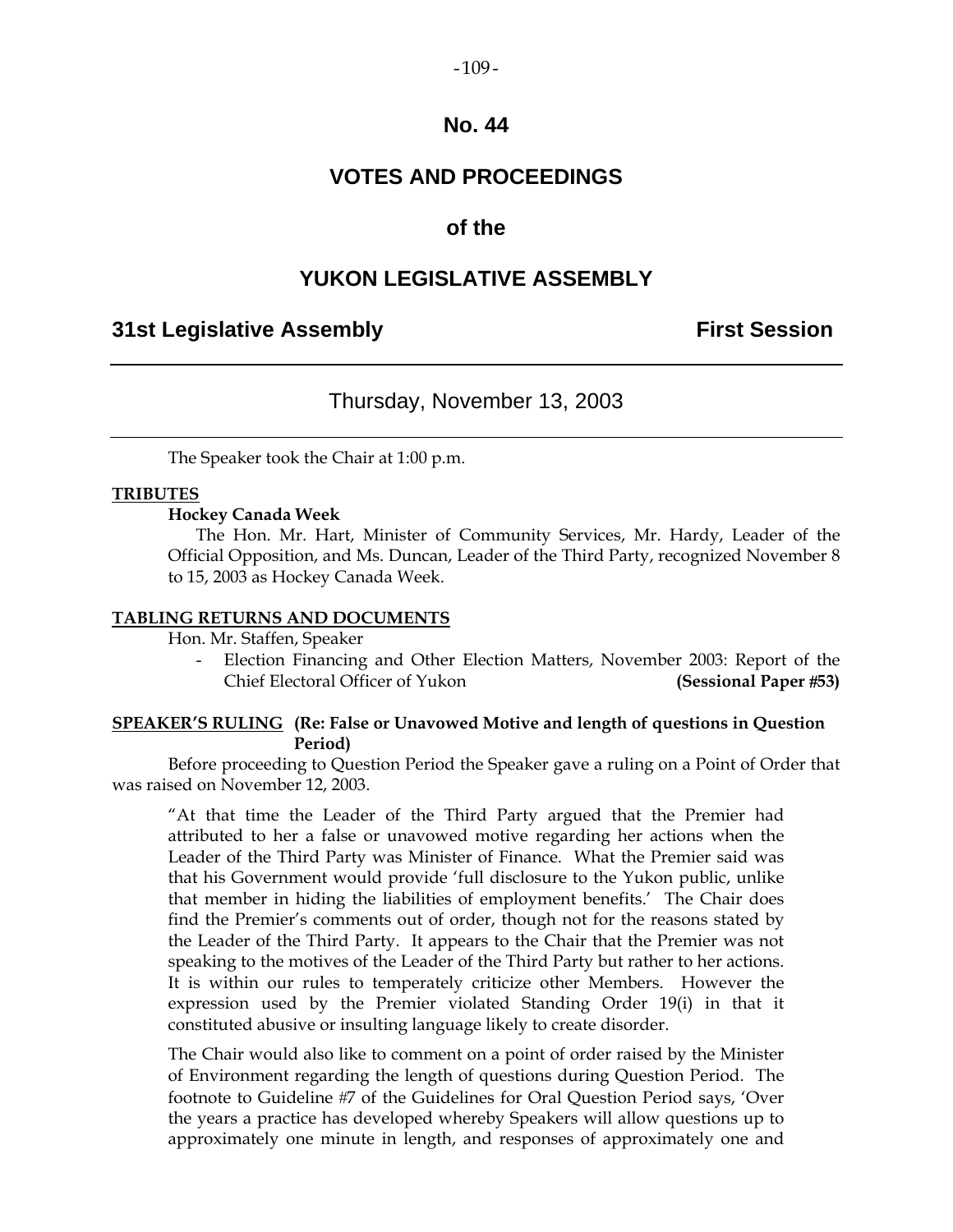# No. 44

# VOTES AND PROCEEDINGS

## of the

# YUKON LEGISLATIVE ASSEMBLY

**31st Legislative Assembly** **First Session**

---

Thursday, November 13, 2003

---

The Speaker took the Chair at 1:00 p.m.

**TRIBUTES**

**Hockey Canada Week**

The Hon. Mr. Hart, Minister of Community Services, Mr. Hardy, Leader of the Official Opposition, and Ms. Duncan, Leader of the Third Party, recognized November 8 to 15, 2003 as Hockey Canada Week.

**TABLING RETURNS AND DOCUMENTS**

Hon. Mr. Staffen, Speaker

- Election Financing and Other Election Matters, November 2003: Report of the Chief Electoral Officer of Yukon **(Sessional Paper #53)**

**SPEAKER'S RULING (Re: False or Unavowed Motive and length of questions in Question Period)**

Before proceeding to Question Period the Speaker gave a ruling on a Point of Order that was raised on November 12, 2003.

> "At that time the Leader of the Third Party argued that the Premier had attributed to her a false or unavowed motive regarding her actions when the Leader of the Third Party was Minister of Finance. What the Premier said was that his Government would provide 'full disclosure to the Yukon public, unlike that member in hiding the liabilities of employment benefits.' The Chair does find the Premier's comments out of order, though not for the reasons stated by the Leader of the Third Party. It appears to the Chair that the Premier was not speaking to the motives of the Leader of the Third Party but rather to her actions. It is within our rules to temperately criticize other Members. However the expression used by the Premier violated Standing Order 19(i) in that it constituted abusive or insulting language likely to create disorder.
>
> The Chair would also like to comment on a point of order raised by the Minister of Environment regarding the length of questions during Question Period. The footnote to Guideline #7 of the Guidelines for Oral Question Period says, 'Over the years a practice has developed whereby Speakers will allow questions up to approximately one minute in length, and responses of approximately one and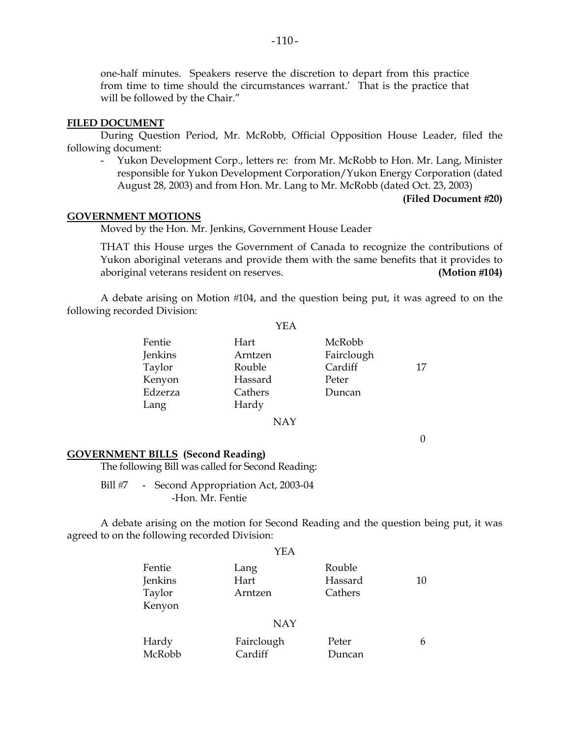one-half minutes. Speakers reserve the discretion to depart from this practice from time to time should the circumstances warrant.' That is the practice that will be followed by the Chair."

**FILED DOCUMENT**

During Question Period, Mr. McRobb, Official Opposition House Leader, filed the following document:

- Yukon Development Corp., letters re: from Mr. McRobb to Hon. Mr. Lang, Minister responsible for Yukon Development Corporation/Yukon Energy Corporation (dated August 28, 2003) and from Hon. Mr. Lang to Mr. McRobb (dated Oct. 23, 2003)

**(Filed Document #20)**

**GOVERNMENT MOTIONS**

Moved by the Hon. Mr. Jenkins, Government House Leader

THAT this House urges the Government of Canada to recognize the contributions of Yukon aboriginal veterans and provide them with the same benefits that it provides to aboriginal veterans resident on reserves. **(Motion #104)**

A debate arising on Motion #104, and the question being put, it was agreed to on the following recorded Division:

YEA

| | | | |
|---|---|---|---|
| Fentie | Hart | McRobb | |
| Jenkins | Arntzen | Fairclough | |
| Taylor | Rouble | Cardiff | 17 |
| Kenyon | Hassard | Peter | |
| Edzerza | Cathers | Duncan | |
| Lang | Hardy | | |

NAY

0

**GOVERNMENT BILLS (Second Reading)**

The following Bill was called for Second Reading:

Bill #7 - Second Appropriation Act, 2003-04
-Hon. Mr. Fentie

A debate arising on the motion for Second Reading and the question being put, it was agreed to on the following recorded Division:

YEA

| | | | |
|---|---|---|---|
| Fentie | Lang | Rouble | |
| Jenkins | Hart | Hassard | 10 |
| Taylor | Arntzen | Cathers | |
| Kenyon | | | |

NAY

| | | | |
|---|---|---|---|
| Hardy | Fairclough | Peter | 6 |
| McRobb | Cardiff | Duncan | |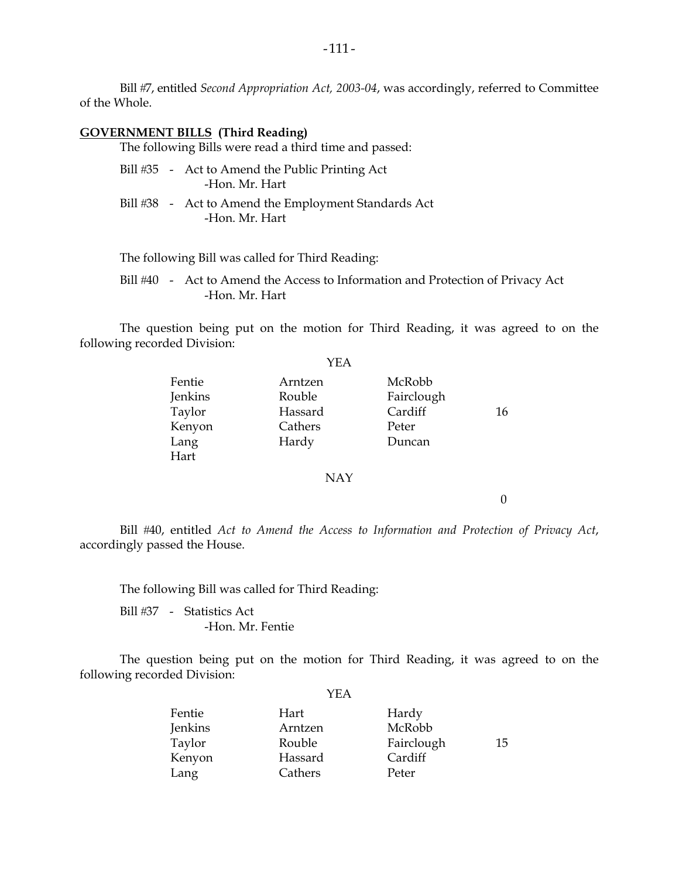Bill #7, entitled *Second Appropriation Act, 2003-04*, was accordingly, referred to Committee of the Whole.

**GOVERNMENT BILLS (Third Reading)**

The following Bills were read a third time and passed:

Bill #35 - Act to Amend the Public Printing Act
-Hon. Mr. Hart

Bill #38 - Act to Amend the Employment Standards Act
-Hon. Mr. Hart

The following Bill was called for Third Reading:

Bill #40 - Act to Amend the Access to Information and Protection of Privacy Act
-Hon. Mr. Hart

The question being put on the motion for Third Reading, it was agreed to on the following recorded Division:

YEA

| | | | |
|---|---|---|---|
| Fentie | Arntzen | McRobb | |
| Jenkins | Rouble | Fairclough | |
| Taylor | Hassard | Cardiff | 16 |
| Kenyon | Cathers | Peter | |
| Lang | Hardy | Duncan | |
| Hart | | | |

NAY

0

Bill #40, entitled *Act to Amend the Access to Information and Protection of Privacy Act*, accordingly passed the House.

The following Bill was called for Third Reading:

Bill #37 - Statistics Act
-Hon. Mr. Fentie

The question being put on the motion for Third Reading, it was agreed to on the following recorded Division:

YEA

| | | | |
|---|---|---|---|
| Fentie | Hart | Hardy | |
| Jenkins | Arntzen | McRobb | |
| Taylor | Rouble | Fairclough | 15 |
| Kenyon | Hassard | Cardiff | |
| Lang | Cathers | Peter | |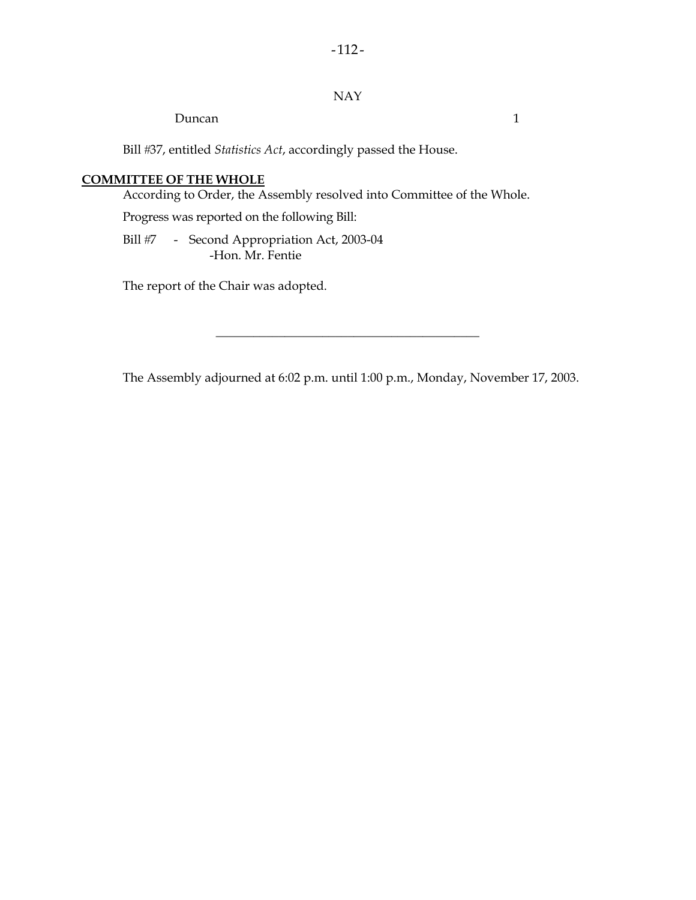NAY

| | |
|---|---|
| Duncan | 1 |

Bill #37, entitled *Statistics Act*, accordingly passed the House.

**COMMITTEE OF THE WHOLE**

According to Order, the Assembly resolved into Committee of the Whole.

Progress was reported on the following Bill:

Bill #7 - Second Appropriation Act, 2003-04
-Hon. Mr. Fentie

The report of the Chair was adopted.

---

The Assembly adjourned at 6:02 p.m. until 1:00 p.m., Monday, November 17, 2003.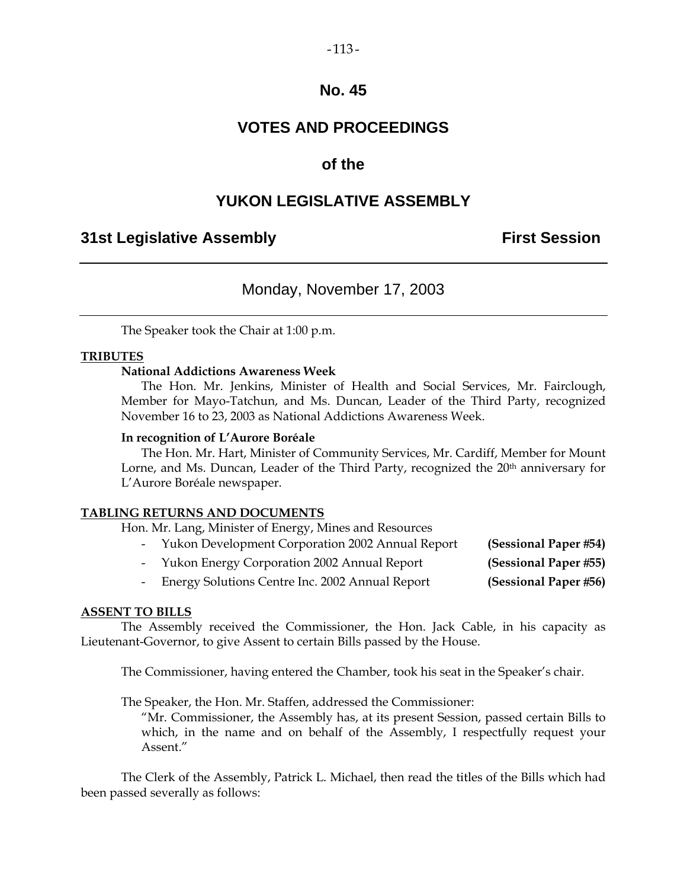# No. 45

# VOTES AND PROCEEDINGS

# of the

# YUKON LEGISLATIVE ASSEMBLY

## 31st Legislative Assembly — First Session

---

Monday, November 17, 2003

---

The Speaker took the Chair at 1:00 p.m.

**TRIBUTES**

**National Addictions Awareness Week**

The Hon. Mr. Jenkins, Minister of Health and Social Services, Mr. Fairclough, Member for Mayo-Tatchun, and Ms. Duncan, Leader of the Third Party, recognized November 16 to 23, 2003 as National Addictions Awareness Week.

**In recognition of L'Aurore Boréale**

The Hon. Mr. Hart, Minister of Community Services, Mr. Cardiff, Member for Mount Lorne, and Ms. Duncan, Leader of the Third Party, recognized the 20th anniversary for L'Aurore Boréale newspaper.

**TABLING RETURNS AND DOCUMENTS**

Hon. Mr. Lang, Minister of Energy, Mines and Resources

- Yukon Development Corporation 2002 Annual Report **(Sessional Paper #54)**
- Yukon Energy Corporation 2002 Annual Report **(Sessional Paper #55)**
- Energy Solutions Centre Inc. 2002 Annual Report **(Sessional Paper #56)**

**ASSENT TO BILLS**

The Assembly received the Commissioner, the Hon. Jack Cable, in his capacity as Lieutenant-Governor, to give Assent to certain Bills passed by the House.

The Commissioner, having entered the Chamber, took his seat in the Speaker's chair.

The Speaker, the Hon. Mr. Staffen, addressed the Commissioner:

"Mr. Commissioner, the Assembly has, at its present Session, passed certain Bills to which, in the name and on behalf of the Assembly, I respectfully request your Assent."

The Clerk of the Assembly, Patrick L. Michael, then read the titles of the Bills which had been passed severally as follows: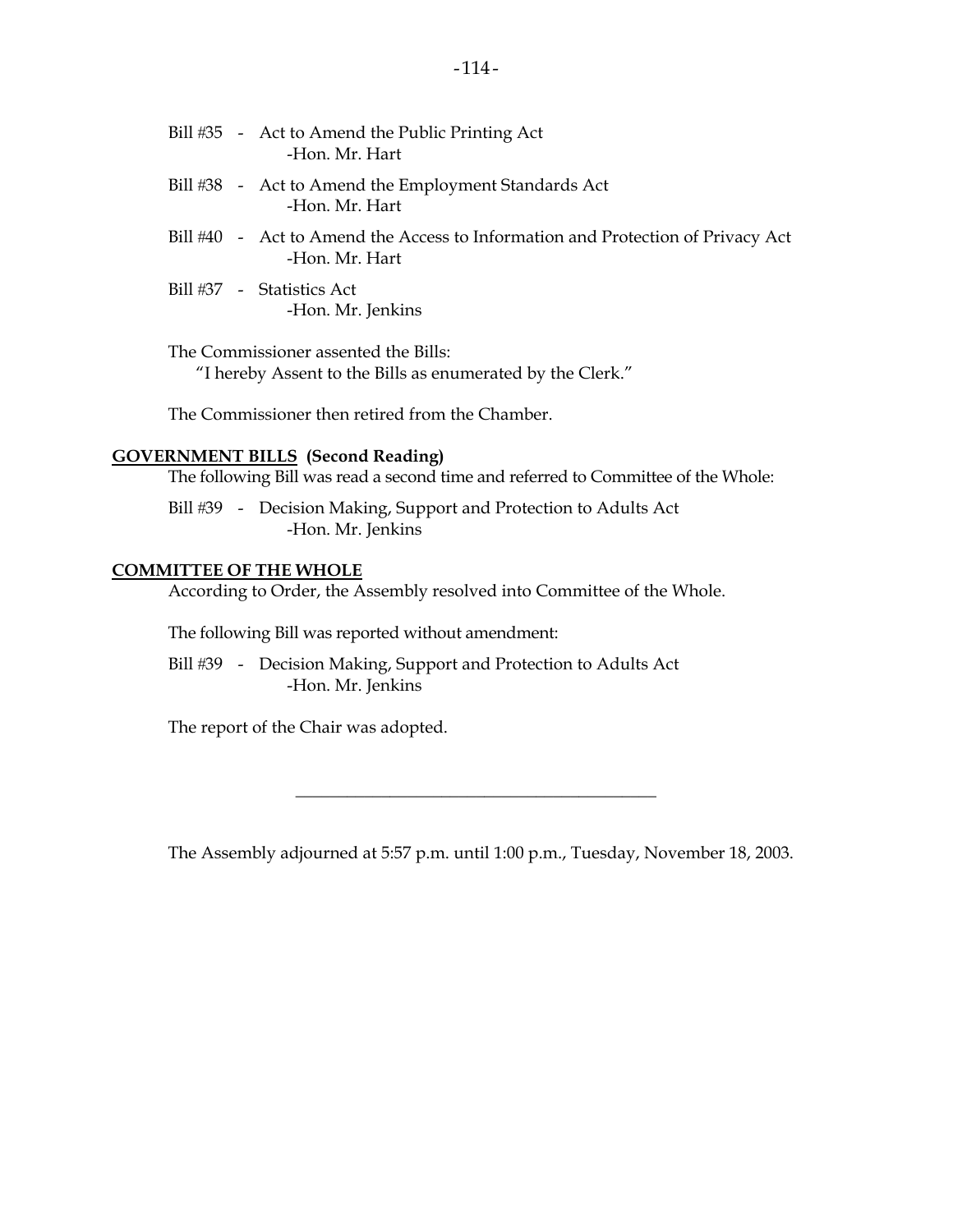Bill #35 - Act to Amend the Public Printing Act
-Hon. Mr. Hart

Bill #38 - Act to Amend the Employment Standards Act
-Hon. Mr. Hart

Bill #40 - Act to Amend the Access to Information and Protection of Privacy Act
-Hon. Mr. Hart

Bill #37 - Statistics Act
-Hon. Mr. Jenkins

The Commissioner assented the Bills:
"I hereby Assent to the Bills as enumerated by the Clerk."

The Commissioner then retired from the Chamber.

**GOVERNMENT BILLS (Second Reading)**

The following Bill was read a second time and referred to Committee of the Whole:

Bill #39 - Decision Making, Support and Protection to Adults Act
-Hon. Mr. Jenkins

**COMMITTEE OF THE WHOLE**

According to Order, the Assembly resolved into Committee of the Whole.

The following Bill was reported without amendment:

Bill #39 - Decision Making, Support and Protection to Adults Act
-Hon. Mr. Jenkins

The report of the Chair was adopted.

---

The Assembly adjourned at 5:57 p.m. until 1:00 p.m., Tuesday, November 18, 2003.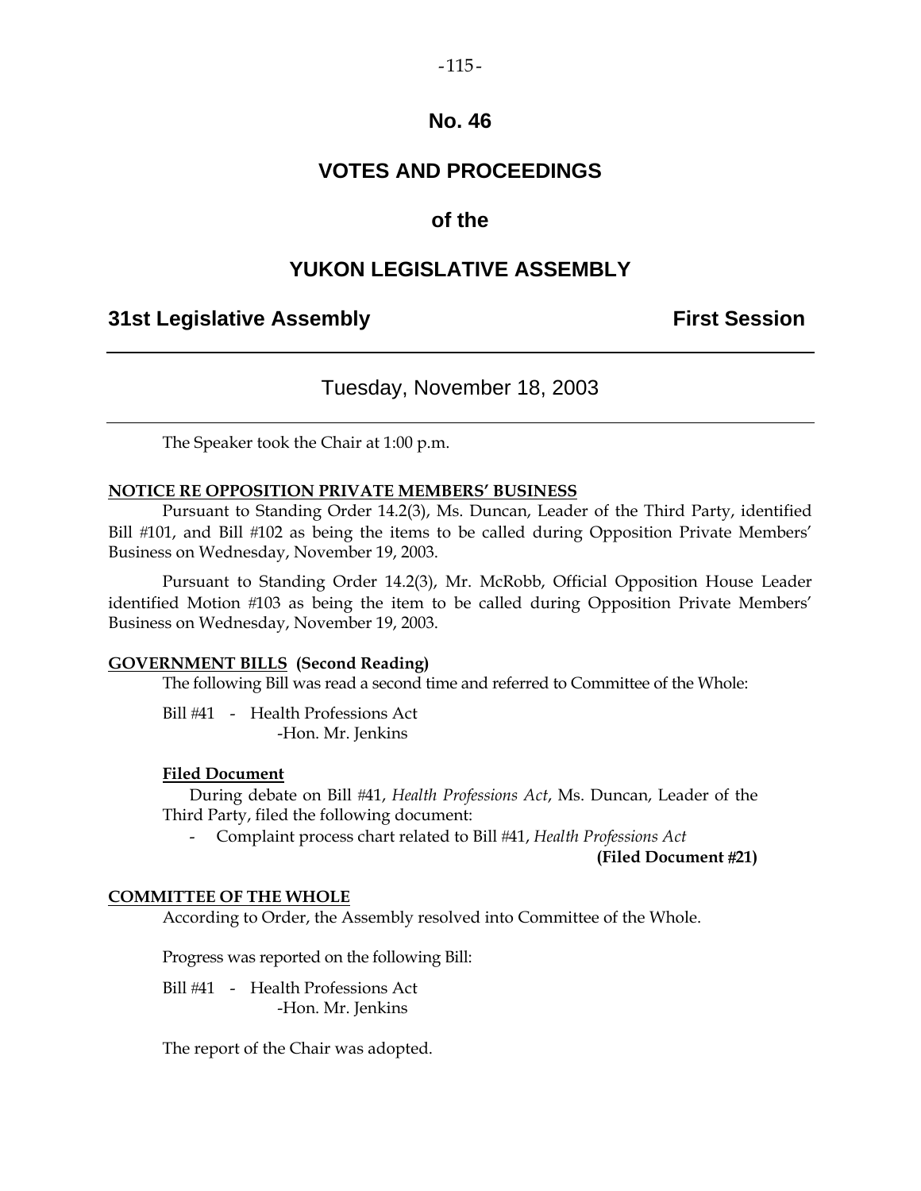# No. 46

# VOTES AND PROCEEDINGS

# of the

# YUKON LEGISLATIVE ASSEMBLY

## 31st Legislative Assembly — First Session

---

### Tuesday, November 18, 2003

---

The Speaker took the Chair at 1:00 p.m.

**NOTICE RE OPPOSITION PRIVATE MEMBERS' BUSINESS**

Pursuant to Standing Order 14.2(3), Ms. Duncan, Leader of the Third Party, identified Bill #101, and Bill #102 as being the items to be called during Opposition Private Members' Business on Wednesday, November 19, 2003.

Pursuant to Standing Order 14.2(3), Mr. McRobb, Official Opposition House Leader identified Motion #103 as being the item to be called during Opposition Private Members' Business on Wednesday, November 19, 2003.

**GOVERNMENT BILLS (Second Reading)**

The following Bill was read a second time and referred to Committee of the Whole:

Bill #41 - Health Professions Act
-Hon. Mr. Jenkins

**Filed Document**

During debate on Bill #41, *Health Professions Act*, Ms. Duncan, Leader of the Third Party, filed the following document:

- Complaint process chart related to Bill #41, *Health Professions Act*

**(Filed Document #21)**

**COMMITTEE OF THE WHOLE**

According to Order, the Assembly resolved into Committee of the Whole.

Progress was reported on the following Bill:

Bill #41 - Health Professions Act
-Hon. Mr. Jenkins

The report of the Chair was adopted.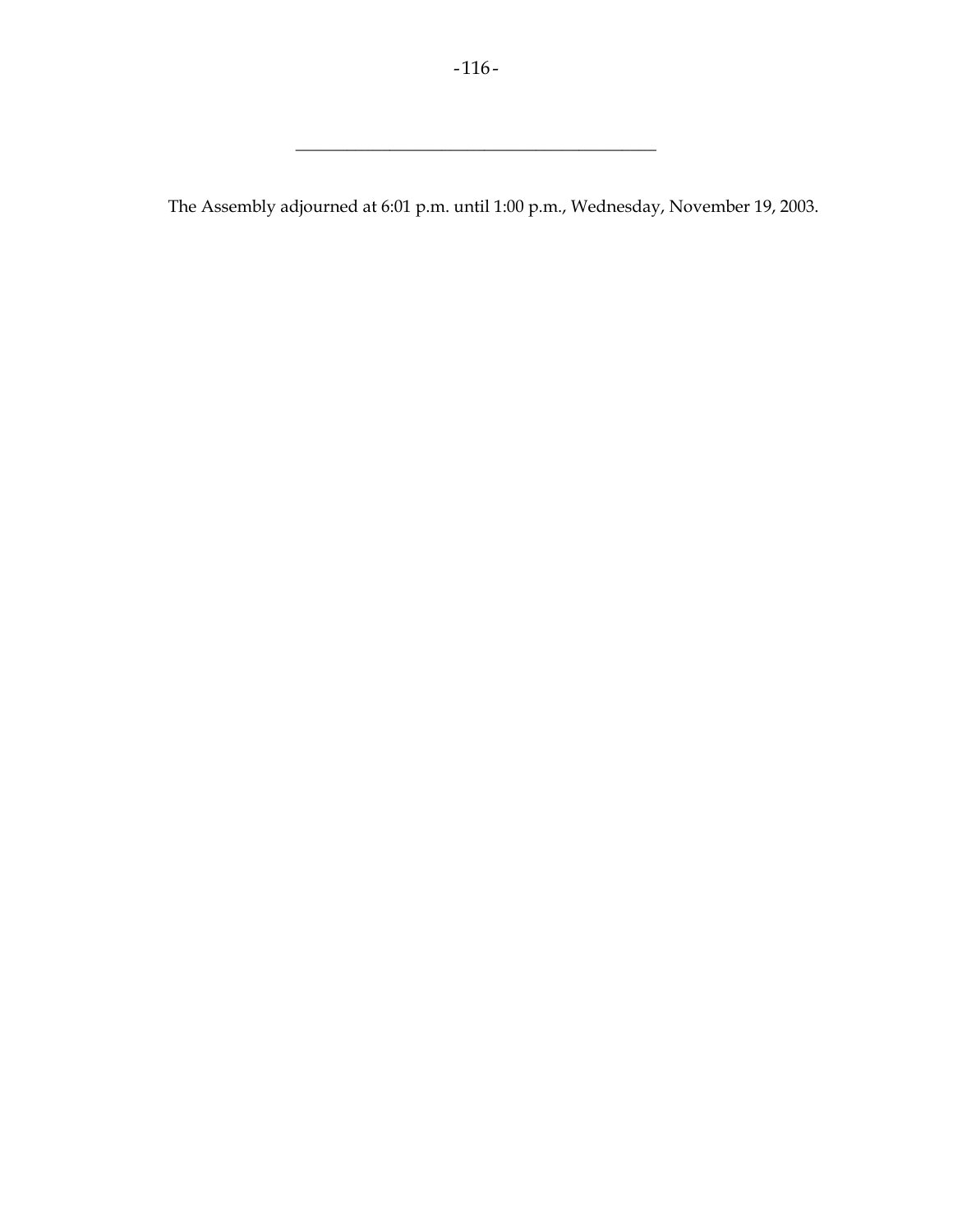---

The Assembly adjourned at 6:01 p.m. until 1:00 p.m., Wednesday, November 19, 2003.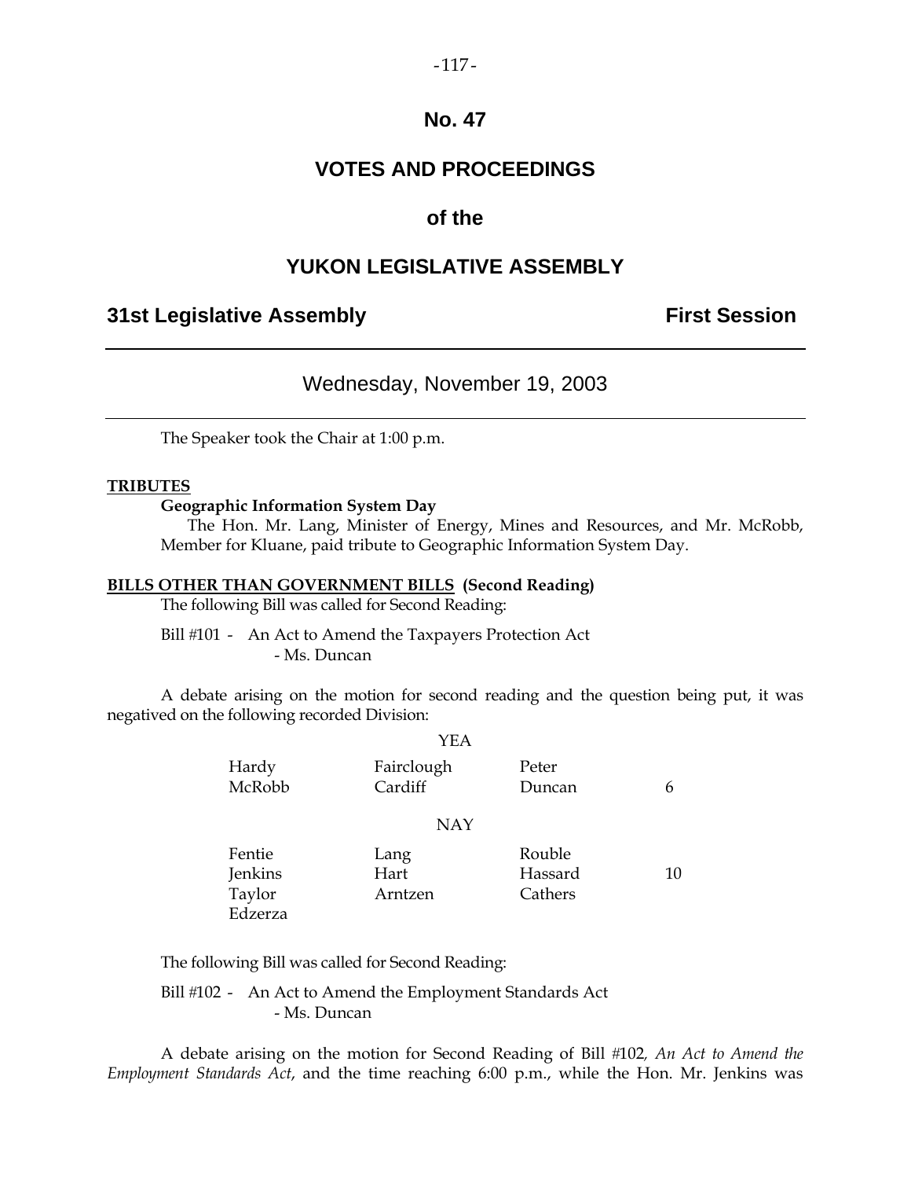# No. 47

# VOTES AND PROCEEDINGS

## of the

# YUKON LEGISLATIVE ASSEMBLY

**31st Legislative Assembly** **First Session**

---

Wednesday, November 19, 2003

---

The Speaker took the Chair at 1:00 p.m.

**TRIBUTES**

**Geographic Information System Day**

The Hon. Mr. Lang, Minister of Energy, Mines and Resources, and Mr. McRobb, Member for Kluane, paid tribute to Geographic Information System Day.

**BILLS OTHER THAN GOVERNMENT BILLS (Second Reading)**

The following Bill was called for Second Reading:

Bill #101 - An Act to Amend the Taxpayers Protection Act
- Ms. Duncan

A debate arising on the motion for second reading and the question being put, it was negatived on the following recorded Division:

YEA

| | | | |
|---|---|---|---|
| Hardy | Fairclough | Peter | |
| McRobb | Cardiff | Duncan | 6 |

NAY

| | | | |
|---|---|---|---|
| Fentie | Lang | Rouble | |
| Jenkins | Hart | Hassard | 10 |
| Taylor | Arntzen | Cathers | |
| Edzerza | | | |

The following Bill was called for Second Reading:

Bill #102 - An Act to Amend the Employment Standards Act
- Ms. Duncan

A debate arising on the motion for Second Reading of Bill #102, *An Act to Amend the Employment Standards Act*, and the time reaching 6:00 p.m., while the Hon. Mr. Jenkins was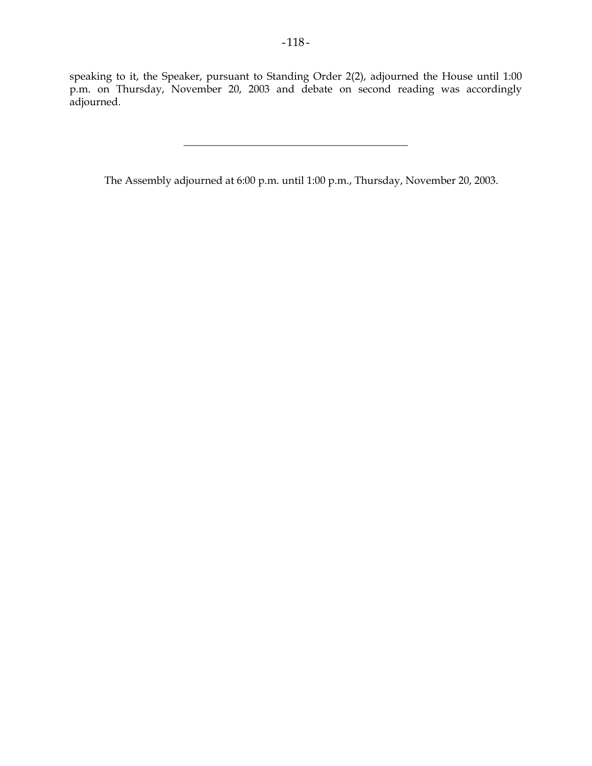speaking to it, the Speaker, pursuant to Standing Order 2(2), adjourned the House until 1:00 p.m. on Thursday, November 20, 2003 and debate on second reading was accordingly adjourned.

---

The Assembly adjourned at 6:00 p.m. until 1:00 p.m., Thursday, November 20, 2003.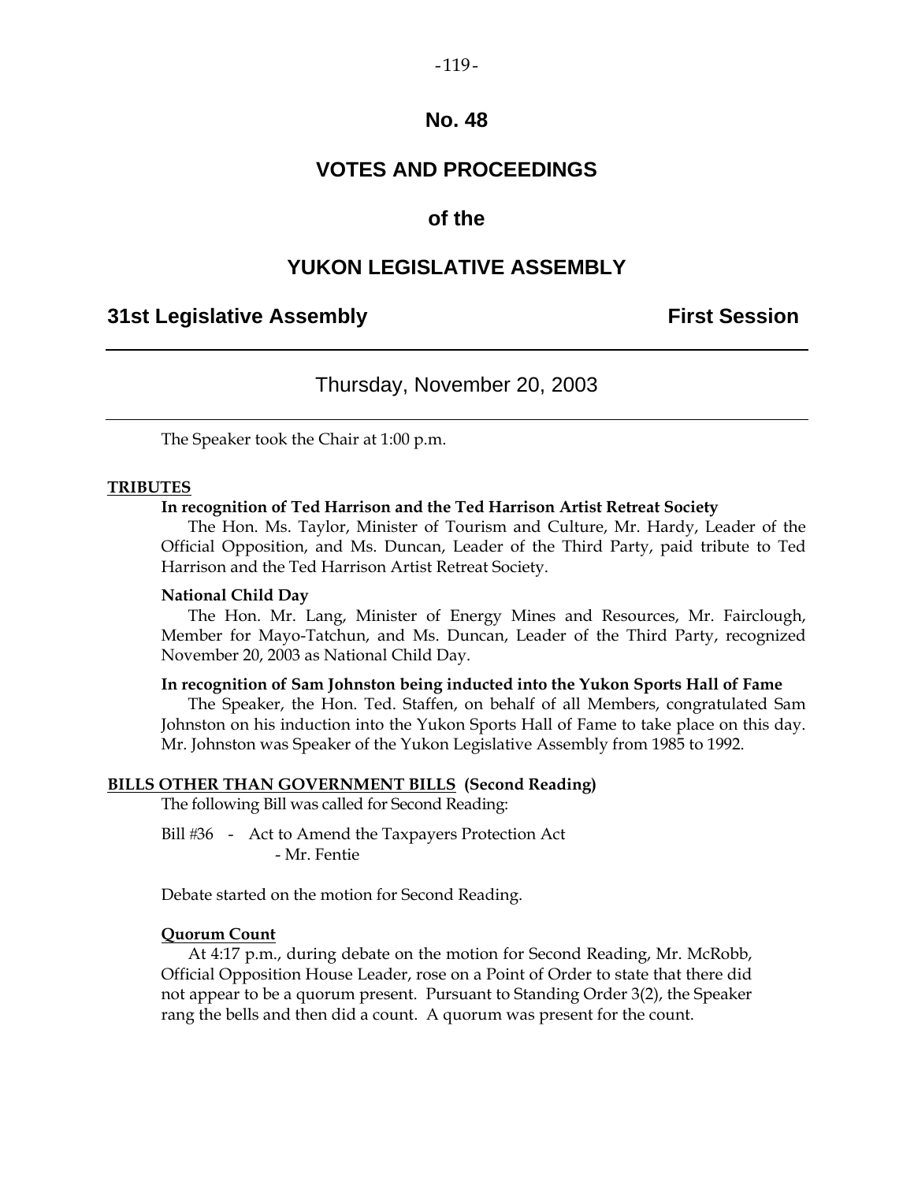# No. 48

# VOTES AND PROCEEDINGS

# of the

# YUKON LEGISLATIVE ASSEMBLY

**31st Legislative Assembly** **First Session**

---

Thursday, November 20, 2003

---

The Speaker took the Chair at 1:00 p.m.

**TRIBUTES**

**In recognition of Ted Harrison and the Ted Harrison Artist Retreat Society**

The Hon. Ms. Taylor, Minister of Tourism and Culture, Mr. Hardy, Leader of the Official Opposition, and Ms. Duncan, Leader of the Third Party, paid tribute to Ted Harrison and the Ted Harrison Artist Retreat Society.

**National Child Day**

The Hon. Mr. Lang, Minister of Energy Mines and Resources, Mr. Fairclough, Member for Mayo-Tatchun, and Ms. Duncan, Leader of the Third Party, recognized November 20, 2003 as National Child Day.

**In recognition of Sam Johnston being inducted into the Yukon Sports Hall of Fame**

The Speaker, the Hon. Ted. Staffen, on behalf of all Members, congratulated Sam Johnston on his induction into the Yukon Sports Hall of Fame to take place on this day. Mr. Johnston was Speaker of the Yukon Legislative Assembly from 1985 to 1992.

**BILLS OTHER THAN GOVERNMENT BILLS (Second Reading)**

The following Bill was called for Second Reading:

Bill #36 - Act to Amend the Taxpayers Protection Act
- Mr. Fentie

Debate started on the motion for Second Reading.

**Quorum Count**

At 4:17 p.m., during debate on the motion for Second Reading, Mr. McRobb, Official Opposition House Leader, rose on a Point of Order to state that there did not appear to be a quorum present. Pursuant to Standing Order 3(2), the Speaker rang the bells and then did a count. A quorum was present for the count.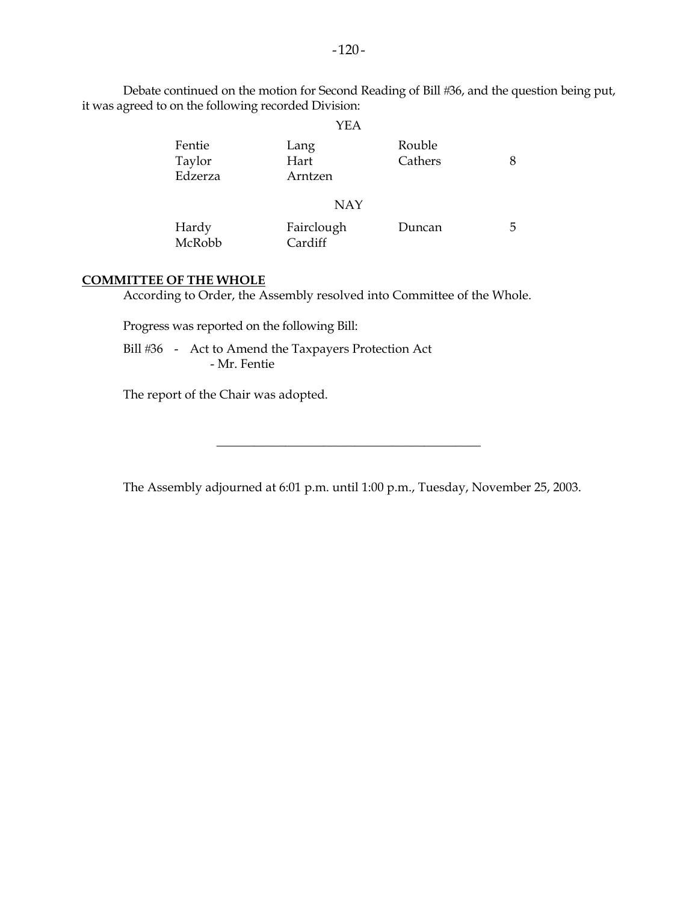Debate continued on the motion for Second Reading of Bill #36, and the question being put, it was agreed to on the following recorded Division:

YEA

| | | | |
|---|---|---|---|
| Fentie | Lang | Rouble | |
| Taylor | Hart | Cathers | 8 |
| Edzerza | Arntzen | | |

NAY

| | | | |
|---|---|---|---|
| Hardy | Fairclough | Duncan | 5 |
| McRobb | Cardiff | | |

**COMMITTEE OF THE WHOLE**

According to Order, the Assembly resolved into Committee of the Whole.

Progress was reported on the following Bill:

Bill #36 - Act to Amend the Taxpayers Protection Act
- Mr. Fentie

The report of the Chair was adopted.

---

The Assembly adjourned at 6:01 p.m. until 1:00 p.m., Tuesday, November 25, 2003.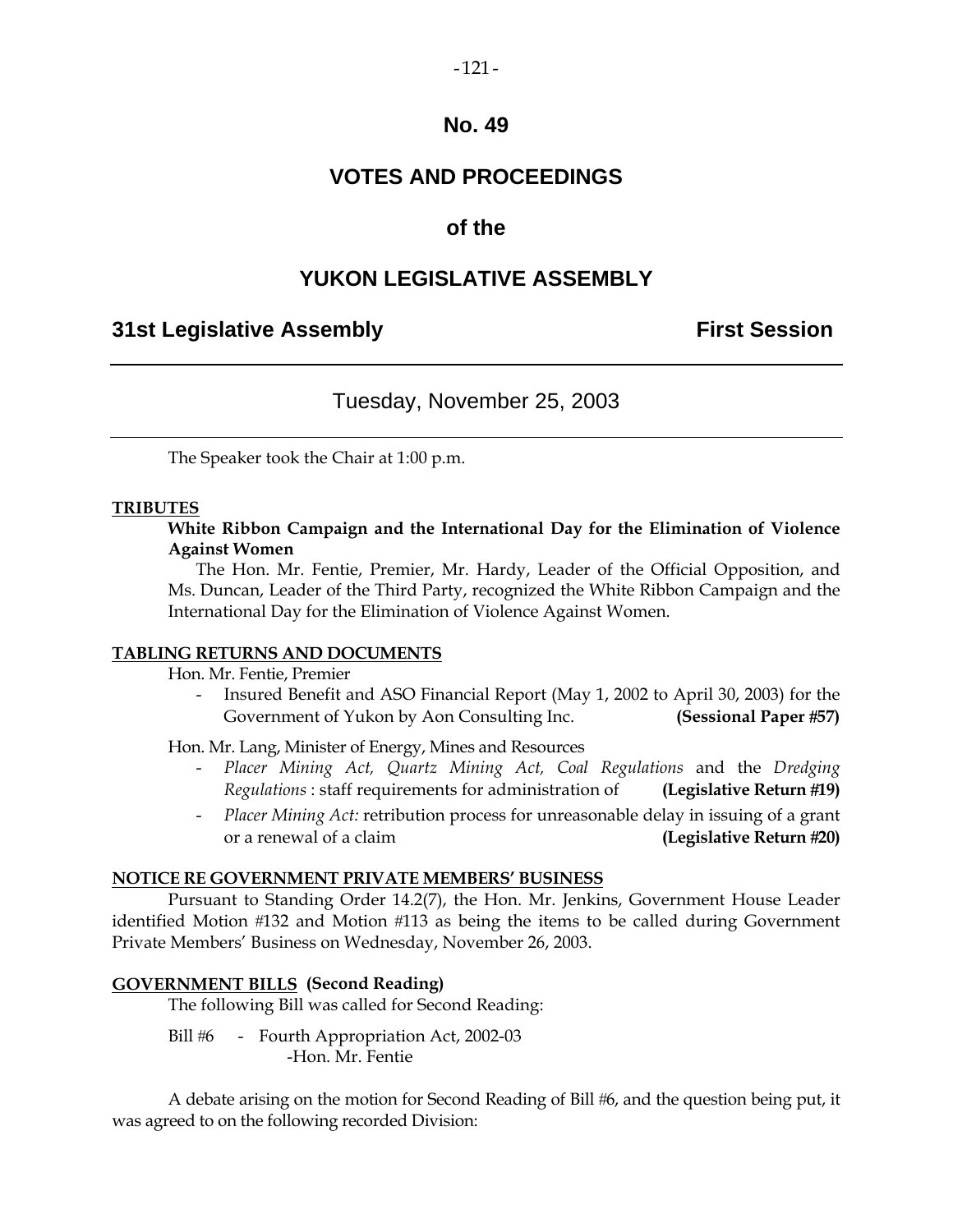# No. 49

## VOTES AND PROCEEDINGS

## of the

## YUKON LEGISLATIVE ASSEMBLY

**31st Legislative Assembly** **First Session**

---

Tuesday, November 25, 2003

---

The Speaker took the Chair at 1:00 p.m.

**TRIBUTES**

**White Ribbon Campaign and the International Day for the Elimination of Violence Against Women**

The Hon. Mr. Fentie, Premier, Mr. Hardy, Leader of the Official Opposition, and Ms. Duncan, Leader of the Third Party, recognized the White Ribbon Campaign and the International Day for the Elimination of Violence Against Women.

**TABLING RETURNS AND DOCUMENTS**

Hon. Mr. Fentie, Premier

- Insured Benefit and ASO Financial Report (May 1, 2002 to April 30, 2003) for the Government of Yukon by Aon Consulting Inc. **(Sessional Paper #57)**

Hon. Mr. Lang, Minister of Energy, Mines and Resources

- *Placer Mining Act, Quartz Mining Act, Coal Regulations* and the *Dredging Regulations* : staff requirements for administration of **(Legislative Return #19)**
- *Placer Mining Act:* retribution process for unreasonable delay in issuing of a grant or a renewal of a claim **(Legislative Return #20)**

**NOTICE RE GOVERNMENT PRIVATE MEMBERS' BUSINESS**

Pursuant to Standing Order 14.2(7), the Hon. Mr. Jenkins, Government House Leader identified Motion #132 and Motion #113 as being the items to be called during Government Private Members' Business on Wednesday, November 26, 2003.

**GOVERNMENT BILLS (Second Reading)**

The following Bill was called for Second Reading:

Bill #6 - Fourth Appropriation Act, 2002-03
-Hon. Mr. Fentie

A debate arising on the motion for Second Reading of Bill #6, and the question being put, it was agreed to on the following recorded Division: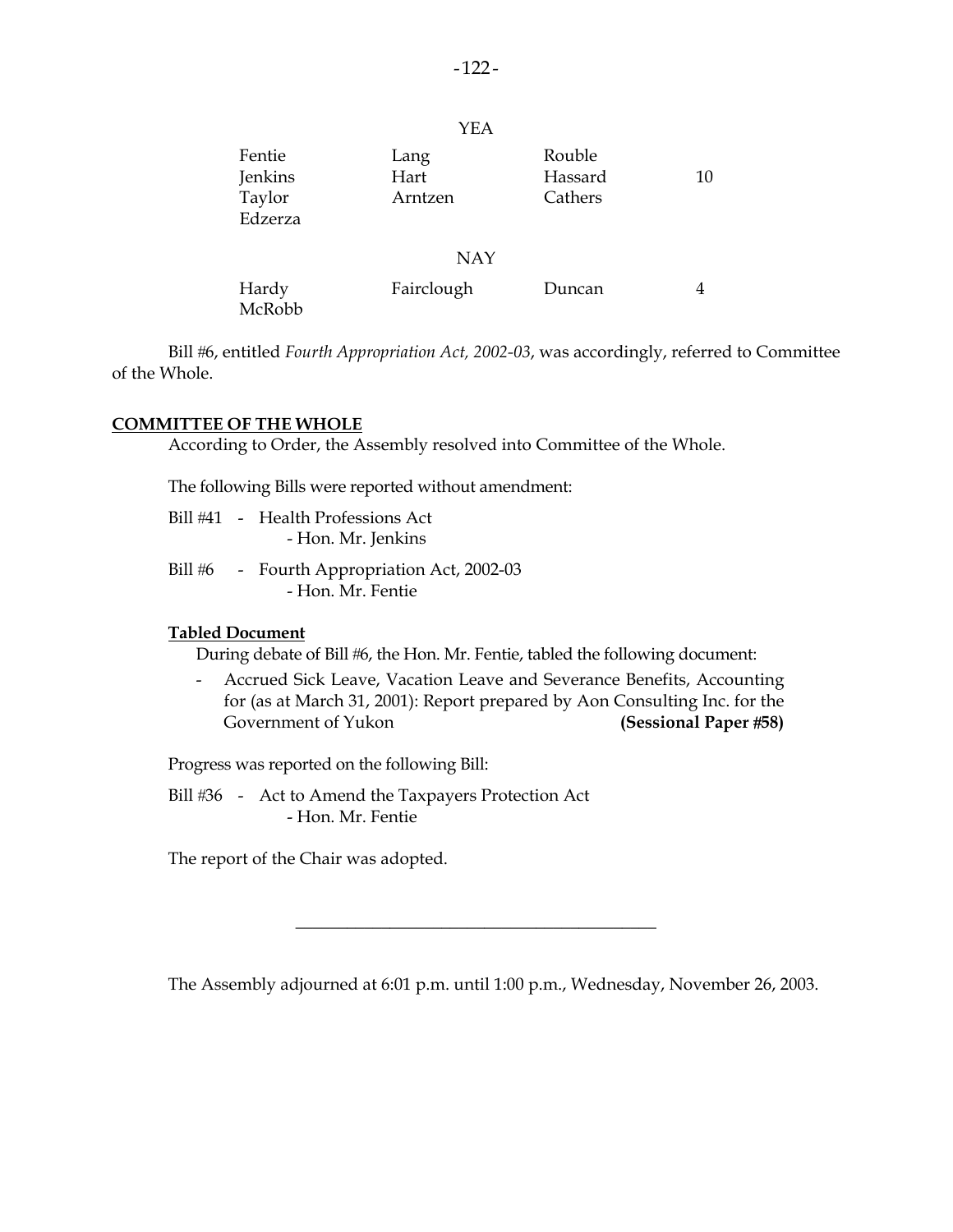YEA

| | | | |
|---|---|---|---|
| Fentie | Lang | Rouble | |
| Jenkins | Hart | Hassard | 10 |
| Taylor | Arntzen | Cathers | |
| Edzerza | | | |

NAY

| | | | |
|---|---|---|---|
| Hardy | Fairclough | Duncan | 4 |
| McRobb | | | |

Bill #6, entitled *Fourth Appropriation Act, 2002-03*, was accordingly, referred to Committee of the Whole.

**COMMITTEE OF THE WHOLE**

According to Order, the Assembly resolved into Committee of the Whole.

The following Bills were reported without amendment:

Bill #41 - Health Professions Act
- Hon. Mr. Jenkins

Bill #6 - Fourth Appropriation Act, 2002-03
- Hon. Mr. Fentie

**Tabled Document**

During debate of Bill #6, the Hon. Mr. Fentie, tabled the following document:

- Accrued Sick Leave, Vacation Leave and Severance Benefits, Accounting for (as at March 31, 2001): Report prepared by Aon Consulting Inc. for the Government of Yukon **(Sessional Paper #58)**

Progress was reported on the following Bill:

Bill #36 - Act to Amend the Taxpayers Protection Act
- Hon. Mr. Fentie

The report of the Chair was adopted.

---

The Assembly adjourned at 6:01 p.m. until 1:00 p.m., Wednesday, November 26, 2003.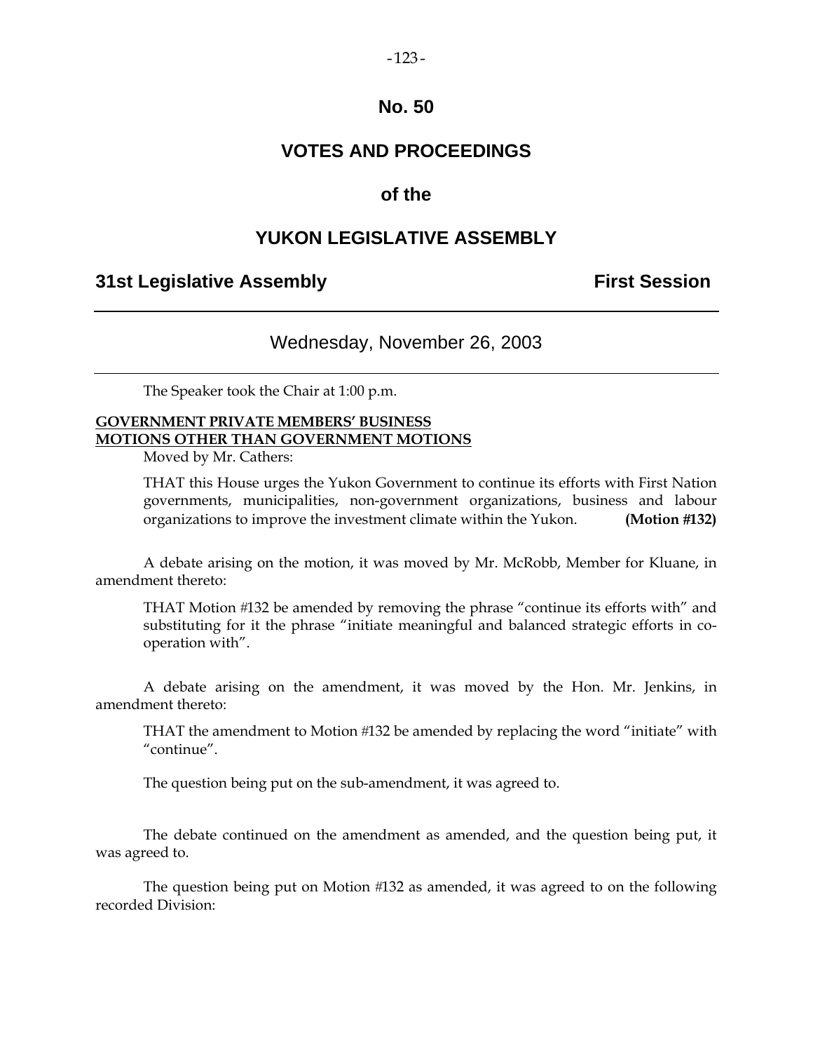# No. 50

## VOTES AND PROCEEDINGS

## of the

## YUKON LEGISLATIVE ASSEMBLY

**31st Legislative Assembly** **First Session**

---

Wednesday, November 26, 2003

---

The Speaker took the Chair at 1:00 p.m.

**GOVERNMENT PRIVATE MEMBERS' BUSINESS**
**MOTIONS OTHER THAN GOVERNMENT MOTIONS**

Moved by Mr. Cathers:

THAT this House urges the Yukon Government to continue its efforts with First Nation governments, municipalities, non-government organizations, business and labour organizations to improve the investment climate within the Yukon. **(Motion #132)**

A debate arising on the motion, it was moved by Mr. McRobb, Member for Kluane, in amendment thereto:

THAT Motion #132 be amended by removing the phrase "continue its efforts with" and substituting for it the phrase "initiate meaningful and balanced strategic efforts in co-operation with".

A debate arising on the amendment, it was moved by the Hon. Mr. Jenkins, in amendment thereto:

THAT the amendment to Motion #132 be amended by replacing the word "initiate" with "continue".

The question being put on the sub-amendment, it was agreed to.

The debate continued on the amendment as amended, and the question being put, it was agreed to.

The question being put on Motion #132 as amended, it was agreed to on the following recorded Division: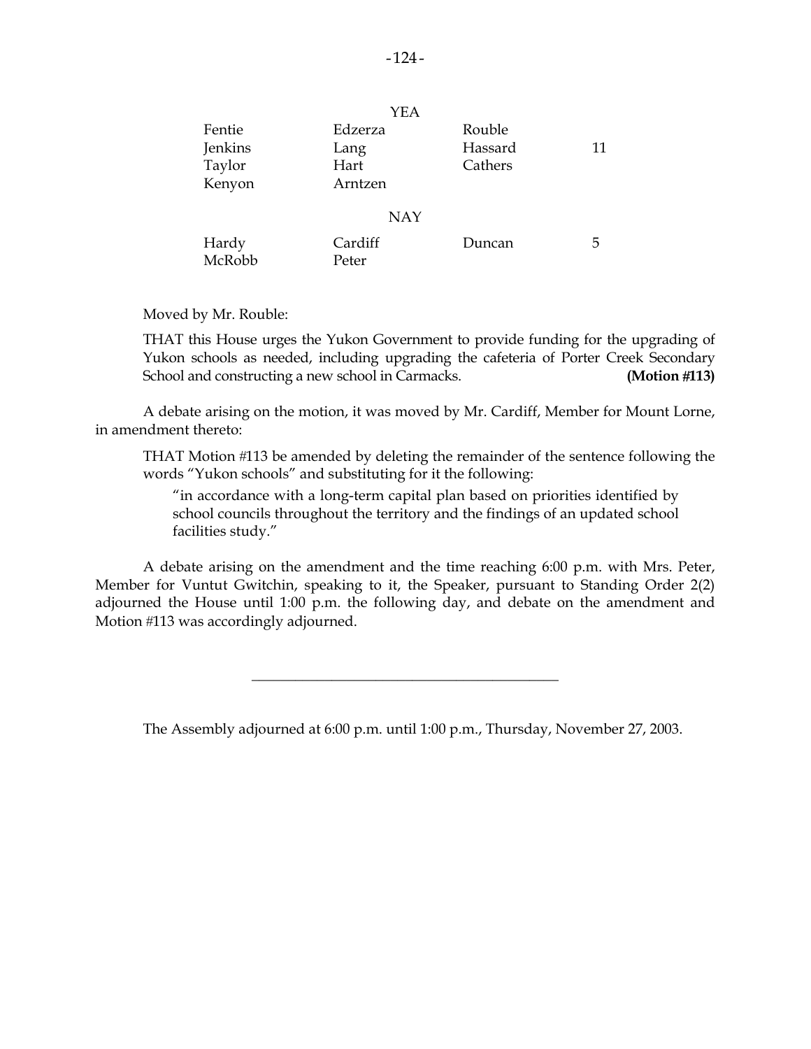YEA

| | | | |
|---|---|---|---|
| Fentie | Edzerza | Rouble | |
| Jenkins | Lang | Hassard | 11 |
| Taylor | Hart | Cathers | |
| Kenyon | Arntzen | | |

NAY

| | | | |
|---|---|---|---|
| Hardy | Cardiff | Duncan | 5 |
| McRobb | Peter | | |

Moved by Mr. Rouble:

> THAT this House urges the Yukon Government to provide funding for the upgrading of Yukon schools as needed, including upgrading the cafeteria of Porter Creek Secondary School and constructing a new school in Carmacks. **(Motion #113)**

A debate arising on the motion, it was moved by Mr. Cardiff, Member for Mount Lorne, in amendment thereto:

> THAT Motion #113 be amended by deleting the remainder of the sentence following the words "Yukon schools" and substituting for it the following:
>
> > "in accordance with a long-term capital plan based on priorities identified by school councils throughout the territory and the findings of an updated school facilities study."

A debate arising on the amendment and the time reaching 6:00 p.m. with Mrs. Peter, Member for Vuntut Gwitchin, speaking to it, the Speaker, pursuant to Standing Order 2(2) adjourned the House until 1:00 p.m. the following day, and debate on the amendment and Motion #113 was accordingly adjourned.

---

The Assembly adjourned at 6:00 p.m. until 1:00 p.m., Thursday, November 27, 2003.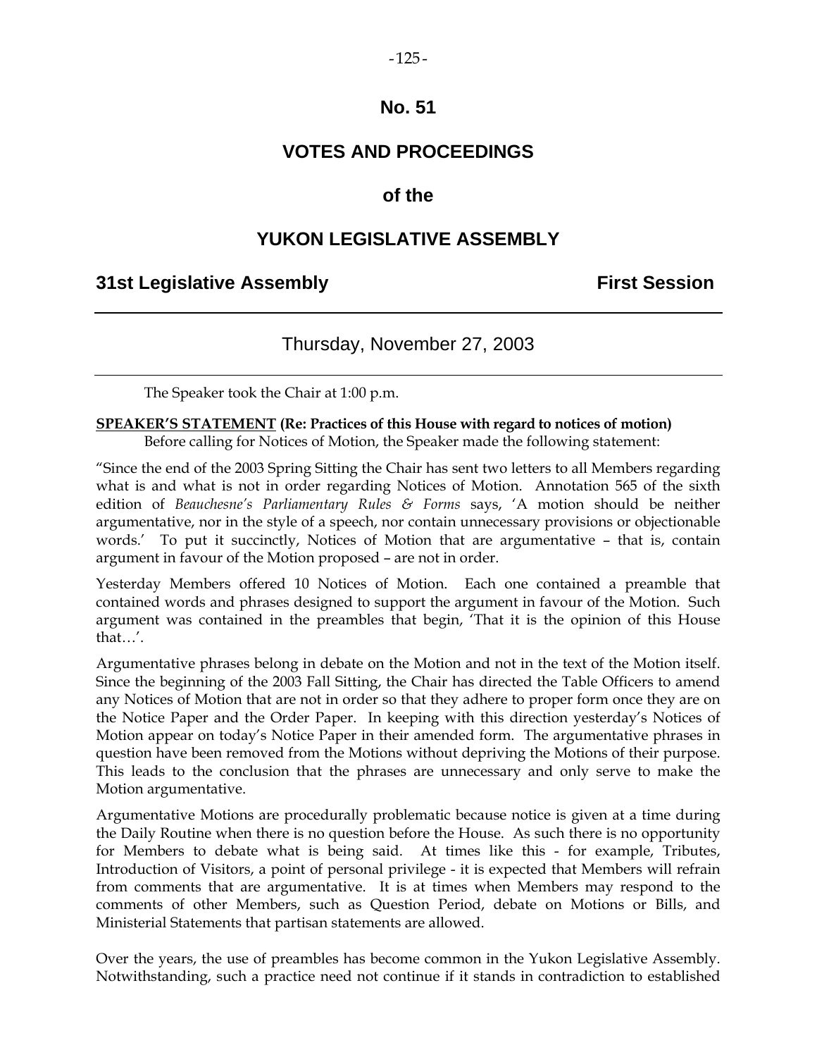# No. 51

# VOTES AND PROCEEDINGS

## of the

# YUKON LEGISLATIVE ASSEMBLY

**31st Legislative Assembly** **First Session**

---

Thursday, November 27, 2003

---

The Speaker took the Chair at 1:00 p.m.

**SPEAKER'S STATEMENT (Re: Practices of this House with regard to notices of motion)**

Before calling for Notices of Motion, the Speaker made the following statement:

"Since the end of the 2003 Spring Sitting the Chair has sent two letters to all Members regarding what is and what is not in order regarding Notices of Motion. Annotation 565 of the sixth edition of *Beauchesne's Parliamentary Rules & Forms* says, 'A motion should be neither argumentative, nor in the style of a speech, nor contain unnecessary provisions or objectionable words.' To put it succinctly, Notices of Motion that are argumentative – that is, contain argument in favour of the Motion proposed – are not in order.

Yesterday Members offered 10 Notices of Motion. Each one contained a preamble that contained words and phrases designed to support the argument in favour of the Motion. Such argument was contained in the preambles that begin, 'That it is the opinion of this House that…'.

Argumentative phrases belong in debate on the Motion and not in the text of the Motion itself. Since the beginning of the 2003 Fall Sitting, the Chair has directed the Table Officers to amend any Notices of Motion that are not in order so that they adhere to proper form once they are on the Notice Paper and the Order Paper. In keeping with this direction yesterday's Notices of Motion appear on today's Notice Paper in their amended form. The argumentative phrases in question have been removed from the Motions without depriving the Motions of their purpose. This leads to the conclusion that the phrases are unnecessary and only serve to make the Motion argumentative.

Argumentative Motions are procedurally problematic because notice is given at a time during the Daily Routine when there is no question before the House. As such there is no opportunity for Members to debate what is being said. At times like this - for example, Tributes, Introduction of Visitors, a point of personal privilege - it is expected that Members will refrain from comments that are argumentative. It is at times when Members may respond to the comments of other Members, such as Question Period, debate on Motions or Bills, and Ministerial Statements that partisan statements are allowed.

Over the years, the use of preambles has become common in the Yukon Legislative Assembly. Notwithstanding, such a practice need not continue if it stands in contradiction to established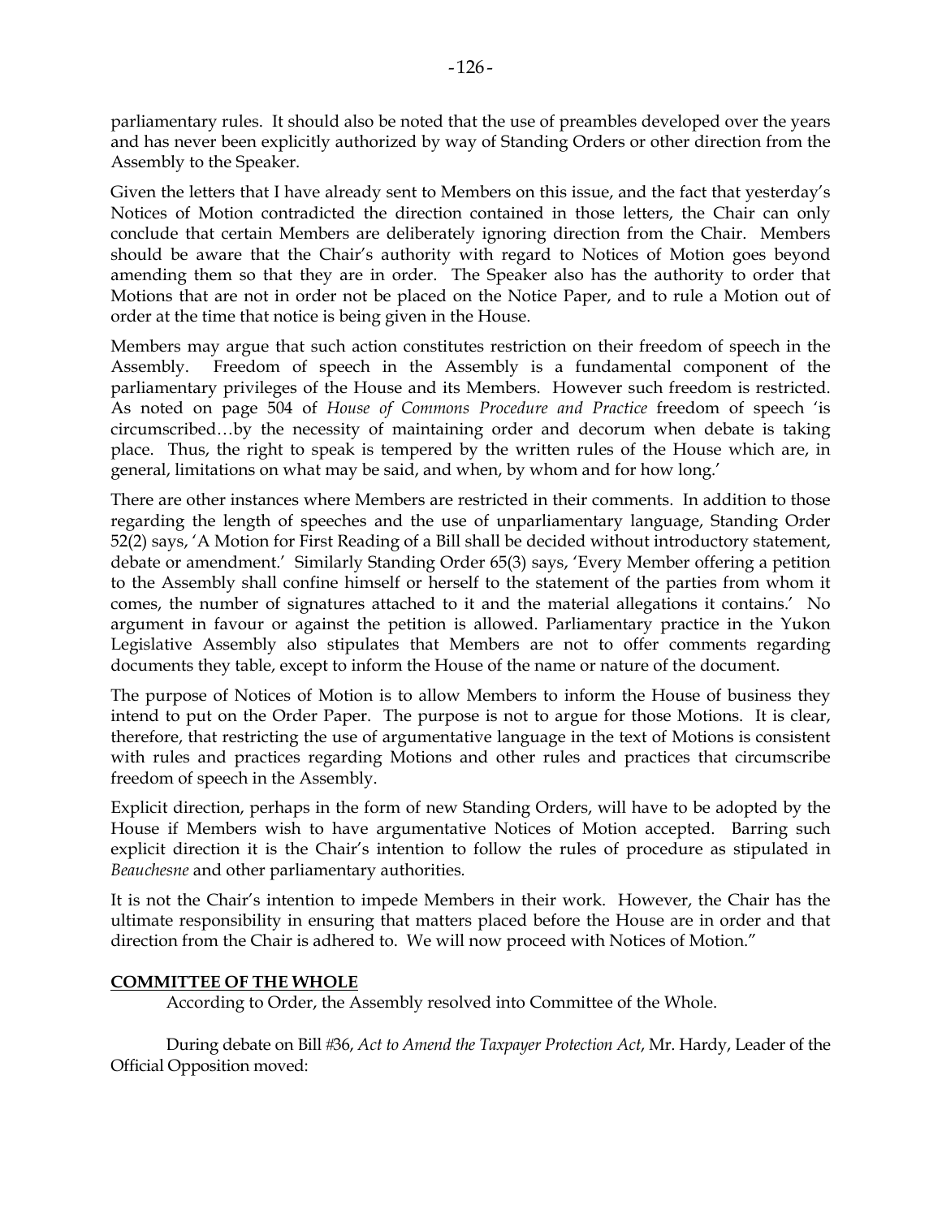parliamentary rules. It should also be noted that the use of preambles developed over the years and has never been explicitly authorized by way of Standing Orders or other direction from the Assembly to the Speaker.

Given the letters that I have already sent to Members on this issue, and the fact that yesterday's Notices of Motion contradicted the direction contained in those letters, the Chair can only conclude that certain Members are deliberately ignoring direction from the Chair. Members should be aware that the Chair's authority with regard to Notices of Motion goes beyond amending them so that they are in order. The Speaker also has the authority to order that Motions that are not in order not be placed on the Notice Paper, and to rule a Motion out of order at the time that notice is being given in the House.

Members may argue that such action constitutes restriction on their freedom of speech in the Assembly. Freedom of speech in the Assembly is a fundamental component of the parliamentary privileges of the House and its Members. However such freedom is restricted. As noted on page 504 of *House of Commons Procedure and Practice* freedom of speech 'is circumscribed…by the necessity of maintaining order and decorum when debate is taking place. Thus, the right to speak is tempered by the written rules of the House which are, in general, limitations on what may be said, and when, by whom and for how long.'

There are other instances where Members are restricted in their comments. In addition to those regarding the length of speeches and the use of unparliamentary language, Standing Order 52(2) says, 'A Motion for First Reading of a Bill shall be decided without introductory statement, debate or amendment.' Similarly Standing Order 65(3) says, 'Every Member offering a petition to the Assembly shall confine himself or herself to the statement of the parties from whom it comes, the number of signatures attached to it and the material allegations it contains.' No argument in favour or against the petition is allowed. Parliamentary practice in the Yukon Legislative Assembly also stipulates that Members are not to offer comments regarding documents they table, except to inform the House of the name or nature of the document.

The purpose of Notices of Motion is to allow Members to inform the House of business they intend to put on the Order Paper. The purpose is not to argue for those Motions. It is clear, therefore, that restricting the use of argumentative language in the text of Motions is consistent with rules and practices regarding Motions and other rules and practices that circumscribe freedom of speech in the Assembly.

Explicit direction, perhaps in the form of new Standing Orders, will have to be adopted by the House if Members wish to have argumentative Notices of Motion accepted. Barring such explicit direction it is the Chair's intention to follow the rules of procedure as stipulated in *Beauchesne* and other parliamentary authorities.

It is not the Chair's intention to impede Members in their work. However, the Chair has the ultimate responsibility in ensuring that matters placed before the House are in order and that direction from the Chair is adhered to. We will now proceed with Notices of Motion."

**COMMITTEE OF THE WHOLE**

According to Order, the Assembly resolved into Committee of the Whole.

During debate on Bill #36, *Act to Amend the Taxpayer Protection Act*, Mr. Hardy, Leader of the Official Opposition moved: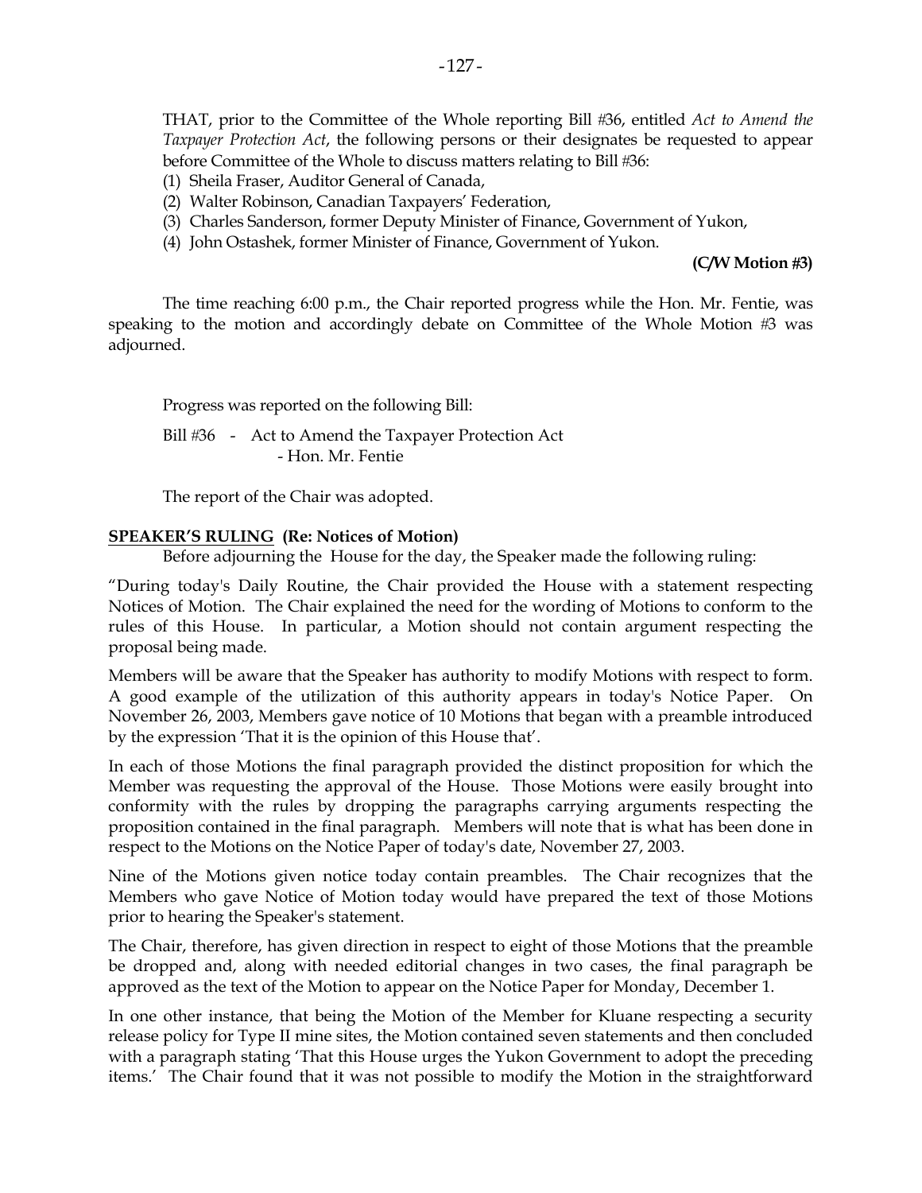THAT, prior to the Committee of the Whole reporting Bill #36, entitled *Act to Amend the Taxpayer Protection Act*, the following persons or their designates be requested to appear before Committee of the Whole to discuss matters relating to Bill #36:

(1) Sheila Fraser, Auditor General of Canada,
(2) Walter Robinson, Canadian Taxpayers' Federation,
(3) Charles Sanderson, former Deputy Minister of Finance, Government of Yukon,
(4) John Ostashek, former Minister of Finance, Government of Yukon.

**(C/W Motion #3)**

The time reaching 6:00 p.m., the Chair reported progress while the Hon. Mr. Fentie, was speaking to the motion and accordingly debate on Committee of the Whole Motion #3 was adjourned.

Progress was reported on the following Bill:

Bill #36 - Act to Amend the Taxpayer Protection Act
- Hon. Mr. Fentie

The report of the Chair was adopted.

**SPEAKER'S RULING (Re: Notices of Motion)**

Before adjourning the House for the day, the Speaker made the following ruling:

"During today's Daily Routine, the Chair provided the House with a statement respecting Notices of Motion. The Chair explained the need for the wording of Motions to conform to the rules of this House. In particular, a Motion should not contain argument respecting the proposal being made.

Members will be aware that the Speaker has authority to modify Motions with respect to form. A good example of the utilization of this authority appears in today's Notice Paper. On November 26, 2003, Members gave notice of 10 Motions that began with a preamble introduced by the expression 'That it is the opinion of this House that'.

In each of those Motions the final paragraph provided the distinct proposition for which the Member was requesting the approval of the House. Those Motions were easily brought into conformity with the rules by dropping the paragraphs carrying arguments respecting the proposition contained in the final paragraph. Members will note that is what has been done in respect to the Motions on the Notice Paper of today's date, November 27, 2003.

Nine of the Motions given notice today contain preambles. The Chair recognizes that the Members who gave Notice of Motion today would have prepared the text of those Motions prior to hearing the Speaker's statement.

The Chair, therefore, has given direction in respect to eight of those Motions that the preamble be dropped and, along with needed editorial changes in two cases, the final paragraph be approved as the text of the Motion to appear on the Notice Paper for Monday, December 1.

In one other instance, that being the Motion of the Member for Kluane respecting a security release policy for Type II mine sites, the Motion contained seven statements and then concluded with a paragraph stating 'That this House urges the Yukon Government to adopt the preceding items.' The Chair found that it was not possible to modify the Motion in the straightforward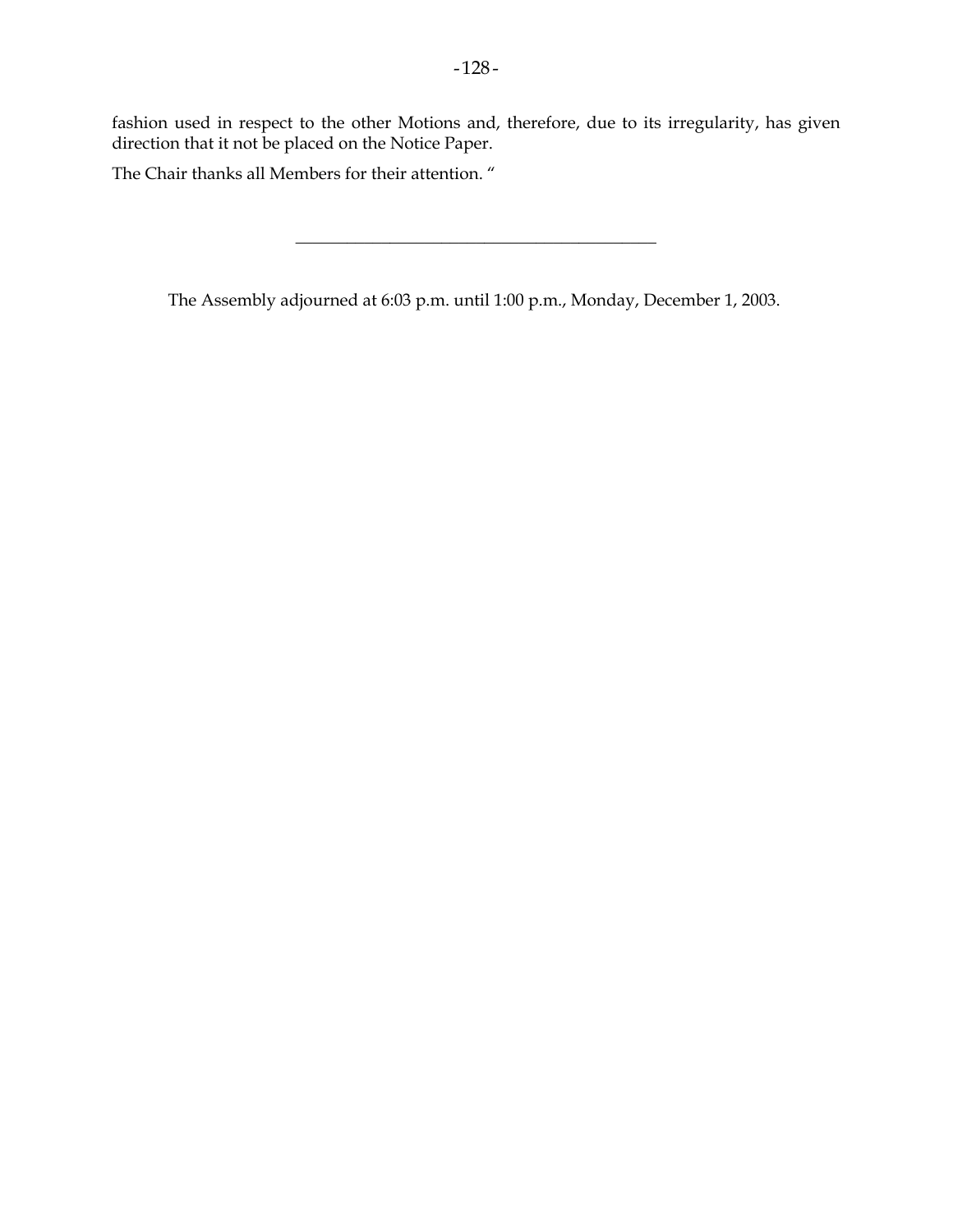fashion used in respect to the other Motions and, therefore, due to its irregularity, has given direction that it not be placed on the Notice Paper.

The Chair thanks all Members for their attention. "

---

The Assembly adjourned at 6:03 p.m. until 1:00 p.m., Monday, December 1, 2003.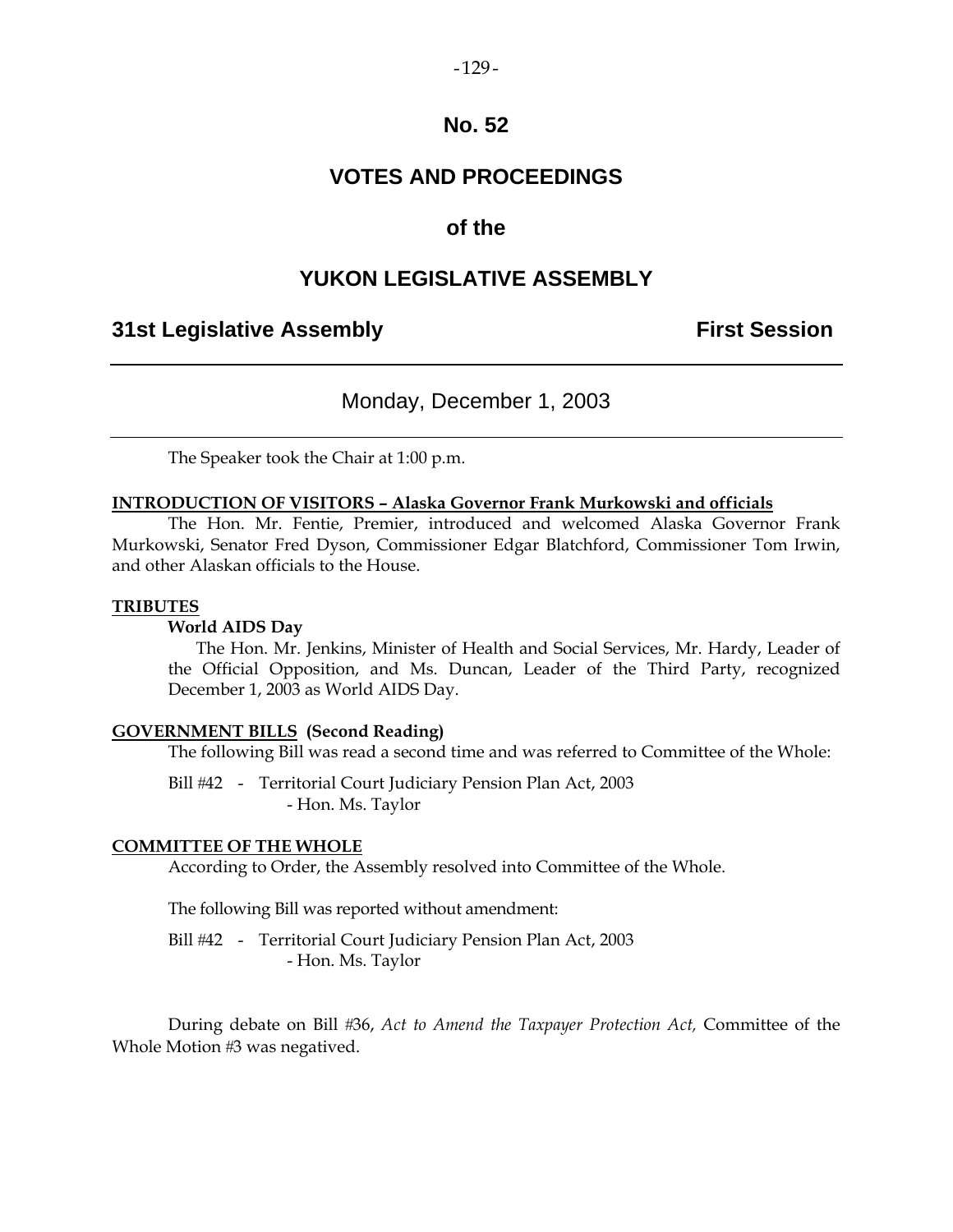# No. 52

# VOTES AND PROCEEDINGS

## of the

# YUKON LEGISLATIVE ASSEMBLY

**31st Legislative Assembly** **First Session**

---

Monday, December 1, 2003

---

The Speaker took the Chair at 1:00 p.m.

**INTRODUCTION OF VISITORS – Alaska Governor Frank Murkowski and officials**

The Hon. Mr. Fentie, Premier, introduced and welcomed Alaska Governor Frank Murkowski, Senator Fred Dyson, Commissioner Edgar Blatchford, Commissioner Tom Irwin, and other Alaskan officials to the House.

**TRIBUTES**

**World AIDS Day**

The Hon. Mr. Jenkins, Minister of Health and Social Services, Mr. Hardy, Leader of the Official Opposition, and Ms. Duncan, Leader of the Third Party, recognized December 1, 2003 as World AIDS Day.

**GOVERNMENT BILLS (Second Reading)**

The following Bill was read a second time and was referred to Committee of the Whole:

Bill #42 - Territorial Court Judiciary Pension Plan Act, 2003
- Hon. Ms. Taylor

**COMMITTEE OF THE WHOLE**

According to Order, the Assembly resolved into Committee of the Whole.

The following Bill was reported without amendment:

Bill #42 - Territorial Court Judiciary Pension Plan Act, 2003
- Hon. Ms. Taylor

During debate on Bill #36, *Act to Amend the Taxpayer Protection Act,* Committee of the Whole Motion #3 was negatived.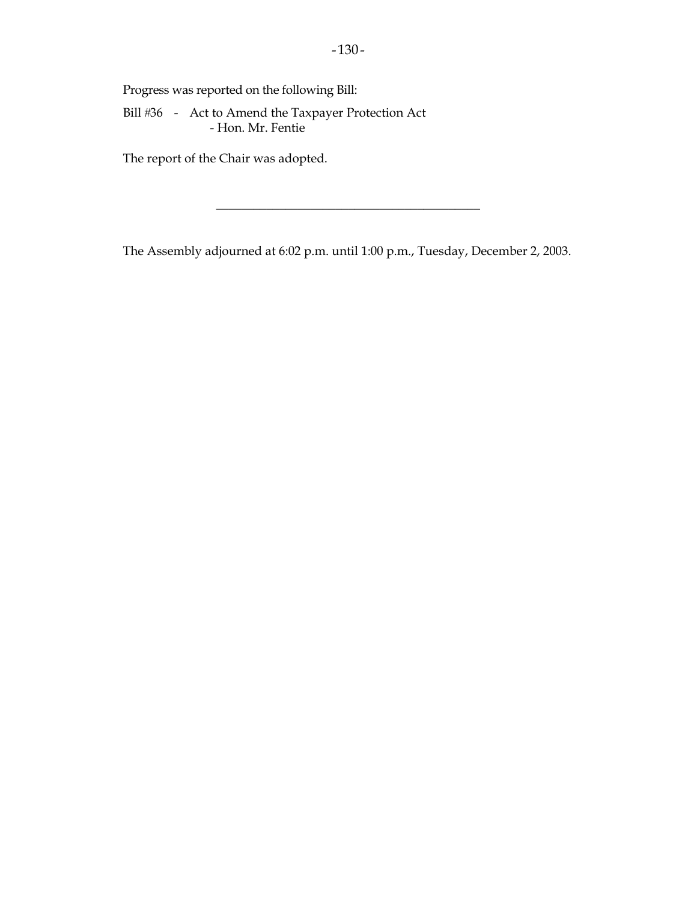Progress was reported on the following Bill:

Bill #36 - Act to Amend the Taxpayer Protection Act
- Hon. Mr. Fentie

The report of the Chair was adopted.

---

The Assembly adjourned at 6:02 p.m. until 1:00 p.m., Tuesday, December 2, 2003.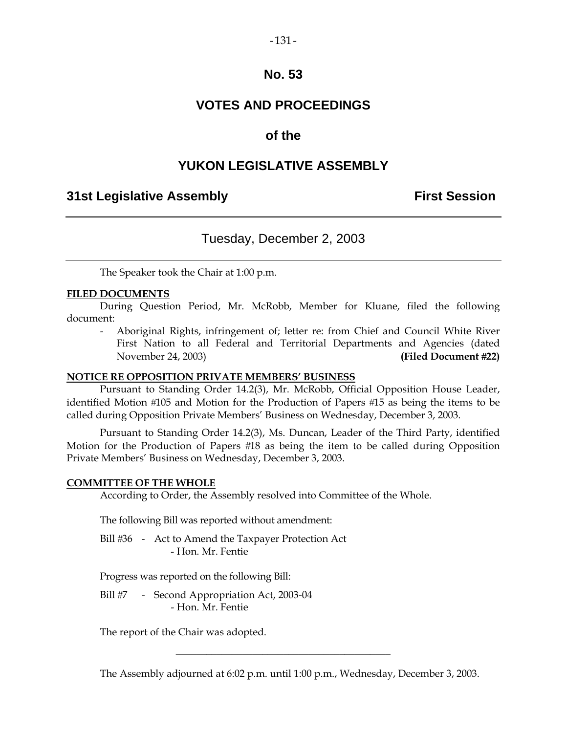# No. 53

# VOTES AND PROCEEDINGS

## of the

# YUKON LEGISLATIVE ASSEMBLY

**31st Legislative Assembly** **First Session**

---

Tuesday, December 2, 2003

---

The Speaker took the Chair at 1:00 p.m.

**FILED DOCUMENTS**

During Question Period, Mr. McRobb, Member for Kluane, filed the following document:

- Aboriginal Rights, infringement of; letter re: from Chief and Council White River First Nation to all Federal and Territorial Departments and Agencies (dated November 24, 2003) **(Filed Document #22)**

**NOTICE RE OPPOSITION PRIVATE MEMBERS' BUSINESS**

Pursuant to Standing Order 14.2(3), Mr. McRobb, Official Opposition House Leader, identified Motion #105 and Motion for the Production of Papers #15 as being the items to be called during Opposition Private Members' Business on Wednesday, December 3, 2003.

Pursuant to Standing Order 14.2(3), Ms. Duncan, Leader of the Third Party, identified Motion for the Production of Papers #18 as being the item to be called during Opposition Private Members' Business on Wednesday, December 3, 2003.

**COMMITTEE OF THE WHOLE**

According to Order, the Assembly resolved into Committee of the Whole.

The following Bill was reported without amendment:

Bill #36 - Act to Amend the Taxpayer Protection Act
- Hon. Mr. Fentie

Progress was reported on the following Bill:

Bill #7 - Second Appropriation Act, 2003-04
- Hon. Mr. Fentie

The report of the Chair was adopted.

---

The Assembly adjourned at 6:02 p.m. until 1:00 p.m., Wednesday, December 3, 2003.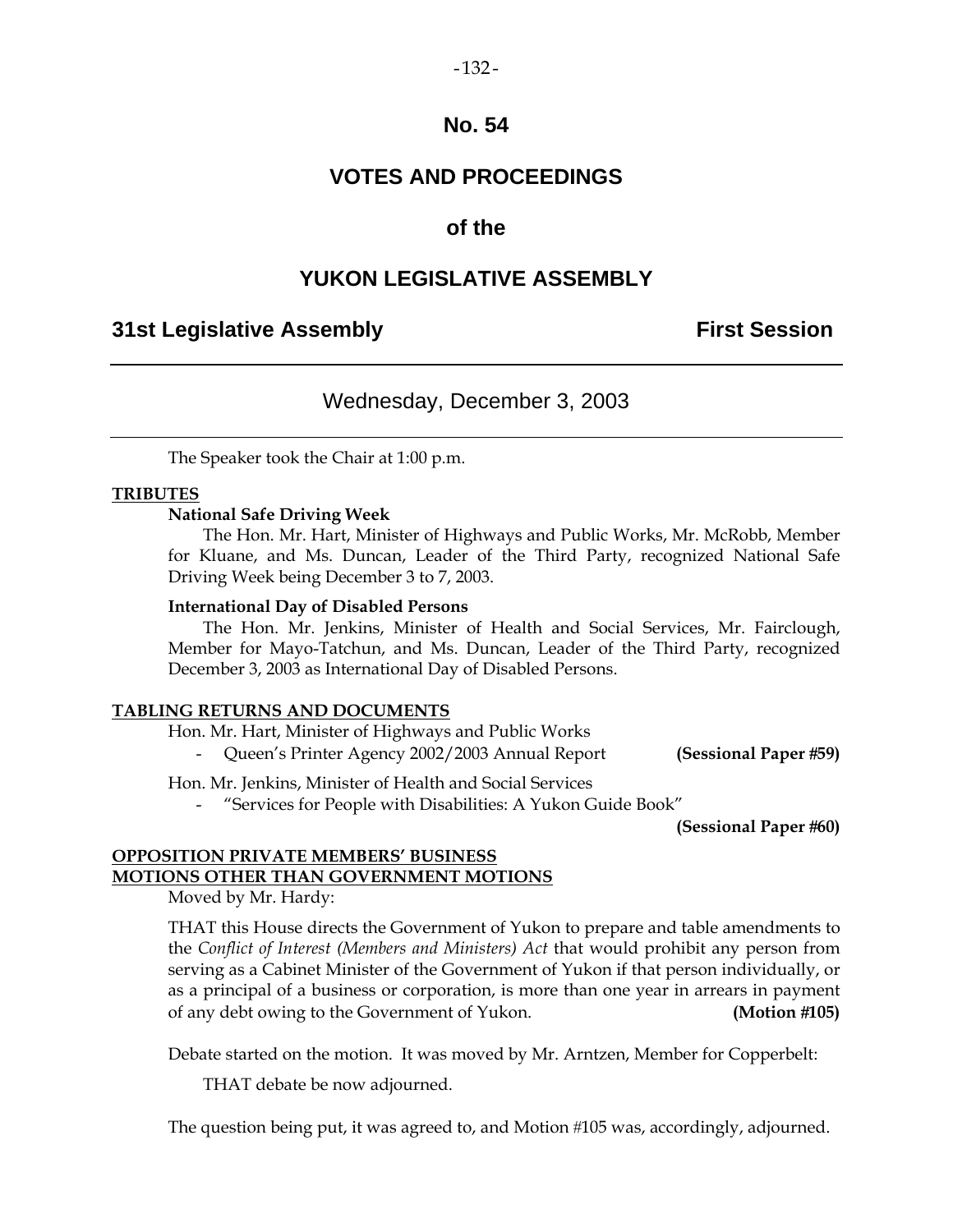# No. 54

# VOTES AND PROCEEDINGS

## of the

# YUKON LEGISLATIVE ASSEMBLY

**31st Legislative Assembly** **First Session**

---

### Wednesday, December 3, 2003

---

The Speaker took the Chair at 1:00 p.m.

**TRIBUTES**

**National Safe Driving Week**

The Hon. Mr. Hart, Minister of Highways and Public Works, Mr. McRobb, Member for Kluane, and Ms. Duncan, Leader of the Third Party, recognized National Safe Driving Week being December 3 to 7, 2003.

**International Day of Disabled Persons**

The Hon. Mr. Jenkins, Minister of Health and Social Services, Mr. Fairclough, Member for Mayo-Tatchun, and Ms. Duncan, Leader of the Third Party, recognized December 3, 2003 as International Day of Disabled Persons.

**TABLING RETURNS AND DOCUMENTS**

Hon. Mr. Hart, Minister of Highways and Public Works

- Queen's Printer Agency 2002/2003 Annual Report **(Sessional Paper #59)**

Hon. Mr. Jenkins, Minister of Health and Social Services

- "Services for People with Disabilities: A Yukon Guide Book" **(Sessional Paper #60)**

**OPPOSITION PRIVATE MEMBERS' BUSINESS**
**MOTIONS OTHER THAN GOVERNMENT MOTIONS**

Moved by Mr. Hardy:

THAT this House directs the Government of Yukon to prepare and table amendments to the *Conflict of Interest (Members and Ministers) Act* that would prohibit any person from serving as a Cabinet Minister of the Government of Yukon if that person individually, or as a principal of a business or corporation, is more than one year in arrears in payment of any debt owing to the Government of Yukon. **(Motion #105)**

Debate started on the motion. It was moved by Mr. Arntzen, Member for Copperbelt:

THAT debate be now adjourned.

The question being put, it was agreed to, and Motion #105 was, accordingly, adjourned.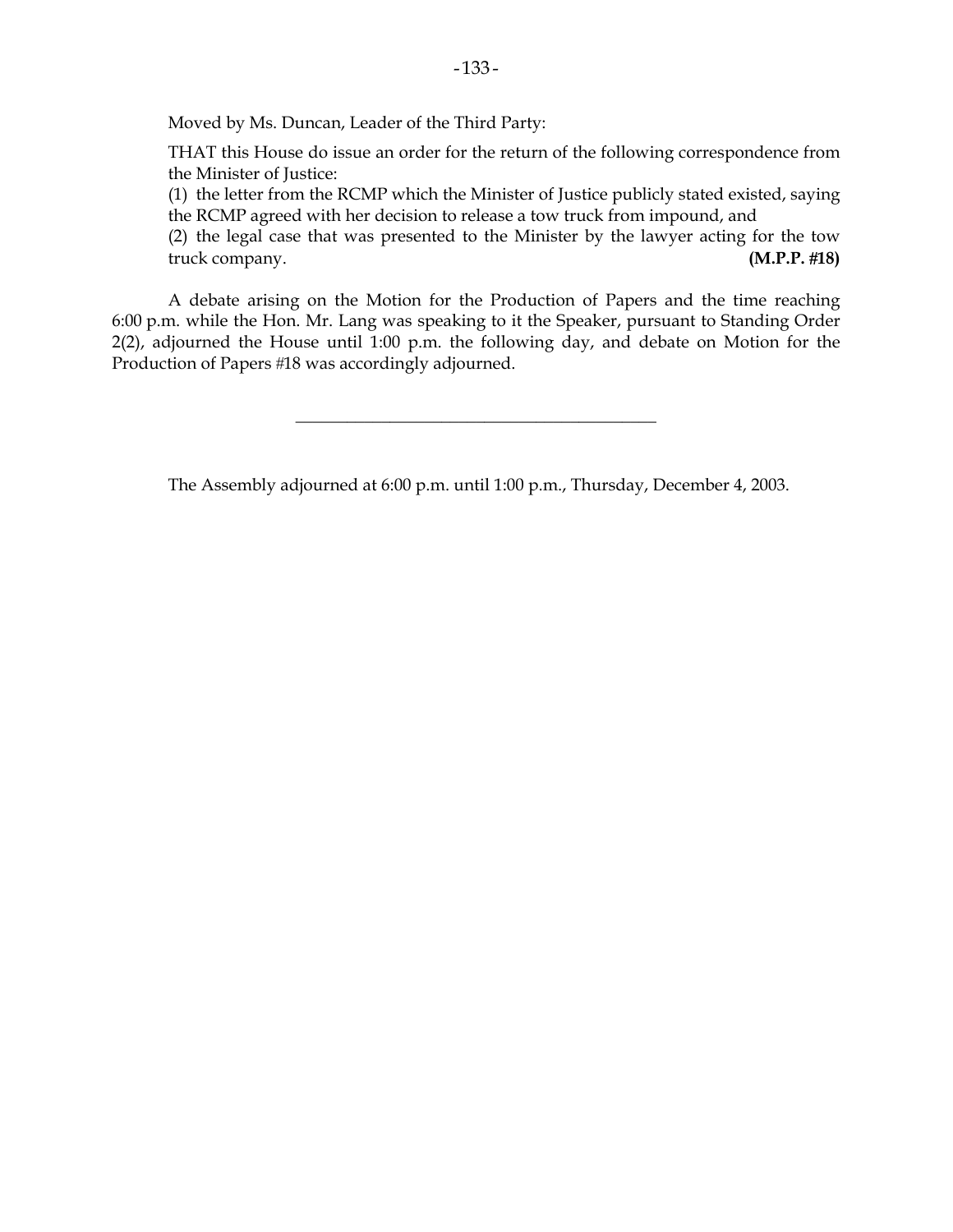Moved by Ms. Duncan, Leader of the Third Party:

THAT this House do issue an order for the return of the following correspondence from the Minister of Justice:

(1) the letter from the RCMP which the Minister of Justice publicly stated existed, saying the RCMP agreed with her decision to release a tow truck from impound, and

(2) the legal case that was presented to the Minister by the lawyer acting for the tow truck company. **(M.P.P. #18)**

A debate arising on the Motion for the Production of Papers and the time reaching 6:00 p.m. while the Hon. Mr. Lang was speaking to it the Speaker, pursuant to Standing Order 2(2), adjourned the House until 1:00 p.m. the following day, and debate on Motion for the Production of Papers #18 was accordingly adjourned.

---

The Assembly adjourned at 6:00 p.m. until 1:00 p.m., Thursday, December 4, 2003.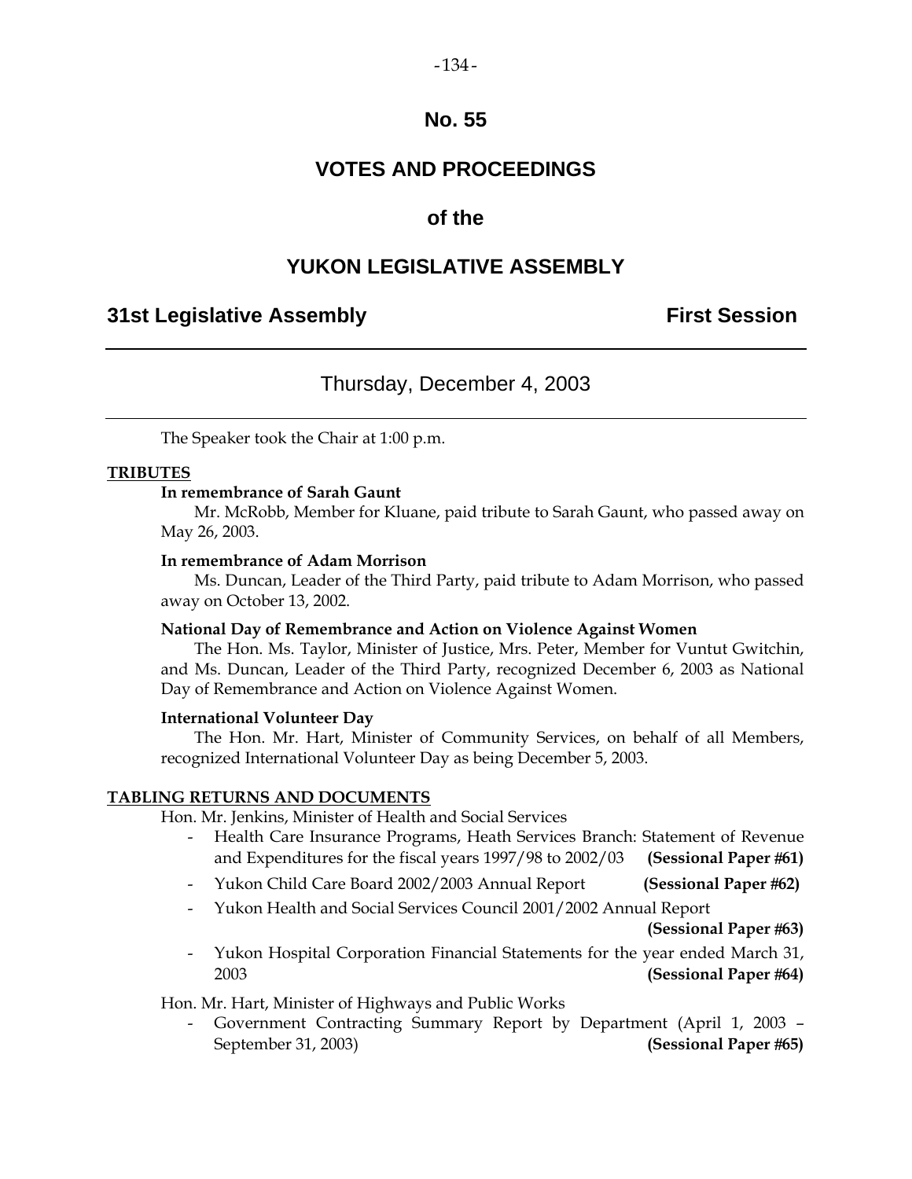# No. 55

# VOTES AND PROCEEDINGS

# of the

# YUKON LEGISLATIVE ASSEMBLY

**31st Legislative Assembly** **First Session**

---

Thursday, December 4, 2003

---

The Speaker took the Chair at 1:00 p.m.

**TRIBUTES**

**In remembrance of Sarah Gaunt**

Mr. McRobb, Member for Kluane, paid tribute to Sarah Gaunt, who passed away on May 26, 2003.

**In remembrance of Adam Morrison**

Ms. Duncan, Leader of the Third Party, paid tribute to Adam Morrison, who passed away on October 13, 2002.

**National Day of Remembrance and Action on Violence Against Women**

The Hon. Ms. Taylor, Minister of Justice, Mrs. Peter, Member for Vuntut Gwitchin, and Ms. Duncan, Leader of the Third Party, recognized December 6, 2003 as National Day of Remembrance and Action on Violence Against Women.

**International Volunteer Day**

The Hon. Mr. Hart, Minister of Community Services, on behalf of all Members, recognized International Volunteer Day as being December 5, 2003.

**TABLING RETURNS AND DOCUMENTS**

Hon. Mr. Jenkins, Minister of Health and Social Services

- Health Care Insurance Programs, Heath Services Branch: Statement of Revenue and Expenditures for the fiscal years 1997/98 to 2002/03 **(Sessional Paper #61)**
- Yukon Child Care Board 2002/2003 Annual Report **(Sessional Paper #62)**
- Yukon Health and Social Services Council 2001/2002 Annual Report **(Sessional Paper #63)**
- Yukon Hospital Corporation Financial Statements for the year ended March 31, 2003 **(Sessional Paper #64)**

Hon. Mr. Hart, Minister of Highways and Public Works

- Government Contracting Summary Report by Department (April 1, 2003 – September 31, 2003) **(Sessional Paper #65)**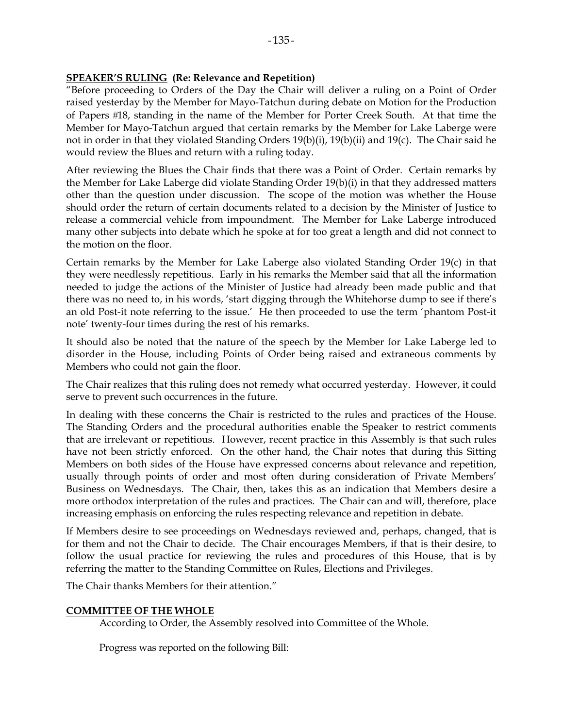## **SPEAKER'S RULING (Re: Relevance and Repetition)**

"Before proceeding to Orders of the Day the Chair will deliver a ruling on a Point of Order raised yesterday by the Member for Mayo-Tatchun during debate on Motion for the Production of Papers #18, standing in the name of the Member for Porter Creek South. At that time the Member for Mayo-Tatchun argued that certain remarks by the Member for Lake Laberge were not in order in that they violated Standing Orders 19(b)(i), 19(b)(ii) and 19(c). The Chair said he would review the Blues and return with a ruling today.

After reviewing the Blues the Chair finds that there was a Point of Order. Certain remarks by the Member for Lake Laberge did violate Standing Order 19(b)(i) in that they addressed matters other than the question under discussion. The scope of the motion was whether the House should order the return of certain documents related to a decision by the Minister of Justice to release a commercial vehicle from impoundment. The Member for Lake Laberge introduced many other subjects into debate which he spoke at for too great a length and did not connect to the motion on the floor.

Certain remarks by the Member for Lake Laberge also violated Standing Order 19(c) in that they were needlessly repetitious. Early in his remarks the Member said that all the information needed to judge the actions of the Minister of Justice had already been made public and that there was no need to, in his words, 'start digging through the Whitehorse dump to see if there's an old Post-it note referring to the issue.' He then proceeded to use the term 'phantom Post-it note' twenty-four times during the rest of his remarks.

It should also be noted that the nature of the speech by the Member for Lake Laberge led to disorder in the House, including Points of Order being raised and extraneous comments by Members who could not gain the floor.

The Chair realizes that this ruling does not remedy what occurred yesterday. However, it could serve to prevent such occurrences in the future.

In dealing with these concerns the Chair is restricted to the rules and practices of the House. The Standing Orders and the procedural authorities enable the Speaker to restrict comments that are irrelevant or repetitious. However, recent practice in this Assembly is that such rules have not been strictly enforced. On the other hand, the Chair notes that during this Sitting Members on both sides of the House have expressed concerns about relevance and repetition, usually through points of order and most often during consideration of Private Members' Business on Wednesdays. The Chair, then, takes this as an indication that Members desire a more orthodox interpretation of the rules and practices. The Chair can and will, therefore, place increasing emphasis on enforcing the rules respecting relevance and repetition in debate.

If Members desire to see proceedings on Wednesdays reviewed and, perhaps, changed, that is for them and not the Chair to decide. The Chair encourages Members, if that is their desire, to follow the usual practice for reviewing the rules and procedures of this House, that is by referring the matter to the Standing Committee on Rules, Elections and Privileges.

The Chair thanks Members for their attention."

## **COMMITTEE OF THE WHOLE**

According to Order, the Assembly resolved into Committee of the Whole.

Progress was reported on the following Bill: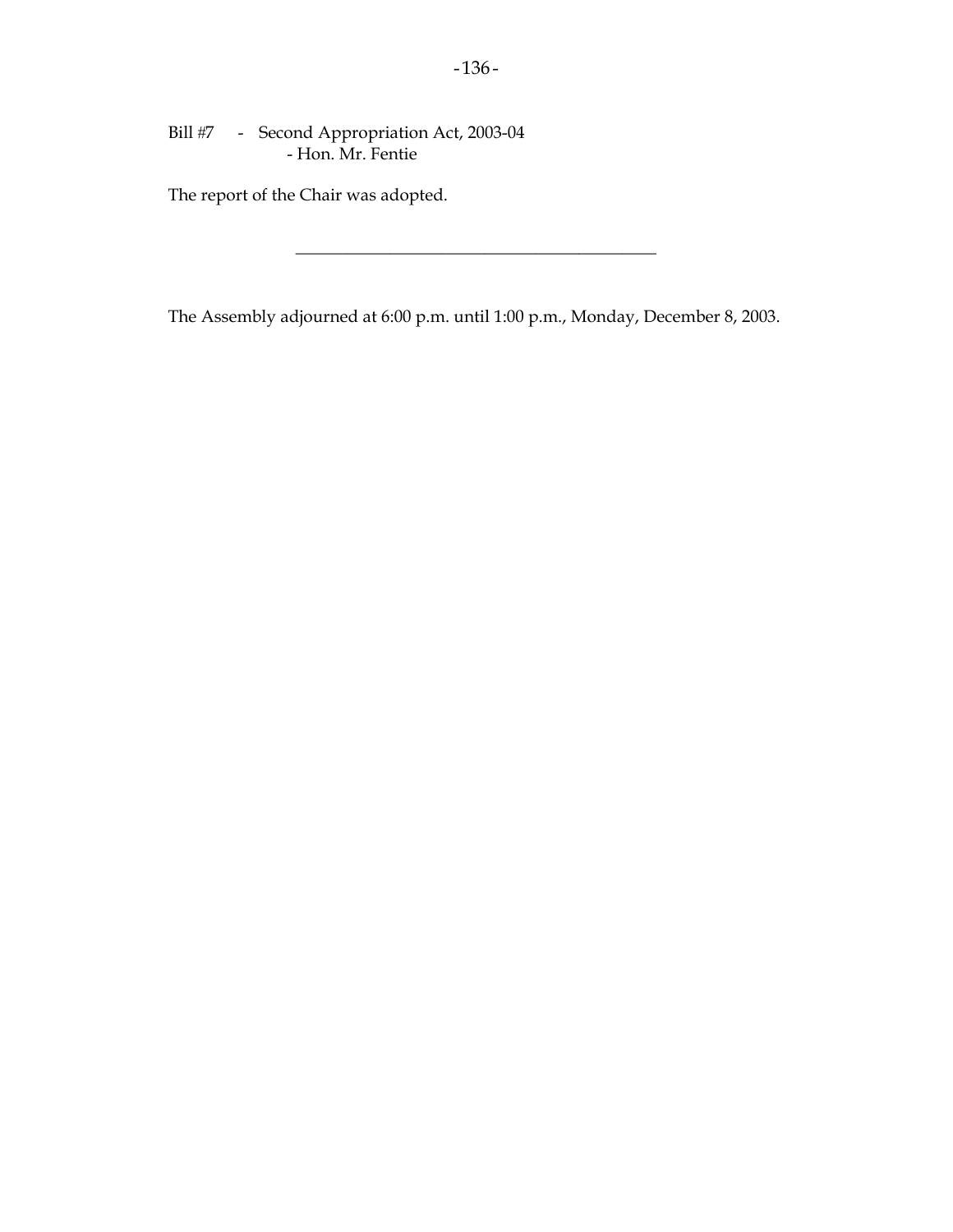Bill #7 - Second Appropriation Act, 2003-04
- Hon. Mr. Fentie

The report of the Chair was adopted.

---

The Assembly adjourned at 6:00 p.m. until 1:00 p.m., Monday, December 8, 2003.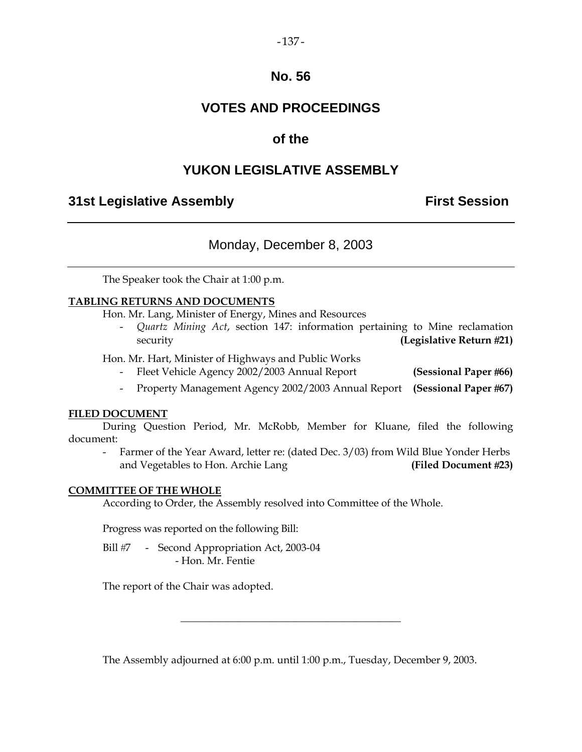# No. 56

# VOTES AND PROCEEDINGS

# of the

# YUKON LEGISLATIVE ASSEMBLY

**31st Legislative Assembly** **First Session**

---

## Monday, December 8, 2003

---

The Speaker took the Chair at 1:00 p.m.

**TABLING RETURNS AND DOCUMENTS**

Hon. Mr. Lang, Minister of Energy, Mines and Resources

- *Quartz Mining Act*, section 147: information pertaining to Mine reclamation security **(Legislative Return #21)**

Hon. Mr. Hart, Minister of Highways and Public Works

- Fleet Vehicle Agency 2002/2003 Annual Report **(Sessional Paper #66)**
- Property Management Agency 2002/2003 Annual Report **(Sessional Paper #67)**

**FILED DOCUMENT**

During Question Period, Mr. McRobb, Member for Kluane, filed the following document:

- Farmer of the Year Award, letter re: (dated Dec. 3/03) from Wild Blue Yonder Herbs and Vegetables to Hon. Archie Lang **(Filed Document #23)**

**COMMITTEE OF THE WHOLE**

According to Order, the Assembly resolved into Committee of the Whole.

Progress was reported on the following Bill:

Bill #7 - Second Appropriation Act, 2003-04
- Hon. Mr. Fentie

The report of the Chair was adopted.

---

The Assembly adjourned at 6:00 p.m. until 1:00 p.m., Tuesday, December 9, 2003.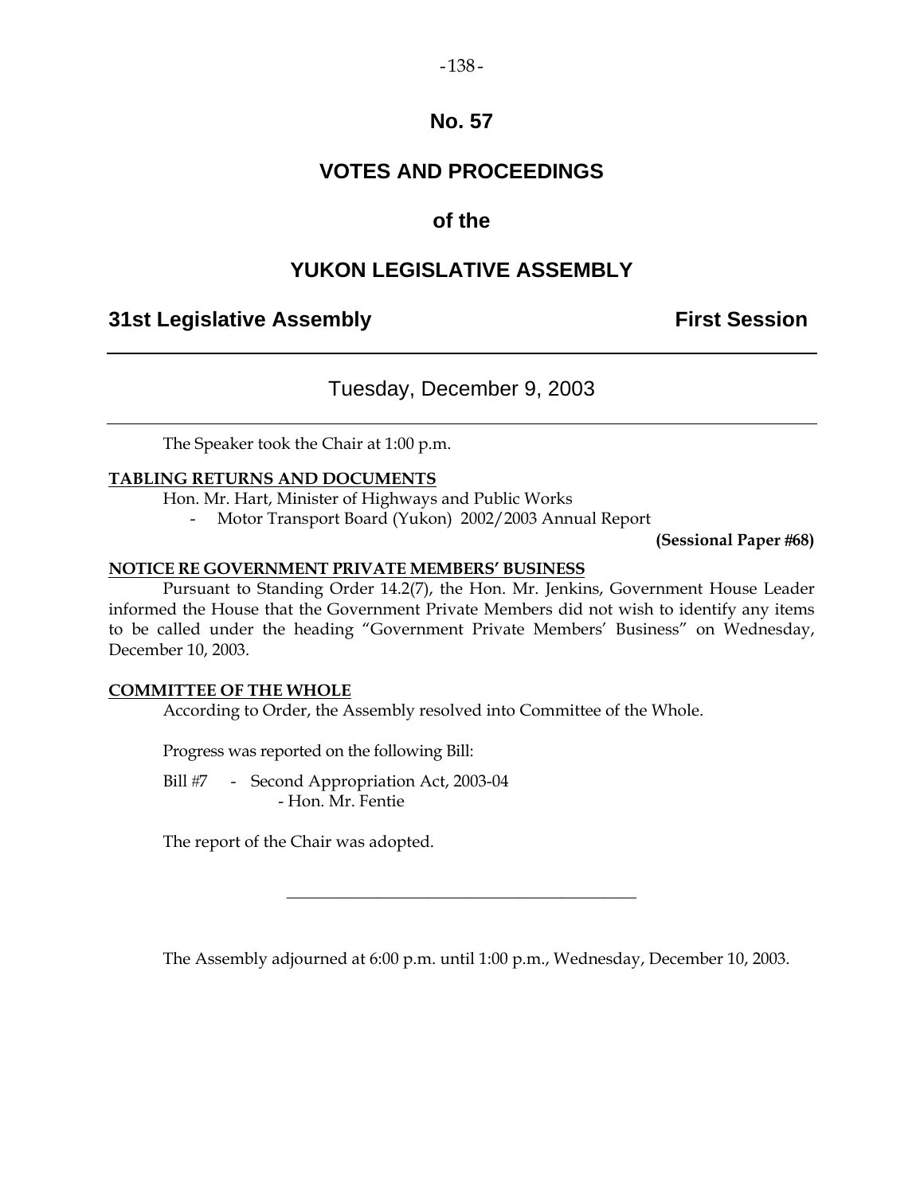# No. 57

# VOTES AND PROCEEDINGS

## of the

# YUKON LEGISLATIVE ASSEMBLY

**31st Legislative Assembly** **First Session**

---

## Tuesday, December 9, 2003

---

The Speaker took the Chair at 1:00 p.m.

**TABLING RETURNS AND DOCUMENTS**

Hon. Mr. Hart, Minister of Highways and Public Works

- Motor Transport Board (Yukon) 2002/2003 Annual Report

**(Sessional Paper #68)**

**NOTICE RE GOVERNMENT PRIVATE MEMBERS' BUSINESS**

Pursuant to Standing Order 14.2(7), the Hon. Mr. Jenkins, Government House Leader informed the House that the Government Private Members did not wish to identify any items to be called under the heading "Government Private Members' Business" on Wednesday, December 10, 2003.

**COMMITTEE OF THE WHOLE**

According to Order, the Assembly resolved into Committee of the Whole.

Progress was reported on the following Bill:

Bill #7 - Second Appropriation Act, 2003-04
- Hon. Mr. Fentie

The report of the Chair was adopted.

---

The Assembly adjourned at 6:00 p.m. until 1:00 p.m., Wednesday, December 10, 2003.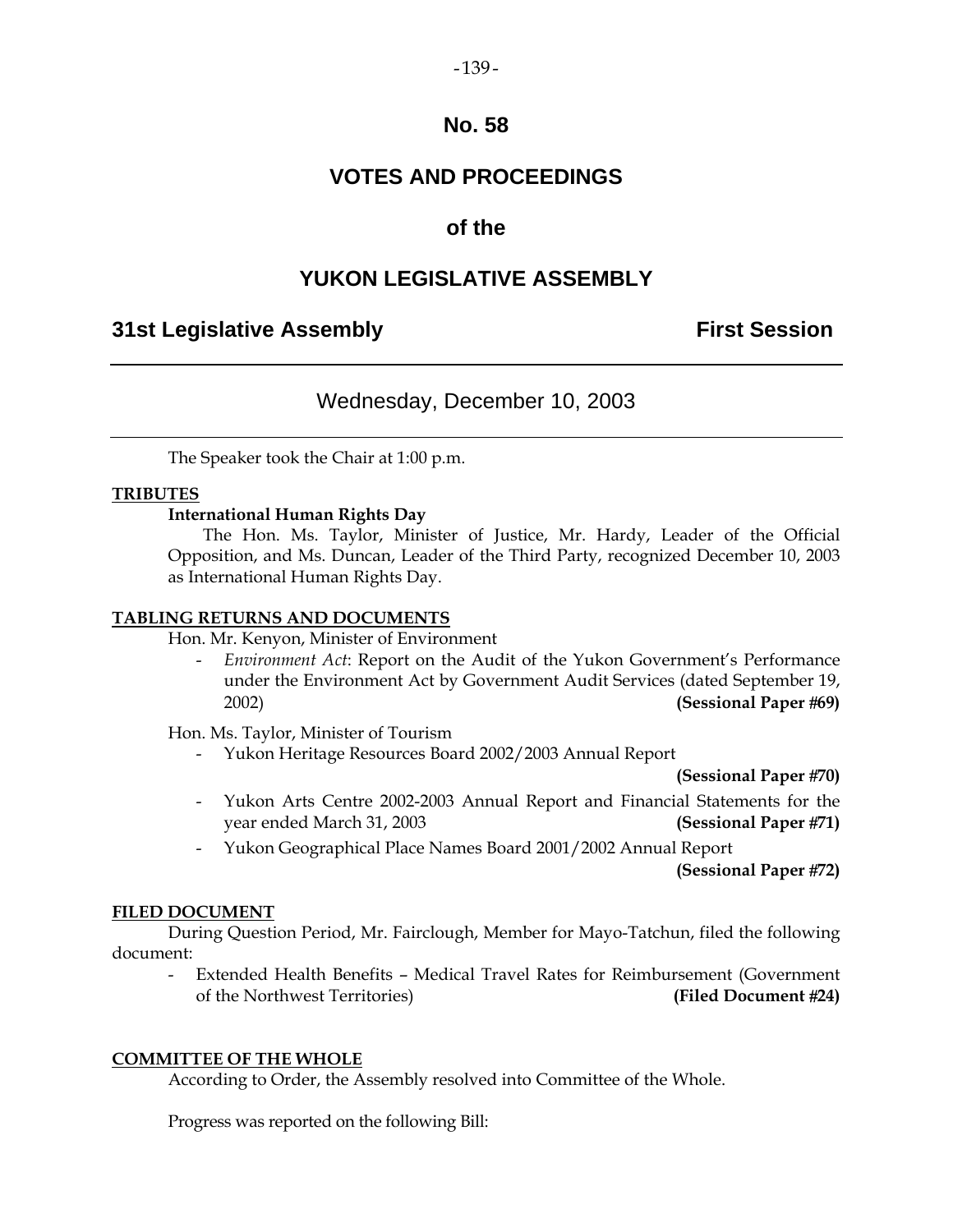# No. 58

# VOTES AND PROCEEDINGS

## of the

# YUKON LEGISLATIVE ASSEMBLY

**31st Legislative Assembly** **First Session**

---

Wednesday, December 10, 2003

---

The Speaker took the Chair at 1:00 p.m.

**TRIBUTES**

**International Human Rights Day**

The Hon. Ms. Taylor, Minister of Justice, Mr. Hardy, Leader of the Official Opposition, and Ms. Duncan, Leader of the Third Party, recognized December 10, 2003 as International Human Rights Day.

**TABLING RETURNS AND DOCUMENTS**

Hon. Mr. Kenyon, Minister of Environment

- *Environment Act*: Report on the Audit of the Yukon Government's Performance under the Environment Act by Government Audit Services (dated September 19, 2002) **(Sessional Paper #69)**

Hon. Ms. Taylor, Minister of Tourism

- Yukon Heritage Resources Board 2002/2003 Annual Report **(Sessional Paper #70)**
- Yukon Arts Centre 2002-2003 Annual Report and Financial Statements for the year ended March 31, 2003 **(Sessional Paper #71)**
- Yukon Geographical Place Names Board 2001/2002 Annual Report **(Sessional Paper #72)**

**FILED DOCUMENT**

During Question Period, Mr. Fairclough, Member for Mayo-Tatchun, filed the following document:

- Extended Health Benefits – Medical Travel Rates for Reimbursement (Government of the Northwest Territories) **(Filed Document #24)**

**COMMITTEE OF THE WHOLE**

According to Order, the Assembly resolved into Committee of the Whole.

Progress was reported on the following Bill: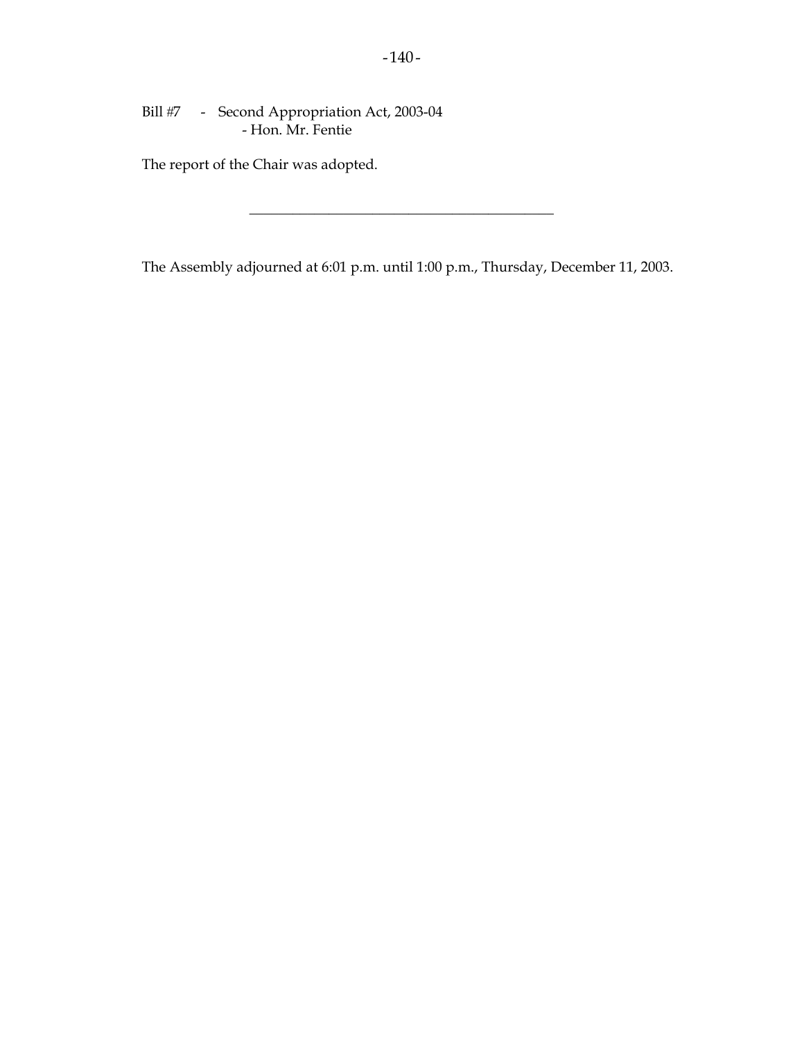Bill #7 - Second Appropriation Act, 2003-04
- Hon. Mr. Fentie

The report of the Chair was adopted.

---

The Assembly adjourned at 6:01 p.m. until 1:00 p.m., Thursday, December 11, 2003.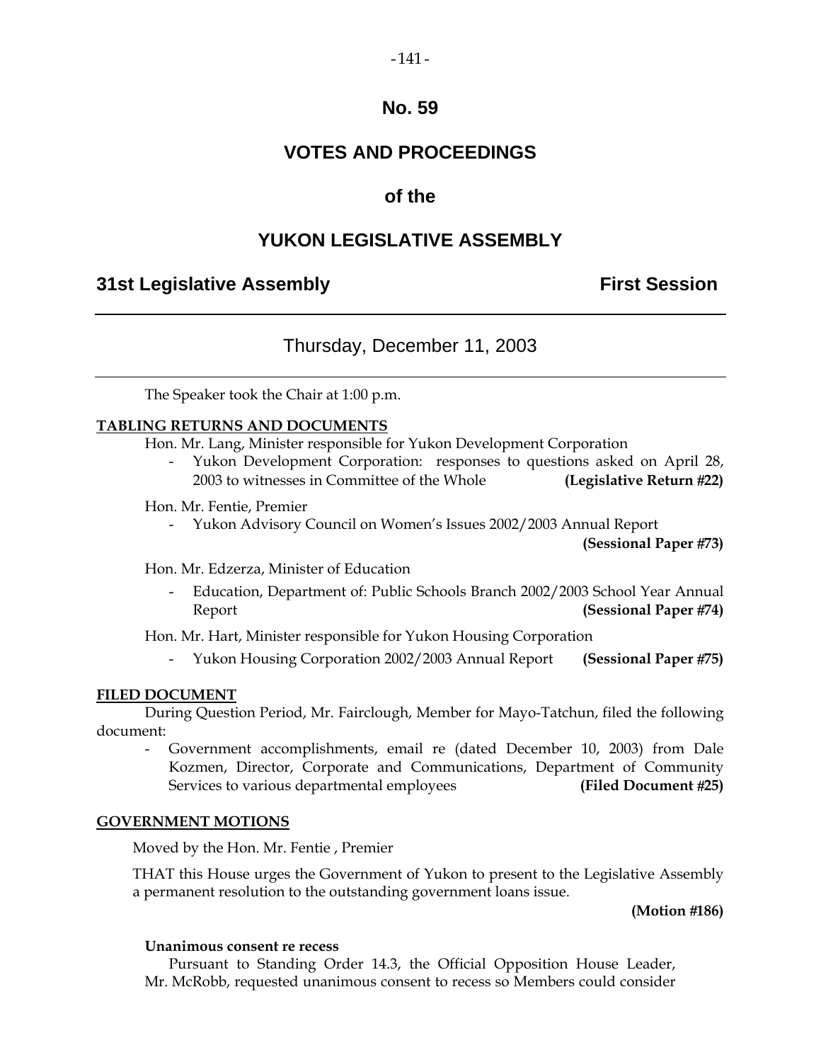# No. 59

# VOTES AND PROCEEDINGS

# of the

# YUKON LEGISLATIVE ASSEMBLY

**31st Legislative Assembly** **First Session**

---

Thursday, December 11, 2003

---

The Speaker took the Chair at 1:00 p.m.

**TABLING RETURNS AND DOCUMENTS**

Hon. Mr. Lang, Minister responsible for Yukon Development Corporation

- Yukon Development Corporation: responses to questions asked on April 28, 2003 to witnesses in Committee of the Whole **(Legislative Return #22)**

Hon. Mr. Fentie, Premier

- Yukon Advisory Council on Women's Issues 2002/2003 Annual Report **(Sessional Paper #73)**

Hon. Mr. Edzerza, Minister of Education

- Education, Department of: Public Schools Branch 2002/2003 School Year Annual Report **(Sessional Paper #74)**

Hon. Mr. Hart, Minister responsible for Yukon Housing Corporation

- Yukon Housing Corporation 2002/2003 Annual Report **(Sessional Paper #75)**

**FILED DOCUMENT**

During Question Period, Mr. Fairclough, Member for Mayo-Tatchun, filed the following document:

- Government accomplishments, email re (dated December 10, 2003) from Dale Kozmen, Director, Corporate and Communications, Department of Community Services to various departmental employees **(Filed Document #25)**

**GOVERNMENT MOTIONS**

Moved by the Hon. Mr. Fentie , Premier

THAT this House urges the Government of Yukon to present to the Legislative Assembly a permanent resolution to the outstanding government loans issue.

**(Motion #186)**

**Unanimous consent re recess**

Pursuant to Standing Order 14.3, the Official Opposition House Leader, Mr. McRobb, requested unanimous consent to recess so Members could consider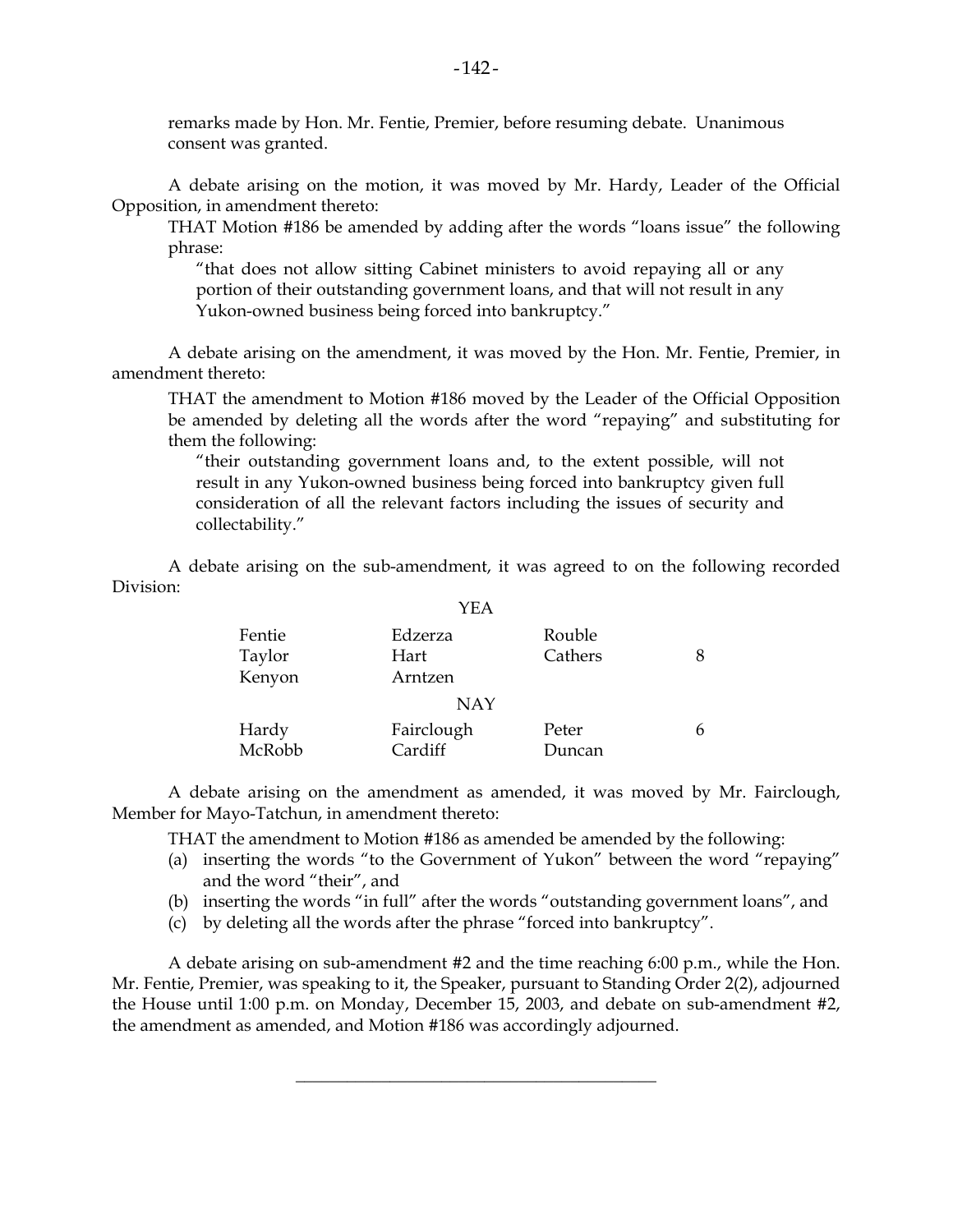remarks made by Hon. Mr. Fentie, Premier, before resuming debate. Unanimous consent was granted.

A debate arising on the motion, it was moved by Mr. Hardy, Leader of the Official Opposition, in amendment thereto:

> THAT Motion #186 be amended by adding after the words "loans issue" the following phrase:
>
> > "that does not allow sitting Cabinet ministers to avoid repaying all or any portion of their outstanding government loans, and that will not result in any Yukon-owned business being forced into bankruptcy."

A debate arising on the amendment, it was moved by the Hon. Mr. Fentie, Premier, in amendment thereto:

> THAT the amendment to Motion #186 moved by the Leader of the Official Opposition be amended by deleting all the words after the word "repaying" and substituting for them the following:
>
> > "their outstanding government loans and, to the extent possible, will not result in any Yukon-owned business being forced into bankruptcy given full consideration of all the relevant factors including the issues of security and collectability."

A debate arising on the sub-amendment, it was agreed to on the following recorded Division:

YEA

| | | | |
|---|---|---|---|
| Fentie | Edzerza | Rouble | |
| Taylor | Hart | Cathers | 8 |
| Kenyon | Arntzen | | |

NAY

| | | | |
|---|---|---|---|
| Hardy | Fairclough | Peter | 6 |
| McRobb | Cardiff | Duncan | |

A debate arising on the amendment as amended, it was moved by Mr. Fairclough, Member for Mayo-Tatchun, in amendment thereto:

> THAT the amendment to Motion #186 as amended be amended by the following:
>
> (a) inserting the words "to the Government of Yukon" between the word "repaying" and the word "their", and
>
> (b) inserting the words "in full" after the words "outstanding government loans", and
>
> (c) by deleting all the words after the phrase "forced into bankruptcy".

A debate arising on sub-amendment #2 and the time reaching 6:00 p.m., while the Hon. Mr. Fentie, Premier, was speaking to it, the Speaker, pursuant to Standing Order 2(2), adjourned the House until 1:00 p.m. on Monday, December 15, 2003, and debate on sub-amendment #2, the amendment as amended, and Motion #186 was accordingly adjourned.

---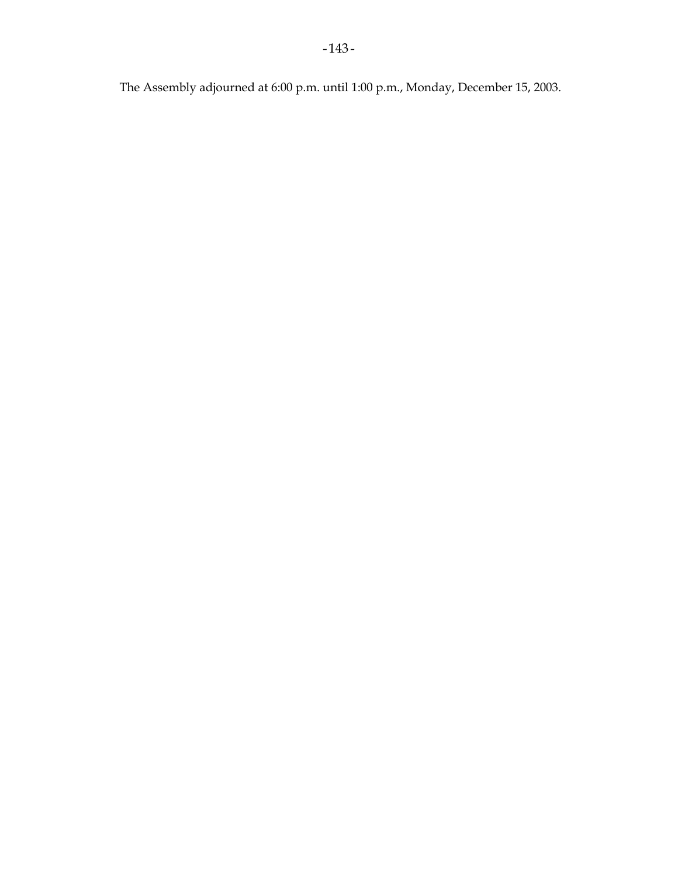The Assembly adjourned at 6:00 p.m. until 1:00 p.m., Monday, December 15, 2003.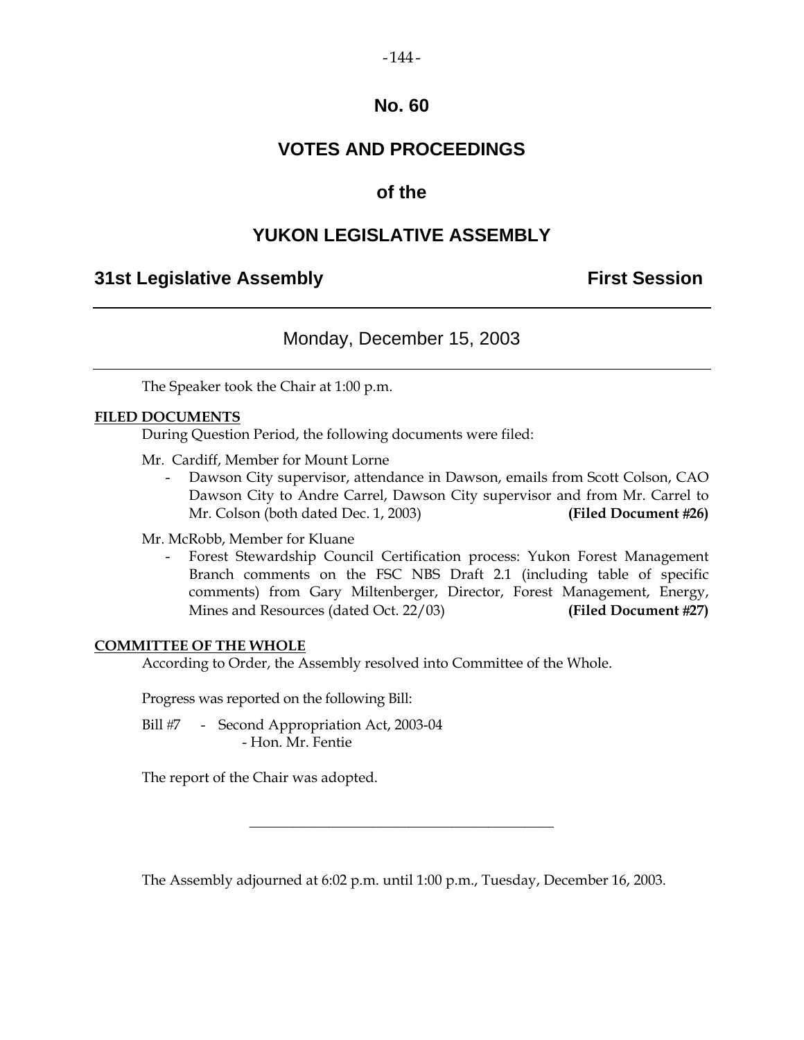# No. 60

# VOTES AND PROCEEDINGS

# of the

# YUKON LEGISLATIVE ASSEMBLY

## 31st Legislative Assembly — First Session

---

### Monday, December 15, 2003

---

The Speaker took the Chair at 1:00 p.m.

**FILED DOCUMENTS**

During Question Period, the following documents were filed:

Mr. Cardiff, Member for Mount Lorne

- Dawson City supervisor, attendance in Dawson, emails from Scott Colson, CAO Dawson City to Andre Carrel, Dawson City supervisor and from Mr. Carrel to Mr. Colson (both dated Dec. 1, 2003) **(Filed Document #26)**

Mr. McRobb, Member for Kluane

- Forest Stewardship Council Certification process: Yukon Forest Management Branch comments on the FSC NBS Draft 2.1 (including table of specific comments) from Gary Miltenberger, Director, Forest Management, Energy, Mines and Resources (dated Oct. 22/03) **(Filed Document #27)**

**COMMITTEE OF THE WHOLE**

According to Order, the Assembly resolved into Committee of the Whole.

Progress was reported on the following Bill:

Bill #7 - Second Appropriation Act, 2003-04
- Hon. Mr. Fentie

The report of the Chair was adopted.

---

The Assembly adjourned at 6:02 p.m. until 1:00 p.m., Tuesday, December 16, 2003.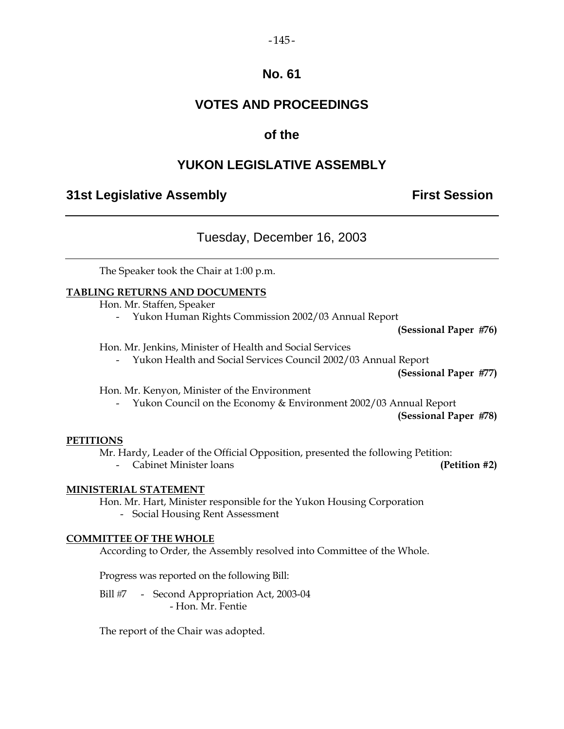# No. 61

# VOTES AND PROCEEDINGS

## of the

# YUKON LEGISLATIVE ASSEMBLY

**31st Legislative Assembly** **First Session**

---

Tuesday, December 16, 2003

---

The Speaker took the Chair at 1:00 p.m.

**TABLING RETURNS AND DOCUMENTS**

Hon. Mr. Staffen, Speaker

- Yukon Human Rights Commission 2002/03 Annual Report **(Sessional Paper #76)**

Hon. Mr. Jenkins, Minister of Health and Social Services

- Yukon Health and Social Services Council 2002/03 Annual Report **(Sessional Paper #77)**

Hon. Mr. Kenyon, Minister of the Environment

- Yukon Council on the Economy & Environment 2002/03 Annual Report **(Sessional Paper #78)**

**PETITIONS**

Mr. Hardy, Leader of the Official Opposition, presented the following Petition:

- Cabinet Minister loans **(Petition #2)**

**MINISTERIAL STATEMENT**

Hon. Mr. Hart, Minister responsible for the Yukon Housing Corporation

- Social Housing Rent Assessment

**COMMITTEE OF THE WHOLE**

According to Order, the Assembly resolved into Committee of the Whole.

Progress was reported on the following Bill:

Bill #7 - Second Appropriation Act, 2003-04
- Hon. Mr. Fentie

The report of the Chair was adopted.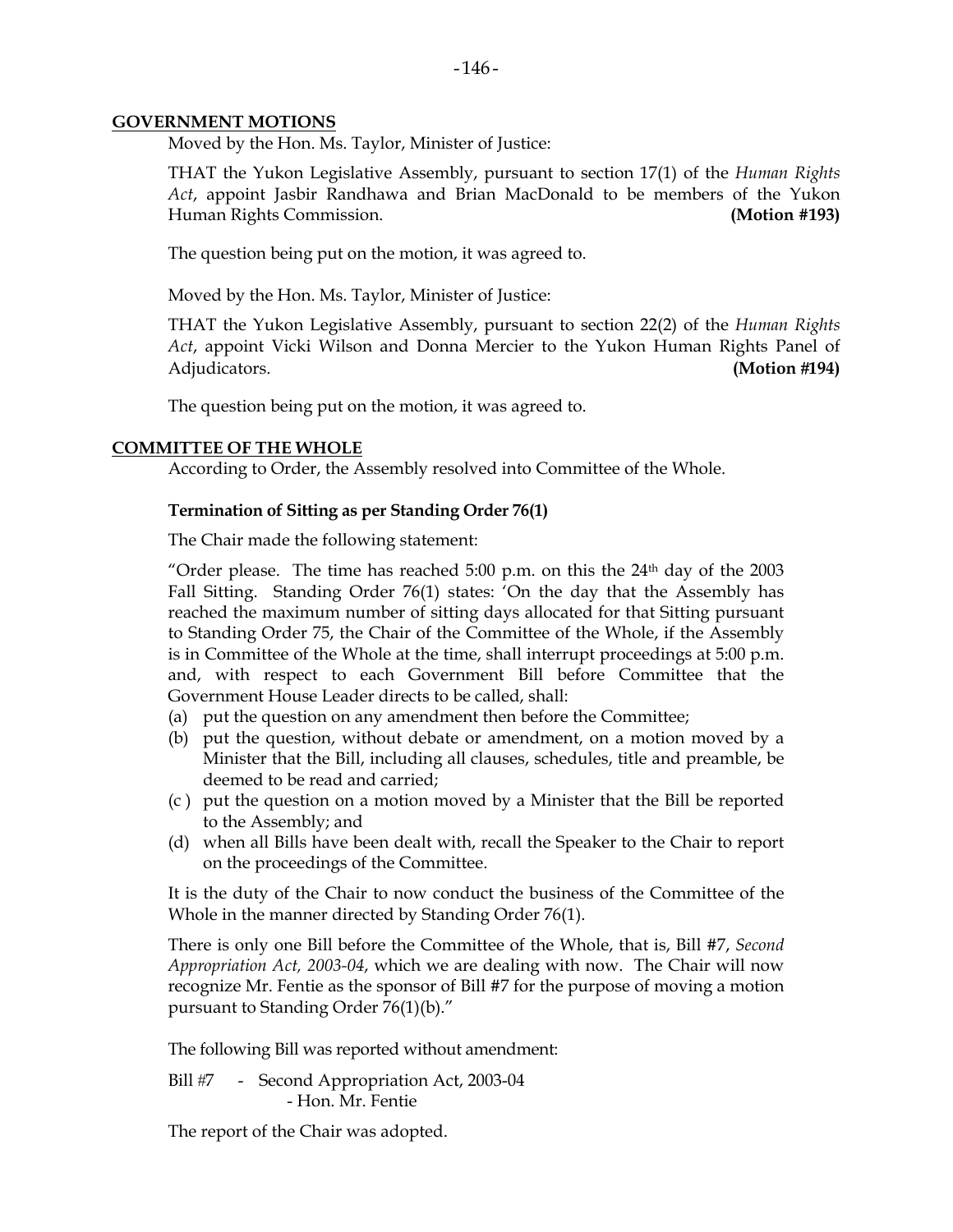## GOVERNMENT MOTIONS

Moved by the Hon. Ms. Taylor, Minister of Justice:

THAT the Yukon Legislative Assembly, pursuant to section 17(1) of the *Human Rights Act*, appoint Jasbir Randhawa and Brian MacDonald to be members of the Yukon Human Rights Commission. **(Motion #193)**

The question being put on the motion, it was agreed to.

Moved by the Hon. Ms. Taylor, Minister of Justice:

THAT the Yukon Legislative Assembly, pursuant to section 22(2) of the *Human Rights Act*, appoint Vicki Wilson and Donna Mercier to the Yukon Human Rights Panel of Adjudicators. **(Motion #194)**

The question being put on the motion, it was agreed to.

## COMMITTEE OF THE WHOLE

According to Order, the Assembly resolved into Committee of the Whole.

### Termination of Sitting as per Standing Order 76(1)

The Chair made the following statement:

"Order please. The time has reached 5:00 p.m. on this the 24th day of the 2003 Fall Sitting. Standing Order 76(1) states: 'On the day that the Assembly has reached the maximum number of sitting days allocated for that Sitting pursuant to Standing Order 75, the Chair of the Committee of the Whole, if the Assembly is in Committee of the Whole at the time, shall interrupt proceedings at 5:00 p.m. and, with respect to each Government Bill before Committee that the Government House Leader directs to be called, shall:

(a) put the question on any amendment then before the Committee;
(b) put the question, without debate or amendment, on a motion moved by a Minister that the Bill, including all clauses, schedules, title and preamble, be deemed to be read and carried;
(c ) put the question on a motion moved by a Minister that the Bill be reported to the Assembly; and
(d) when all Bills have been dealt with, recall the Speaker to the Chair to report on the proceedings of the Committee.

It is the duty of the Chair to now conduct the business of the Committee of the Whole in the manner directed by Standing Order 76(1).

There is only one Bill before the Committee of the Whole, that is, Bill #7, *Second Appropriation Act, 2003-04*, which we are dealing with now. The Chair will now recognize Mr. Fentie as the sponsor of Bill #7 for the purpose of moving a motion pursuant to Standing Order 76(1)(b)."

The following Bill was reported without amendment:

Bill #7 - Second Appropriation Act, 2003-04
- Hon. Mr. Fentie

The report of the Chair was adopted.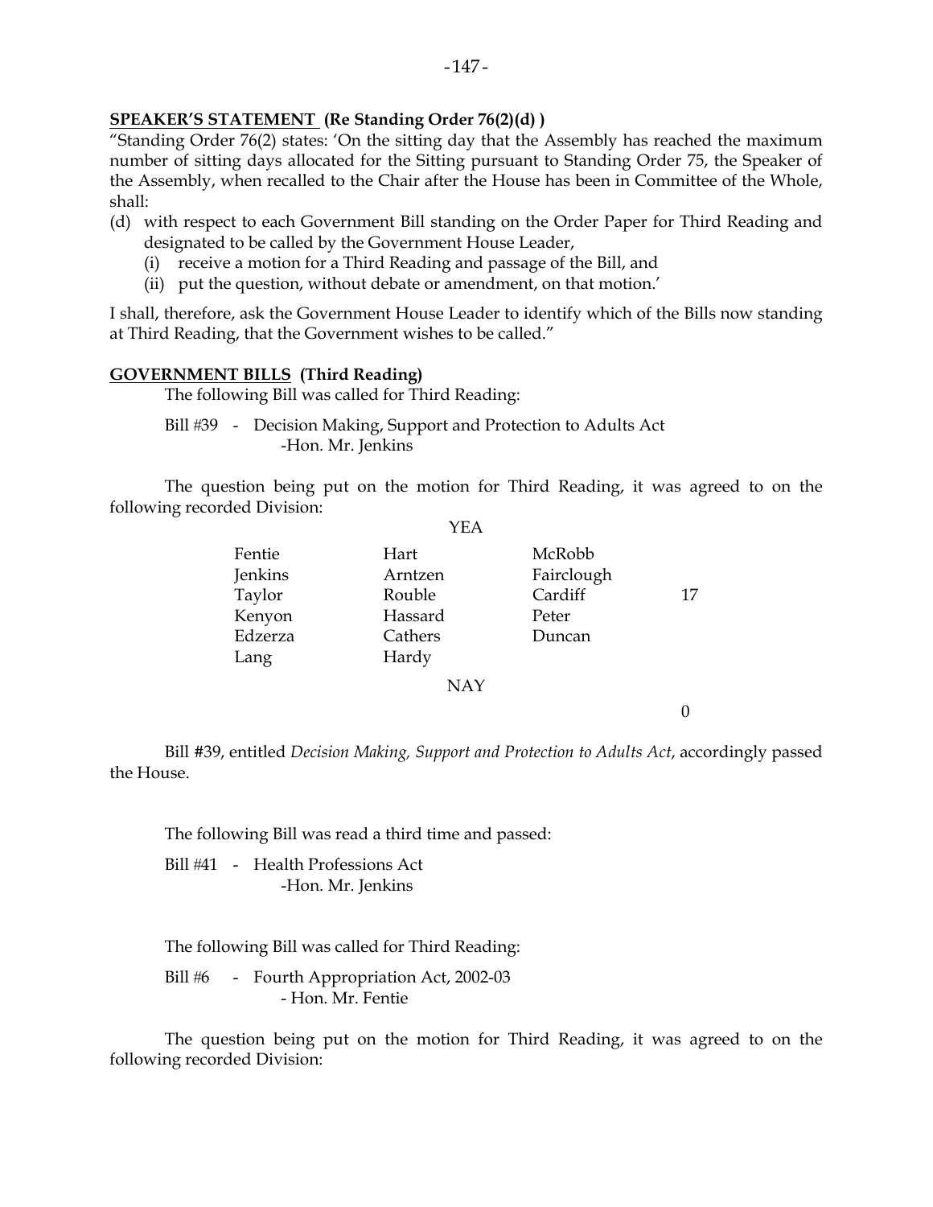**SPEAKER'S STATEMENT (Re Standing Order 76(2)(d) )**

"Standing Order 76(2) states: 'On the sitting day that the Assembly has reached the maximum number of sitting days allocated for the Sitting pursuant to Standing Order 75, the Speaker of the Assembly, when recalled to the Chair after the House has been in Committee of the Whole, shall:

(d) with respect to each Government Bill standing on the Order Paper for Third Reading and designated to be called by the Government House Leader,
   (i) receive a motion for a Third Reading and passage of the Bill, and
   (ii) put the question, without debate or amendment, on that motion.'

I shall, therefore, ask the Government House Leader to identify which of the Bills now standing at Third Reading, that the Government wishes to be called."

**GOVERNMENT BILLS (Third Reading)**

The following Bill was called for Third Reading:

Bill #39 - Decision Making, Support and Protection to Adults Act
-Hon. Mr. Jenkins

The question being put on the motion for Third Reading, it was agreed to on the following recorded Division:

YEA

| | | | |
|---|---|---|---|
| Fentie | Hart | McRobb | |
| Jenkins | Arntzen | Fairclough | |
| Taylor | Rouble | Cardiff | 17 |
| Kenyon | Hassard | Peter | |
| Edzerza | Cathers | Duncan | |
| Lang | Hardy | | |

NAY

0

Bill #39, entitled *Decision Making, Support and Protection to Adults Act*, accordingly passed the House.

The following Bill was read a third time and passed:

Bill #41 - Health Professions Act
-Hon. Mr. Jenkins

The following Bill was called for Third Reading:

Bill #6 - Fourth Appropriation Act, 2002-03
- Hon. Mr. Fentie

The question being put on the motion for Third Reading, it was agreed to on the following recorded Division: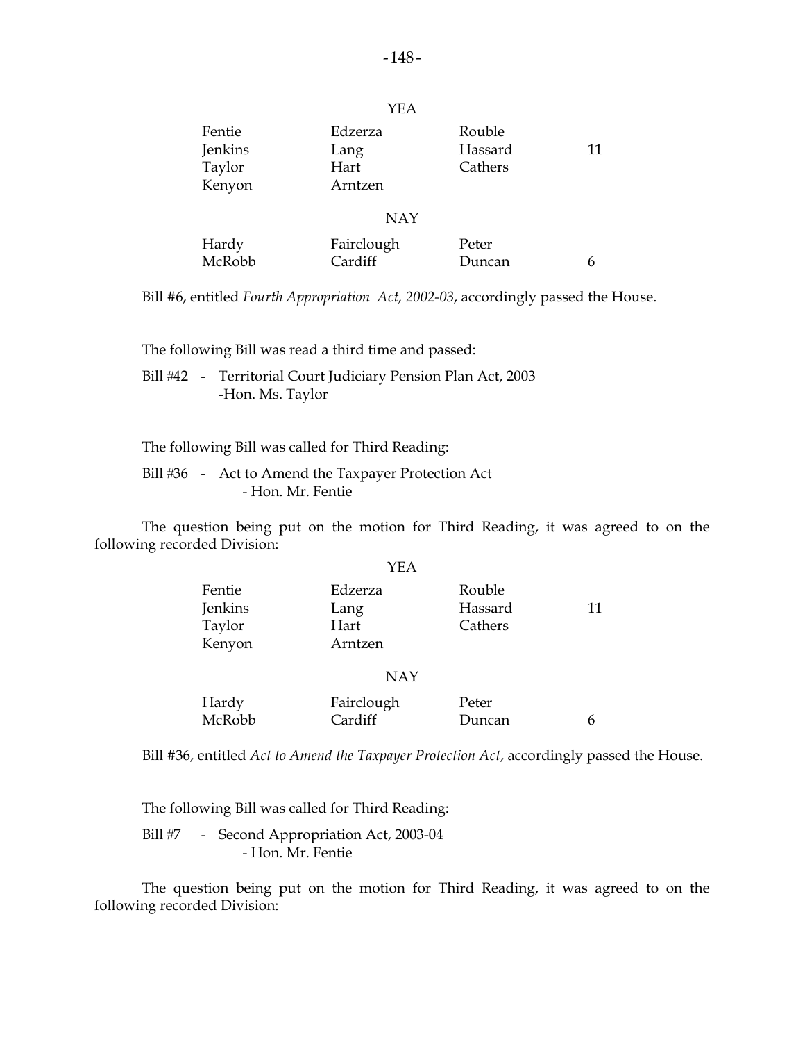| YEA | | | |
|---|---|---|---|
| Fentie | Edzerza | Rouble | |
| Jenkins | Lang | Hassard | 11 |
| Taylor | Hart | Cathers | |
| Kenyon | Arntzen | | |

| NAY | | | |
|---|---|---|---|
| Hardy | Fairclough | Peter | |
| McRobb | Cardiff | Duncan | 6 |

Bill #6, entitled *Fourth Appropriation Act, 2002-03*, accordingly passed the House.

The following Bill was read a third time and passed:

Bill #42 - Territorial Court Judiciary Pension Plan Act, 2003
-Hon. Ms. Taylor

The following Bill was called for Third Reading:

Bill #36 - Act to Amend the Taxpayer Protection Act
- Hon. Mr. Fentie

The question being put on the motion for Third Reading, it was agreed to on the following recorded Division:

| YEA | | | |
|---|---|---|---|
| Fentie | Edzerza | Rouble | |
| Jenkins | Lang | Hassard | 11 |
| Taylor | Hart | Cathers | |
| Kenyon | Arntzen | | |

| NAY | | | |
|---|---|---|---|
| Hardy | Fairclough | Peter | |
| McRobb | Cardiff | Duncan | 6 |

Bill #36, entitled *Act to Amend the Taxpayer Protection Act*, accordingly passed the House.

The following Bill was called for Third Reading:

Bill #7 - Second Appropriation Act, 2003-04
- Hon. Mr. Fentie

The question being put on the motion for Third Reading, it was agreed to on the following recorded Division: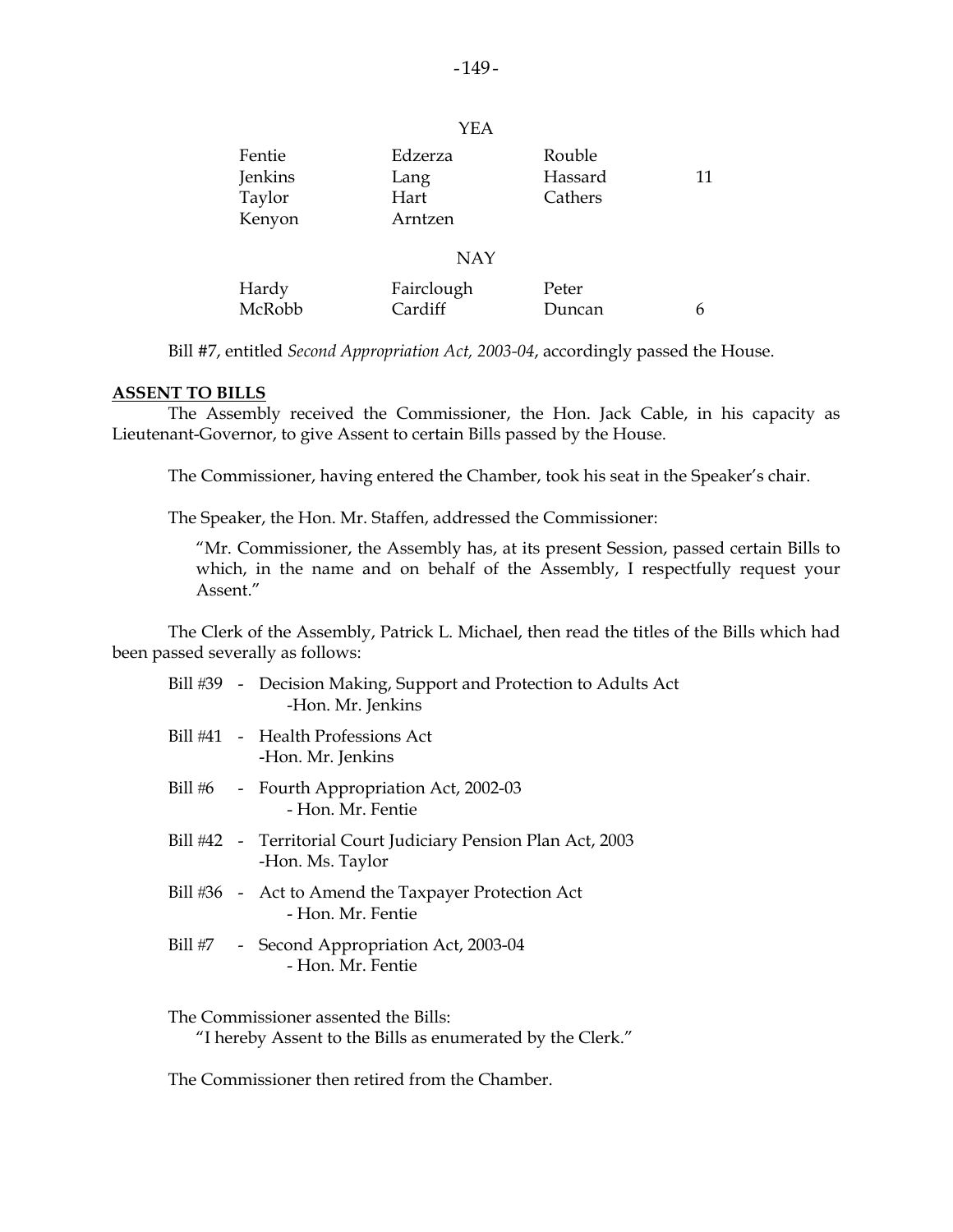YEA

| | | | |
|---|---|---|---|
| Fentie | Edzerza | Rouble | |
| Jenkins | Lang | Hassard | 11 |
| Taylor | Hart | Cathers | |
| Kenyon | Arntzen | | |

NAY

| | | | |
|---|---|---|---|
| Hardy | Fairclough | Peter | |
| McRobb | Cardiff | Duncan | 6 |

Bill #7, entitled *Second Appropriation Act, 2003-04*, accordingly passed the House.

**ASSENT TO BILLS**

The Assembly received the Commissioner, the Hon. Jack Cable, in his capacity as Lieutenant-Governor, to give Assent to certain Bills passed by the House.

The Commissioner, having entered the Chamber, took his seat in the Speaker's chair.

The Speaker, the Hon. Mr. Staffen, addressed the Commissioner:

> "Mr. Commissioner, the Assembly has, at its present Session, passed certain Bills to which, in the name and on behalf of the Assembly, I respectfully request your Assent."

The Clerk of the Assembly, Patrick L. Michael, then read the titles of the Bills which had been passed severally as follows:

- Bill #39 - Decision Making, Support and Protection to Adults Act -Hon. Mr. Jenkins
- Bill #41 - Health Professions Act -Hon. Mr. Jenkins
- Bill #6 - Fourth Appropriation Act, 2002-03 - Hon. Mr. Fentie
- Bill #42 - Territorial Court Judiciary Pension Plan Act, 2003 -Hon. Ms. Taylor
- Bill #36 - Act to Amend the Taxpayer Protection Act - Hon. Mr. Fentie
- Bill #7 - Second Appropriation Act, 2003-04 - Hon. Mr. Fentie

The Commissioner assented the Bills:
"I hereby Assent to the Bills as enumerated by the Clerk."

The Commissioner then retired from the Chamber.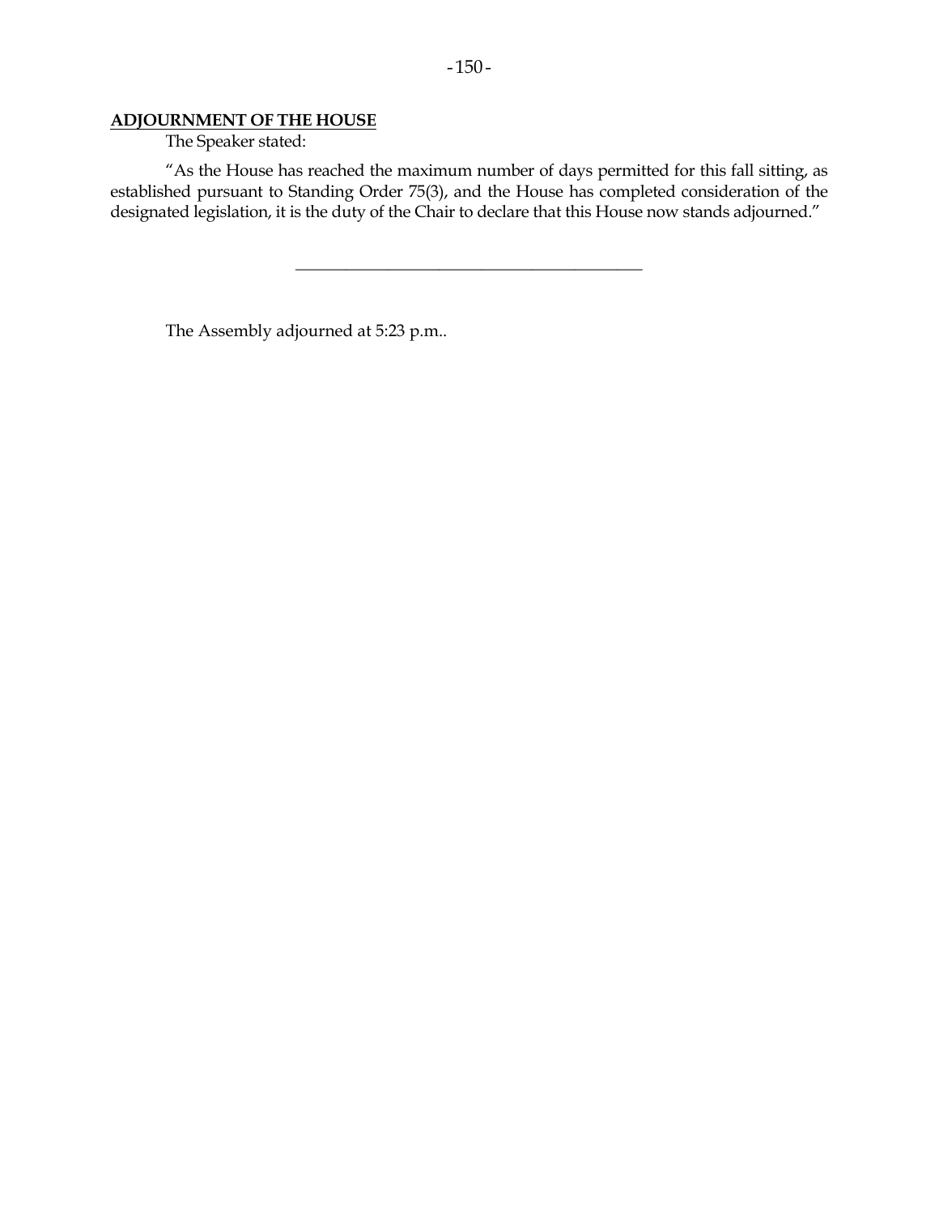**ADJOURNMENT OF THE HOUSE**

The Speaker stated:

"As the House has reached the maximum number of days permitted for this fall sitting, as established pursuant to Standing Order 75(3), and the House has completed consideration of the designated legislation, it is the duty of the Chair to declare that this House now stands adjourned."

---

The Assembly adjourned at 5:23 p.m..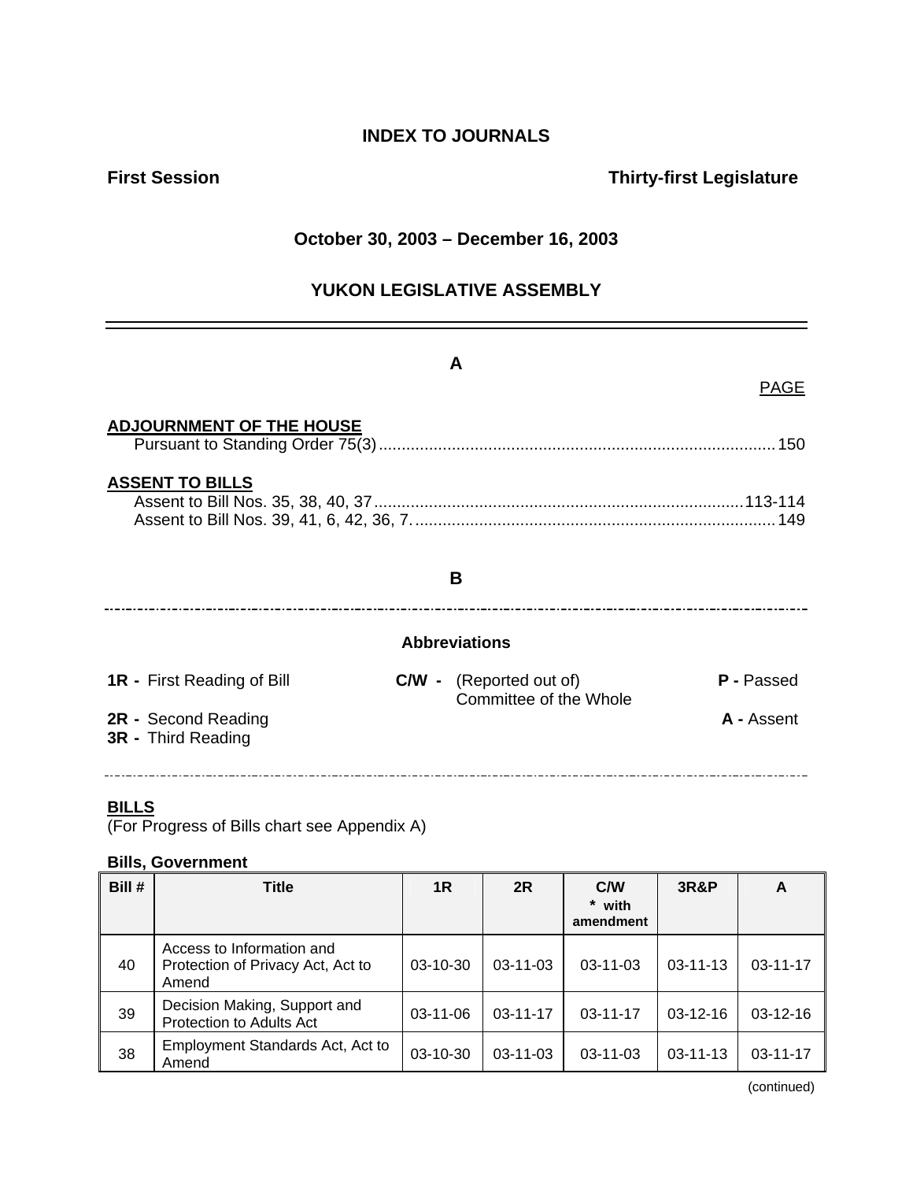# INDEX TO JOURNALS

**First Session** **Thirty-first Legislature**

**October 30, 2003 – December 16, 2003**

**YUKON LEGISLATIVE ASSEMBLY**

---

## A

PAGE

**ADJOURNMENT OF THE HOUSE**

Pursuant to Standing Order 75(3) ....... 150

**ASSENT TO BILLS**

Assent to Bill Nos. 35, 38, 40, 37 ....... 113-114
Assent to Bill Nos. 39, 41, 6, 42, 36, 7. ....... 149

## B

---

**Abbreviations**

**1R -** First Reading of Bill
**2R -** Second Reading
**3R -** Third Reading
**C/W -** (Reported out of) Committee of the Whole
**P -** Passed
**A -** Assent

---

**BILLS**
(For Progress of Bills chart see Appendix A)

**Bills, Government**

| Bill # | Title | 1R | 2R | C/W * with amendment | 3R&P | A |
|---|---|---|---|---|---|---|
| 40 | Access to Information and Protection of Privacy Act, Act to Amend | 03-10-30 | 03-11-03 | 03-11-03 | 03-11-13 | 03-11-17 |
| 39 | Decision Making, Support and Protection to Adults Act | 03-11-06 | 03-11-17 | 03-11-17 | 03-12-16 | 03-12-16 |
| 38 | Employment Standards Act, Act to Amend | 03-10-30 | 03-11-03 | 03-11-03 | 03-11-13 | 03-11-17 |

(continued)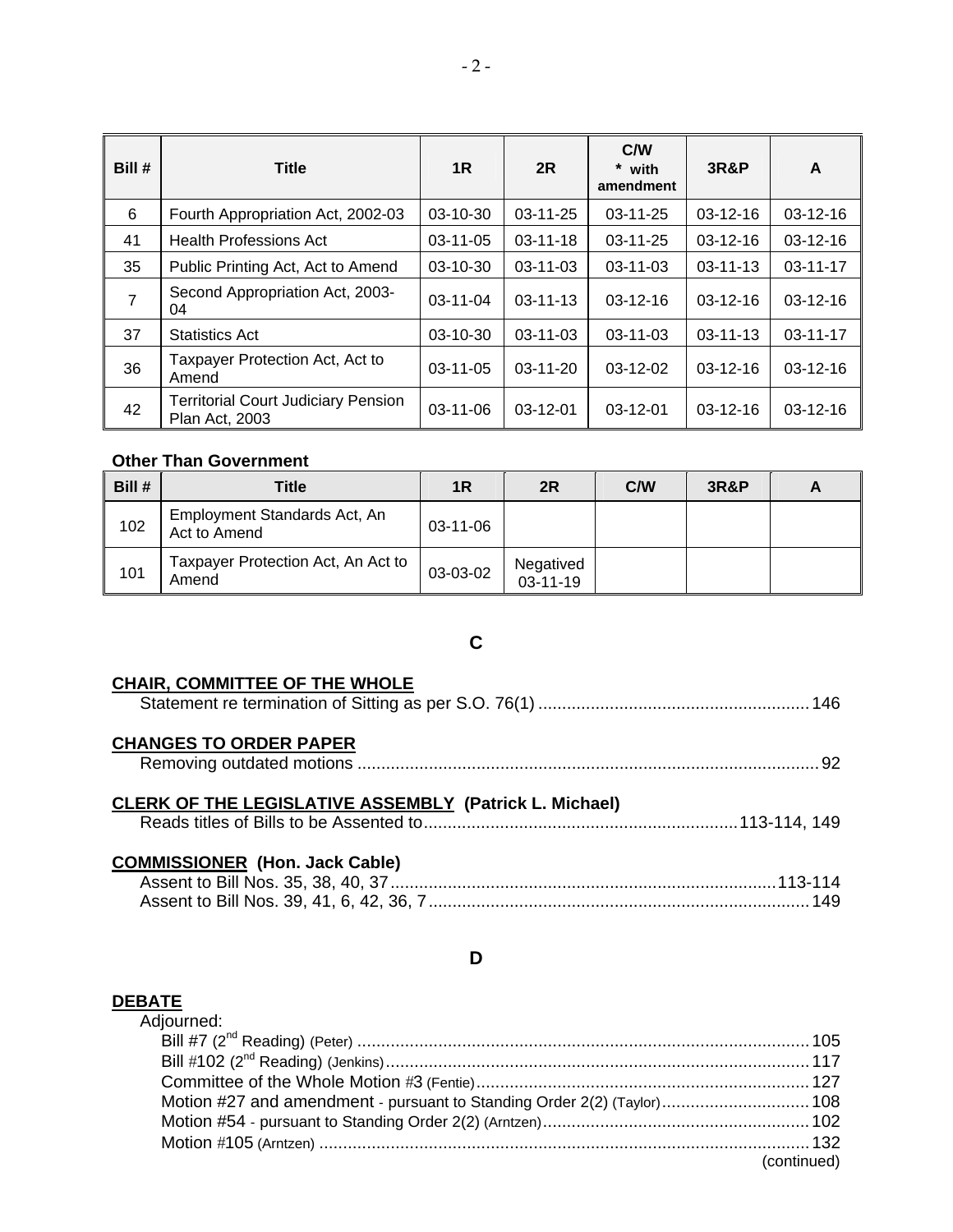| Bill # | Title | 1R | 2R | C/W * with amendment | 3R&P | A |
|---|---|---|---|---|---|---|
| 6 | Fourth Appropriation Act, 2002-03 | 03-10-30 | 03-11-25 | 03-11-25 | 03-12-16 | 03-12-16 |
| 41 | Health Professions Act | 03-11-05 | 03-11-18 | 03-11-25 | 03-12-16 | 03-12-16 |
| 35 | Public Printing Act, Act to Amend | 03-10-30 | 03-11-03 | 03-11-03 | 03-11-13 | 03-11-17 |
| 7 | Second Appropriation Act, 2003-04 | 03-11-04 | 03-11-13 | 03-12-16 | 03-12-16 | 03-12-16 |
| 37 | Statistics Act | 03-10-30 | 03-11-03 | 03-11-03 | 03-11-13 | 03-11-17 |
| 36 | Taxpayer Protection Act, Act to Amend | 03-11-05 | 03-11-20 | 03-12-02 | 03-12-16 | 03-12-16 |
| 42 | Territorial Court Judiciary Pension Plan Act, 2003 | 03-11-06 | 03-12-01 | 03-12-01 | 03-12-16 | 03-12-16 |

**Other Than Government**

| Bill # | Title | 1R | 2R | C/W | 3R&P | A |
|---|---|---|---|---|---|---|
| 102 | Employment Standards Act, An Act to Amend | 03-11-06 | | | | |
| 101 | Taxpayer Protection Act, An Act to Amend | 03-03-02 | Negatived 03-11-19 | | | |

## C

**CHAIR, COMMITTEE OF THE WHOLE**

Statement re termination of Sitting as per S.O. 76(1) ........ 146

**CHANGES TO ORDER PAPER**

Removing outdated motions ........ 92

**CLERK OF THE LEGISLATIVE ASSEMBLY (Patrick L. Michael)**

Reads titles of Bills to be Assented to ........ 113-114, 149

**COMMISSIONER (Hon. Jack Cable)**

Assent to Bill Nos. 35, 38, 40, 37 ........ 113-114

Assent to Bill Nos. 39, 41, 6, 42, 36, 7 ........ 149

## D

**DEBATE**

Adjourned:

- Bill #7 (2nd Reading) (Peter) ........ 105
- Bill #102 (2nd Reading) (Jenkins) ........ 117
- Committee of the Whole Motion #3 (Fentie) ........ 127
- Motion #27 and amendment - pursuant to Standing Order 2(2) (Taylor) ........ 108
- Motion #54 - pursuant to Standing Order 2(2) (Arntzen) ........ 102
- Motion #105 (Arntzen) ........ 132

(continued)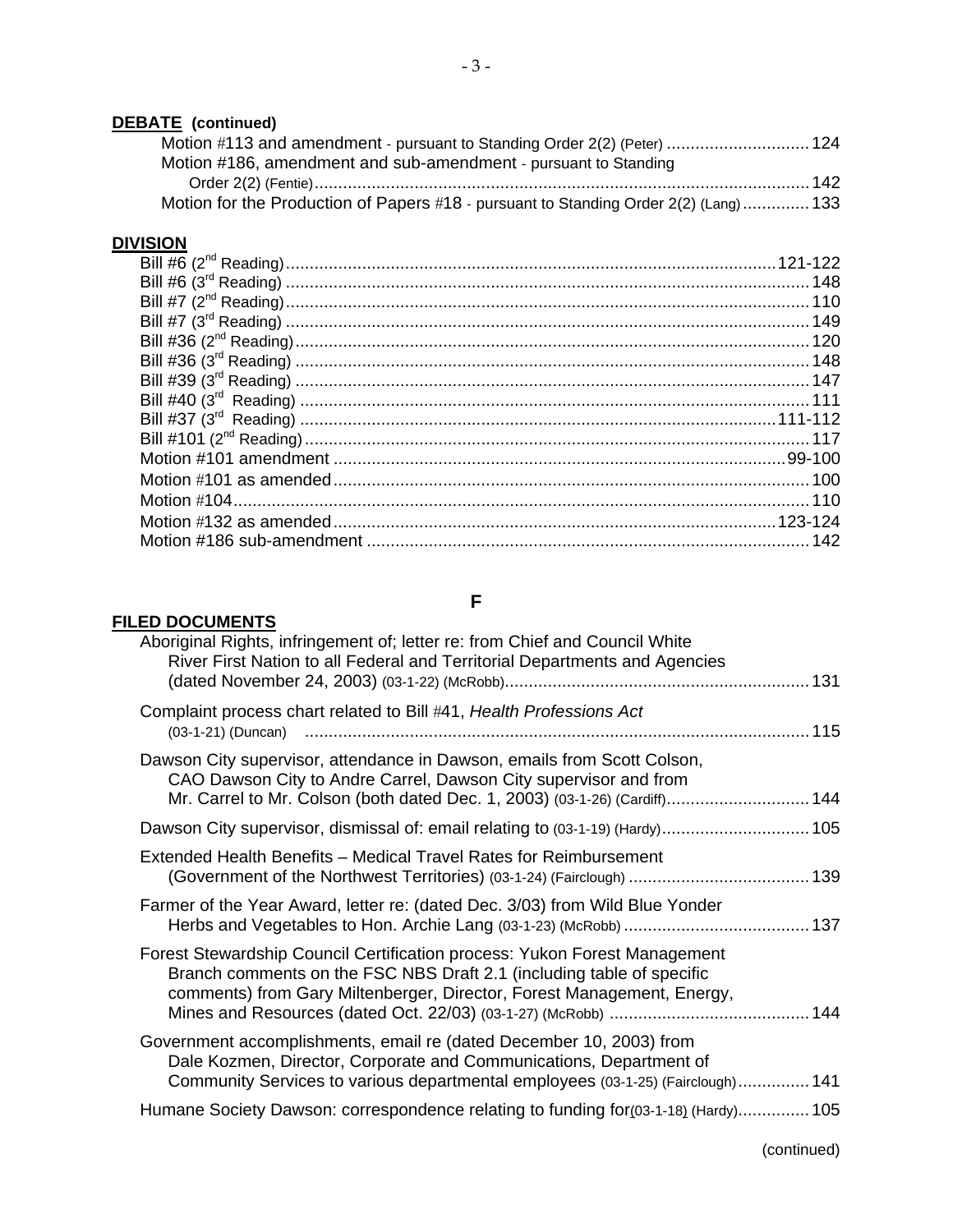**DEBATE (continued)**

Motion #113 and amendment - pursuant to Standing Order 2(2) (Peter) .............................. 124
Motion #186, amendment and sub-amendment - pursuant to Standing Order 2(2) (Fentie)........................................................................................................ 142
Motion for the Production of Papers #18 - pursuant to Standing Order 2(2) (Lang) ............. 133

**DIVISION**

Bill #6 (2nd Reading)........................................................................................................121-122
Bill #6 (3rd Reading) ............................................................................................................ 148
Bill #7 (2nd Reading)............................................................................................................ 110
Bill #7 (3rd Reading) ............................................................................................................ 149
Bill #36 (2nd Reading)........................................................................................................... 120
Bill #36 (3rd Reading) ........................................................................................................... 148
Bill #39 (3rd Reading) ........................................................................................................... 147
Bill #40 (3rd Reading) ........................................................................................................... 111
Bill #37 (3rd Reading) ......................................................................................................111-112
Bill #101 (2nd Reading)......................................................................................................... 117
Motion #101 amendment ................................................................................................99-100
Motion #101 as amended.................................................................................................... 100
Motion #104......................................................................................................................... 110
Motion #132 as amended..............................................................................................123-124
Motion #186 sub-amendment ............................................................................................. 142

## F

**FILED DOCUMENTS**

Aboriginal Rights, infringement of; letter re: from Chief and Council White River First Nation to all Federal and Territorial Departments and Agencies (dated November 24, 2003) (03-1-22) (McRobb)................................................................ 131

Complaint process chart related to Bill #41, *Health Professions Act* (03-1-21) (Duncan) .......................................................................................................... 115

Dawson City supervisor, attendance in Dawson, emails from Scott Colson, CAO Dawson City to Andre Carrel, Dawson City supervisor and from Mr. Carrel to Mr. Colson (both dated Dec. 1, 2003) (03-1-26) (Cardiff).............................. 144

Dawson City supervisor, dismissal of: email relating to (03-1-19) (Hardy)............................... 105

Extended Health Benefits – Medical Travel Rates for Reimbursement (Government of the Northwest Territories) (03-1-24) (Fairclough) ....................................... 139

Farmer of the Year Award, letter re: (dated Dec. 3/03) from Wild Blue Yonder Herbs and Vegetables to Hon. Archie Lang (03-1-23) (McRobb) ....................................... 137

Forest Stewardship Council Certification process: Yukon Forest Management Branch comments on the FSC NBS Draft 2.1 (including table of specific comments) from Gary Miltenberger, Director, Forest Management, Energy, Mines and Resources (dated Oct. 22/03) (03-1-27) (McRobb) .......................................... 144

Government accomplishments, email re (dated December 10, 2003) from Dale Kozmen, Director, Corporate and Communications, Department of Community Services to various departmental employees (03-1-25) (Fairclough)............... 141

Humane Society Dawson: correspondence relating to funding for(03-1-18) (Hardy)............... 105

(continued)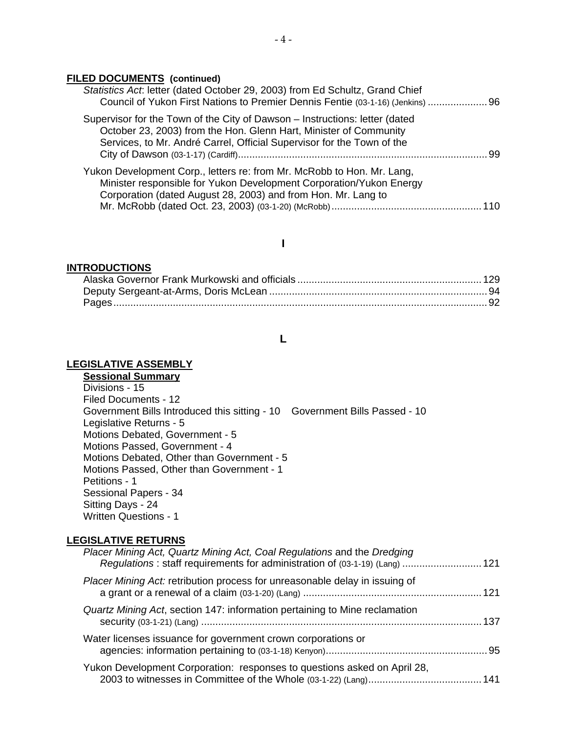**FILED DOCUMENTS (continued)**

*Statistics Act*: letter (dated October 29, 2003) from Ed Schultz, Grand Chief Council of Yukon First Nations to Premier Dennis Fentie (03-1-16) (Jenkins) ..................... 96

Supervisor for the Town of the City of Dawson – Instructions: letter (dated October 23, 2003) from the Hon. Glenn Hart, Minister of Community Services, to Mr. André Carrel, Official Supervisor for the Town of the City of Dawson (03-1-17) (Cardiff)........................................................................................ 99

Yukon Development Corp., letters re: from Mr. McRobb to Hon. Mr. Lang, Minister responsible for Yukon Development Corporation/Yukon Energy Corporation (dated August 28, 2003) and from Hon. Mr. Lang to Mr. McRobb (dated Oct. 23, 2003) (03-1-20) (McRobb)..................................................... 110

## I

**INTRODUCTIONS**

Alaska Governor Frank Murkowski and officials ................................................................ 129
Deputy Sergeant-at-Arms, Doris McLean ............................................................................ 94
Pages..................................................................................................................................... 92

## L

**LEGISLATIVE ASSEMBLY**

**Sessional Summary**

Divisions - 15
Filed Documents - 12
Government Bills Introduced this sitting - 10    Government Bills Passed - 10
Legislative Returns - 5
Motions Debated, Government - 5
Motions Passed, Government - 4
Motions Debated, Other than Government - 5
Motions Passed, Other than Government - 1
Petitions - 1
Sessional Papers - 34
Sitting Days - 24
Written Questions - 1

**LEGISLATIVE RETURNS**

*Placer Mining Act, Quartz Mining Act, Coal Regulations* and the *Dredging Regulations* : staff requirements for administration of (03-1-19) (Lang) ............................ 121

*Placer Mining Act:* retribution process for unreasonable delay in issuing of a grant or a renewal of a claim (03-1-20) (Lang) ............................................................... 121

*Quartz Mining Act*, section 147: information pertaining to Mine reclamation security (03-1-21) (Lang) ................................................................................................... 137

Water licenses issuance for government crown corporations or agencies: information pertaining to (03-1-18) Kenyon)......................................................... 95

Yukon Development Corporation: responses to questions asked on April 28, 2003 to witnesses in Committee of the Whole (03-1-22) (Lang)........................................ 141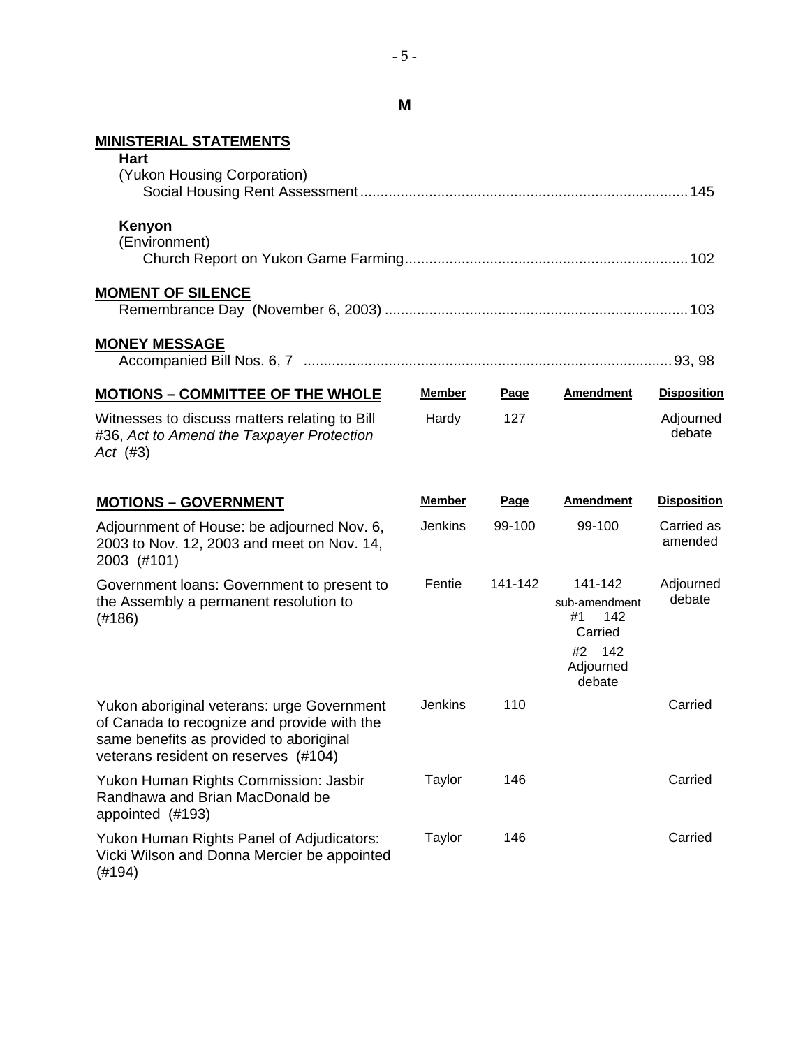# M

## MINISTERIAL STATEMENTS

**Hart**
(Yukon Housing Corporation)
Social Housing Rent Assessment ........ 145

**Kenyon**
(Environment)
Church Report on Yukon Game Farming ........ 102

## MOMENT OF SILENCE

Remembrance Day (November 6, 2003) ........ 103

## MONEY MESSAGE

Accompanied Bill Nos. 6, 7 ........ 93, 98

| MOTIONS – COMMITTEE OF THE WHOLE | Member | Page | Amendment | Disposition |
|---|---|---|---|---|
| Witnesses to discuss matters relating to Bill #36, *Act to Amend the Taxpayer Protection Act* (#3) | Hardy | 127 | | Adjourned debate |

| MOTIONS – GOVERNMENT | Member | Page | Amendment | Disposition |
|---|---|---|---|---|
| Adjournment of House: be adjourned Nov. 6, 2003 to Nov. 12, 2003 and meet on Nov. 14, 2003 (#101) | Jenkins | 99-100 | 99-100 | Carried as amended |
| Government loans: Government to present to the Assembly a permanent resolution to (#186) | Fentie | 141-142 | 141-142 sub-amendment #1 142 Carried #2 142 Adjourned debate | Adjourned debate |
| Yukon aboriginal veterans: urge Government of Canada to recognize and provide with the same benefits as provided to aboriginal veterans resident on reserves (#104) | Jenkins | 110 | | Carried |
| Yukon Human Rights Commission: Jasbir Randhawa and Brian MacDonald be appointed (#193) | Taylor | 146 | | Carried |
| Yukon Human Rights Panel of Adjudicators: Vicki Wilson and Donna Mercier be appointed (#194) | Taylor | 146 | | Carried |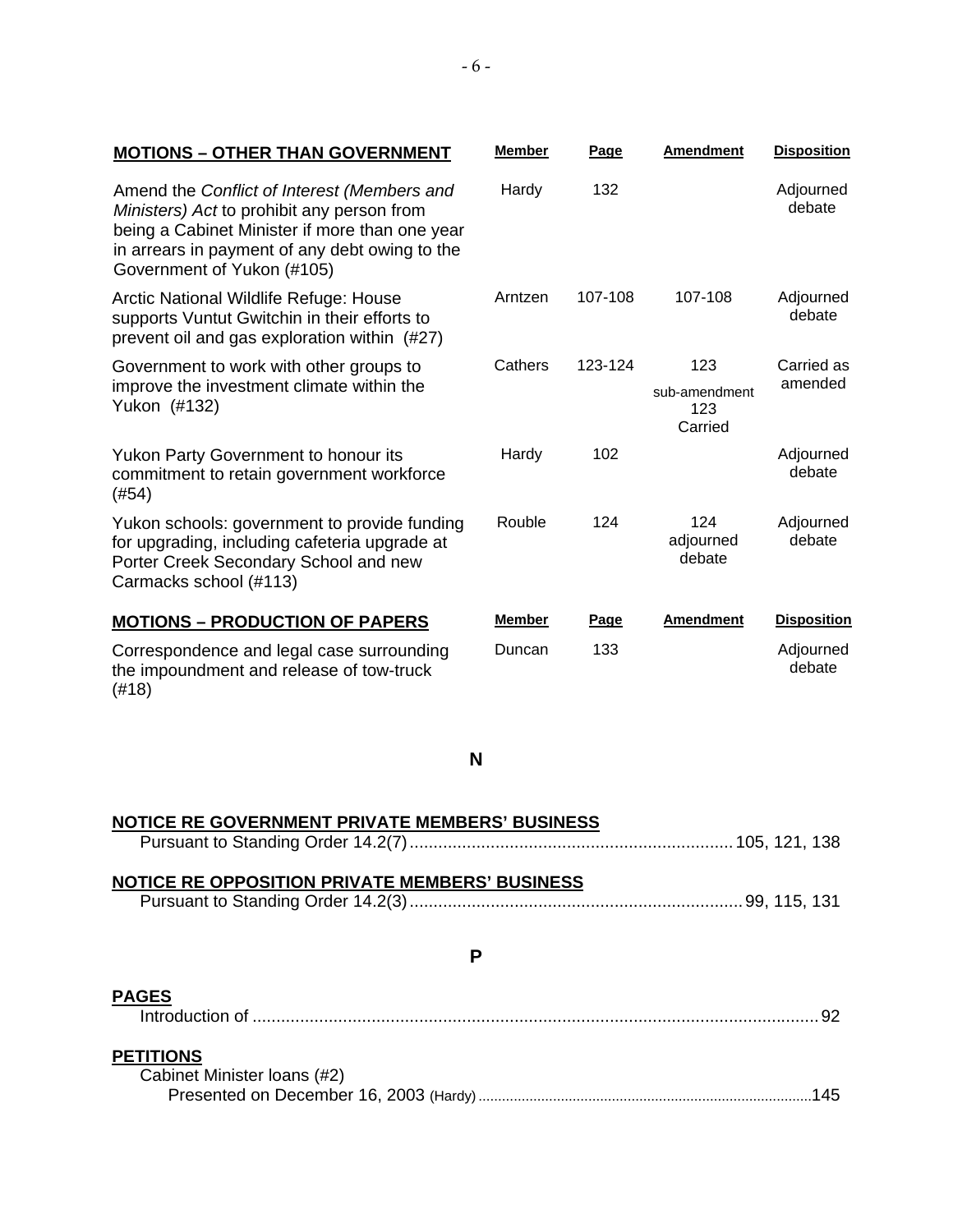| MOTIONS – OTHER THAN GOVERNMENT | Member | Page | Amendment | Disposition |
| --- | --- | --- | --- | --- |
| Amend the *Conflict of Interest (Members and Ministers) Act* to prohibit any person from being a Cabinet Minister if more than one year in arrears in payment of any debt owing to the Government of Yukon (#105) | Hardy | 132 | | Adjourned debate |
| Arctic National Wildlife Refuge: House supports Vuntut Gwitchin in their efforts to prevent oil and gas exploration within (#27) | Arntzen | 107-108 | 107-108 | Adjourned debate |
| Government to work with other groups to improve the investment climate within the Yukon (#132) | Cathers | 123-124 | 123 sub-amendment 123 Carried | Carried as amended |
| Yukon Party Government to honour its commitment to retain government workforce (#54) | Hardy | 102 | | Adjourned debate |
| Yukon schools: government to provide funding for upgrading, including cafeteria upgrade at Porter Creek Secondary School and new Carmacks school (#113) | Rouble | 124 | 124 adjourned debate | Adjourned debate |

| MOTIONS – PRODUCTION OF PAPERS | Member | Page | Amendment | Disposition |
| --- | --- | --- | --- | --- |
| Correspondence and legal case surrounding the impoundment and release of tow-truck (#18) | Duncan | 133 | | Adjourned debate |

## N

**NOTICE RE GOVERNMENT PRIVATE MEMBERS' BUSINESS**

Pursuant to Standing Order 14.2(7) .................... 105, 121, 138

**NOTICE RE OPPOSITION PRIVATE MEMBERS' BUSINESS**

Pursuant to Standing Order 14.2(3) .................... 99, 115, 131

## P

**PAGES**

Introduction of .................... 92

**PETITIONS**

Cabinet Minister loans (#2)

Presented on December 16, 2003 (Hardy) .................... 145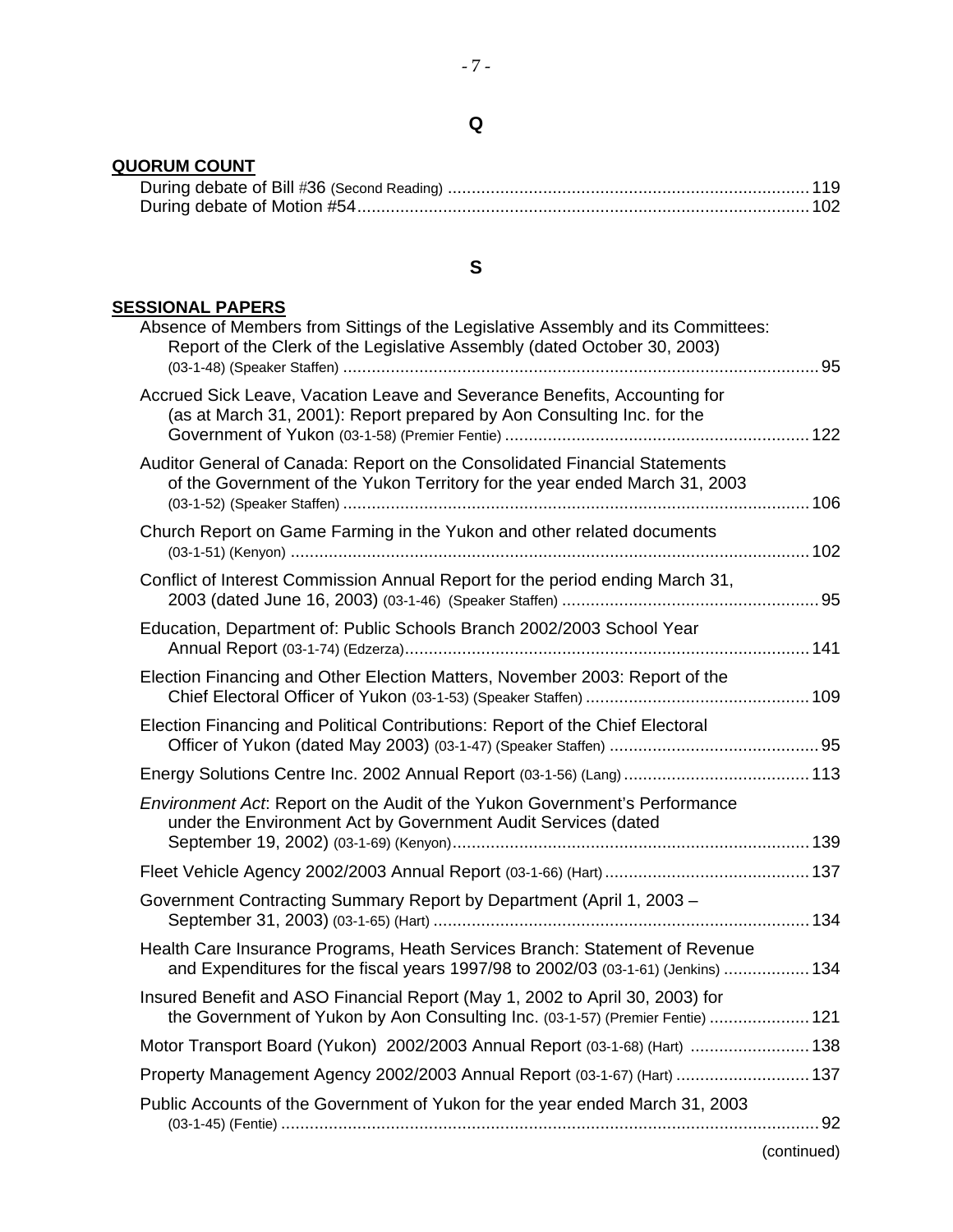## Q

### QUORUM COUNT

During debate of Bill #36 (Second Reading) ..... 119
During debate of Motion #54 ..... 102

## S

### SESSIONAL PAPERS

Absence of Members from Sittings of the Legislative Assembly and its Committees: Report of the Clerk of the Legislative Assembly (dated October 30, 2003) (03-1-48) (Speaker Staffen) ..... 95

Accrued Sick Leave, Vacation Leave and Severance Benefits, Accounting for (as at March 31, 2001): Report prepared by Aon Consulting Inc. for the Government of Yukon (03-1-58) (Premier Fentie) ..... 122

Auditor General of Canada: Report on the Consolidated Financial Statements of the Government of the Yukon Territory for the year ended March 31, 2003 (03-1-52) (Speaker Staffen) ..... 106

Church Report on Game Farming in the Yukon and other related documents (03-1-51) (Kenyon) ..... 102

Conflict of Interest Commission Annual Report for the period ending March 31, 2003 (dated June 16, 2003) (03-1-46) (Speaker Staffen) ..... 95

Education, Department of: Public Schools Branch 2002/2003 School Year Annual Report (03-1-74) (Edzerza) ..... 141

Election Financing and Other Election Matters, November 2003: Report of the Chief Electoral Officer of Yukon (03-1-53) (Speaker Staffen) ..... 109

Election Financing and Political Contributions: Report of the Chief Electoral Officer of Yukon (dated May 2003) (03-1-47) (Speaker Staffen) ..... 95

Energy Solutions Centre Inc. 2002 Annual Report (03-1-56) (Lang) ..... 113

*Environment Act*: Report on the Audit of the Yukon Government's Performance under the Environment Act by Government Audit Services (dated September 19, 2002) (03-1-69) (Kenyon) ..... 139

Fleet Vehicle Agency 2002/2003 Annual Report (03-1-66) (Hart) ..... 137

Government Contracting Summary Report by Department (April 1, 2003 – September 31, 2003) (03-1-65) (Hart) ..... 134

Health Care Insurance Programs, Heath Services Branch: Statement of Revenue and Expenditures for the fiscal years 1997/98 to 2002/03 (03-1-61) (Jenkins) ..... 134

Insured Benefit and ASO Financial Report (May 1, 2002 to April 30, 2003) for the Government of Yukon by Aon Consulting Inc. (03-1-57) (Premier Fentie) ..... 121

Motor Transport Board (Yukon) 2002/2003 Annual Report (03-1-68) (Hart) ..... 138

Property Management Agency 2002/2003 Annual Report (03-1-67) (Hart) ..... 137

Public Accounts of the Government of Yukon for the year ended March 31, 2003 (03-1-45) (Fentie) ..... 92

(continued)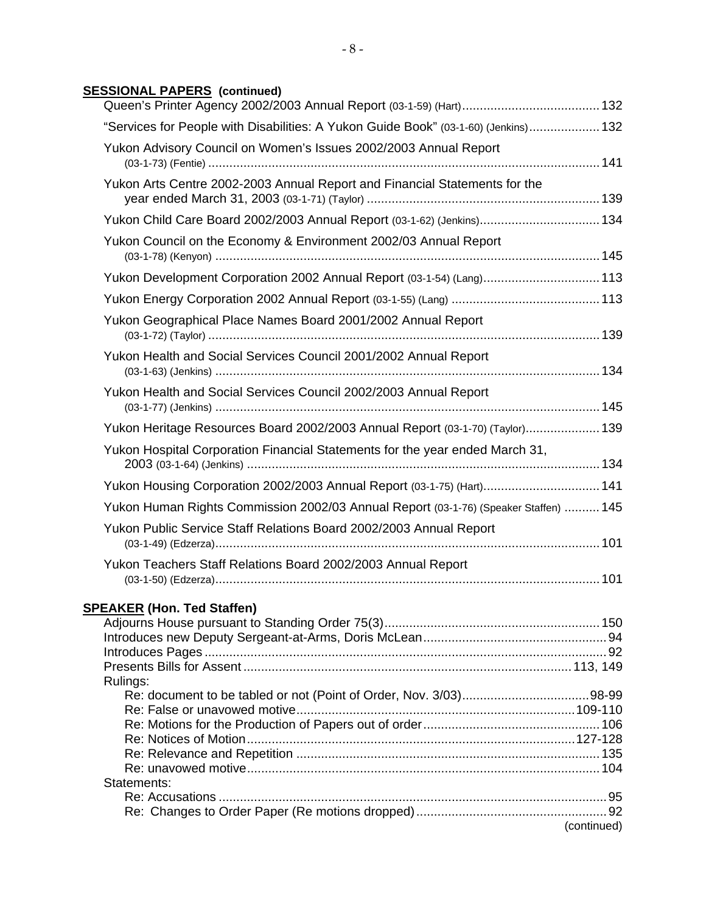**SESSIONAL PAPERS (continued)**

Queen's Printer Agency 2002/2003 Annual Report (03-1-59) (Hart) ........................................ 132

"Services for People with Disabilities: A Yukon Guide Book" (03-1-60) (Jenkins) .................... 132

Yukon Advisory Council on Women's Issues 2002/2003 Annual Report (03-1-73) (Fentie) ........................................ 141

Yukon Arts Centre 2002-2003 Annual Report and Financial Statements for the year ended March 31, 2003 (03-1-71) (Taylor) ........................................ 139

Yukon Child Care Board 2002/2003 Annual Report (03-1-62) (Jenkins) ........................................ 134

Yukon Council on the Economy & Environment 2002/03 Annual Report (03-1-78) (Kenyon) ........................................ 145

Yukon Development Corporation 2002 Annual Report (03-1-54) (Lang) ........................................ 113

Yukon Energy Corporation 2002 Annual Report (03-1-55) (Lang) ........................................ 113

Yukon Geographical Place Names Board 2001/2002 Annual Report (03-1-72) (Taylor) ........................................ 139

Yukon Health and Social Services Council 2001/2002 Annual Report (03-1-63) (Jenkins) ........................................ 134

Yukon Health and Social Services Council 2002/2003 Annual Report (03-1-77) (Jenkins) ........................................ 145

Yukon Heritage Resources Board 2002/2003 Annual Report (03-1-70) (Taylor) ........................................ 139

Yukon Hospital Corporation Financial Statements for the year ended March 31, 2003 (03-1-64) (Jenkins) ........................................ 134

Yukon Housing Corporation 2002/2003 Annual Report (03-1-75) (Hart) ........................................ 141

Yukon Human Rights Commission 2002/03 Annual Report (03-1-76) (Speaker Staffen) .......... 145

Yukon Public Service Staff Relations Board 2002/2003 Annual Report (03-1-49) (Edzerza) ........................................ 101

Yukon Teachers Staff Relations Board 2002/2003 Annual Report (03-1-50) (Edzerza) ........................................ 101

**SPEAKER (Hon. Ted Staffen)**

Adjourns House pursuant to Standing Order 75(3) ........................................ 150
Introduces new Deputy Sergeant-at-Arms, Doris McLean ........................................ 94
Introduces Pages ........................................ 92
Presents Bills for Assent ........................................ 113, 149
Rulings:
- Re: document to be tabled or not (Point of Order, Nov. 3/03) ........................................ 98-99
- Re: False or unavowed motive ........................................ 109-110
- Re: Motions for the Production of Papers out of order ........................................ 106
- Re: Notices of Motion ........................................ 127-128
- Re: Relevance and Repetition ........................................ 135
- Re: unavowed motive ........................................ 104

Statements:
- Re: Accusations ........................................ 95
- Re: Changes to Order Paper (Re motions dropped) ........................................ 92

(continued)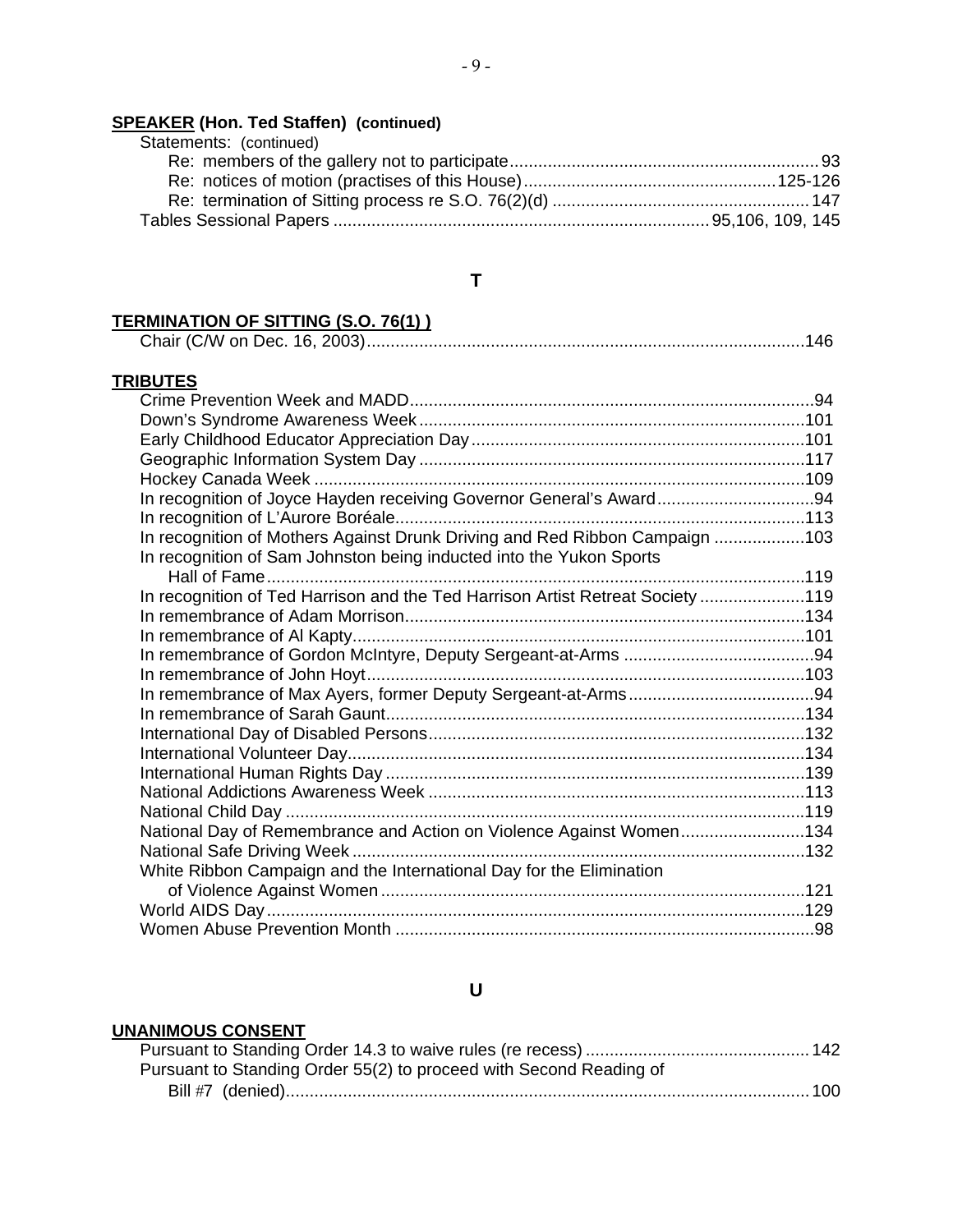**SPEAKER (Hon. Ted Staffen) (continued)**

Statements: (continued)

- Re: members of the gallery not to participate .......... 93
- Re: notices of motion (practises of this House) .......... 125-126
- Re: termination of Sitting process re S.O. 76(2)(d) .......... 147

Tables Sessional Papers .......... 95,106, 109, 145

## T

**TERMINATION OF SITTING (S.O. 76(1) )**

Chair (C/W on Dec. 16, 2003) .......... 146

**TRIBUTES**

Crime Prevention Week and MADD .......... 94
Down's Syndrome Awareness Week .......... 101
Early Childhood Educator Appreciation Day .......... 101
Geographic Information System Day .......... 117
Hockey Canada Week .......... 109
In recognition of Joyce Hayden receiving Governor General's Award .......... 94
In recognition of L'Aurore Boréale .......... 113
In recognition of Mothers Against Drunk Driving and Red Ribbon Campaign .......... 103
In recognition of Sam Johnston being inducted into the Yukon Sports Hall of Fame .......... 119
In recognition of Ted Harrison and the Ted Harrison Artist Retreat Society .......... 119
In remembrance of Adam Morrison .......... 134
In remembrance of Al Kapty .......... 101
In remembrance of Gordon McIntyre, Deputy Sergeant-at-Arms .......... 94
In remembrance of John Hoyt .......... 103
In remembrance of Max Ayers, former Deputy Sergeant-at-Arms .......... 94
In remembrance of Sarah Gaunt .......... 134
International Day of Disabled Persons .......... 132
International Volunteer Day .......... 134
International Human Rights Day .......... 139
National Addictions Awareness Week .......... 113
National Child Day .......... 119
National Day of Remembrance and Action on Violence Against Women .......... 134
National Safe Driving Week .......... 132
White Ribbon Campaign and the International Day for the Elimination of Violence Against Women .......... 121
World AIDS Day .......... 129
Women Abuse Prevention Month .......... 98

## U

**UNANIMOUS CONSENT**

Pursuant to Standing Order 14.3 to waive rules (re recess) .......... 142
Pursuant to Standing Order 55(2) to proceed with Second Reading of Bill #7 (denied) .......... 100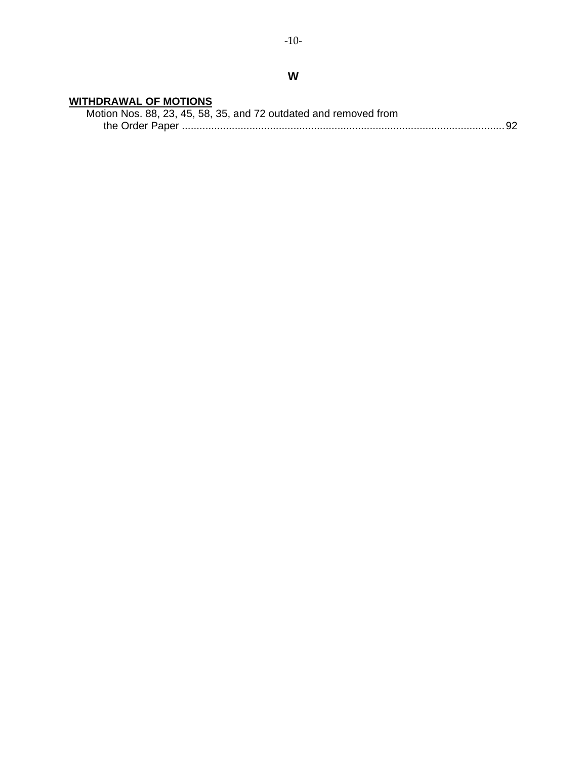## W

**WITHDRAWAL OF MOTIONS**

Motion Nos. 88, 23, 45, 58, 35, and 72 outdated and removed from the Order Paper .......... 92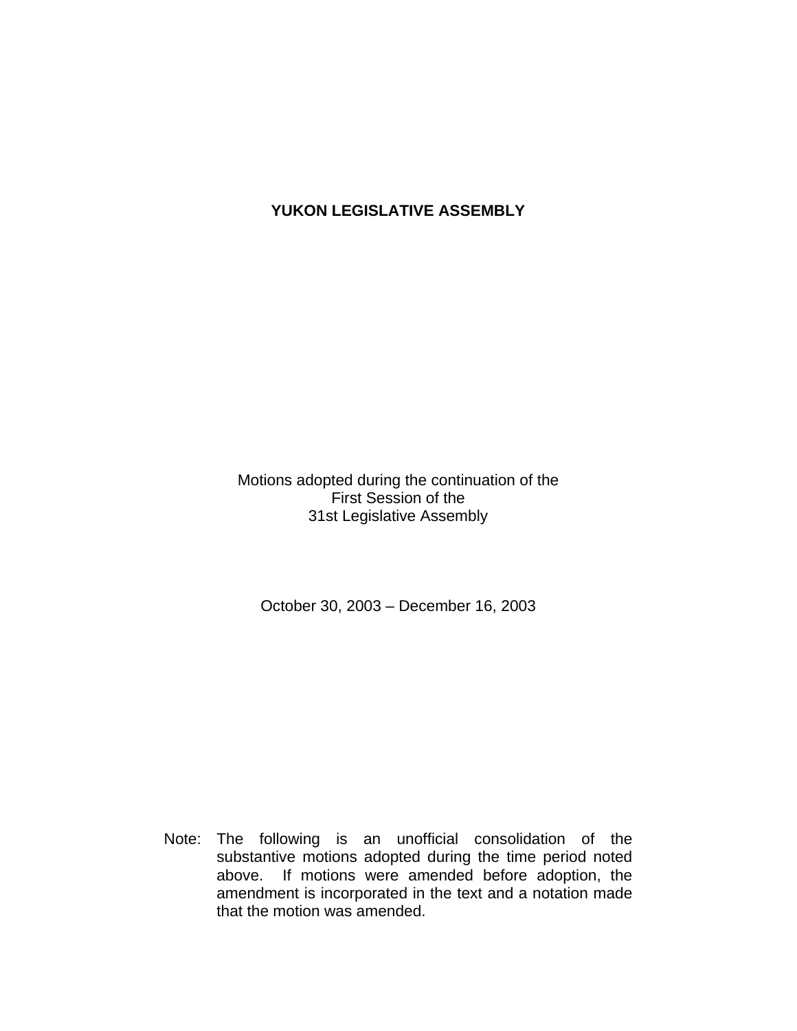# YUKON LEGISLATIVE ASSEMBLY

Motions adopted during the continuation of the
First Session of the
31st Legislative Assembly

October 30, 2003 – December 16, 2003

Note: The following is an unofficial consolidation of the substantive motions adopted during the time period noted above. If motions were amended before adoption, the amendment is incorporated in the text and a notation made that the motion was amended.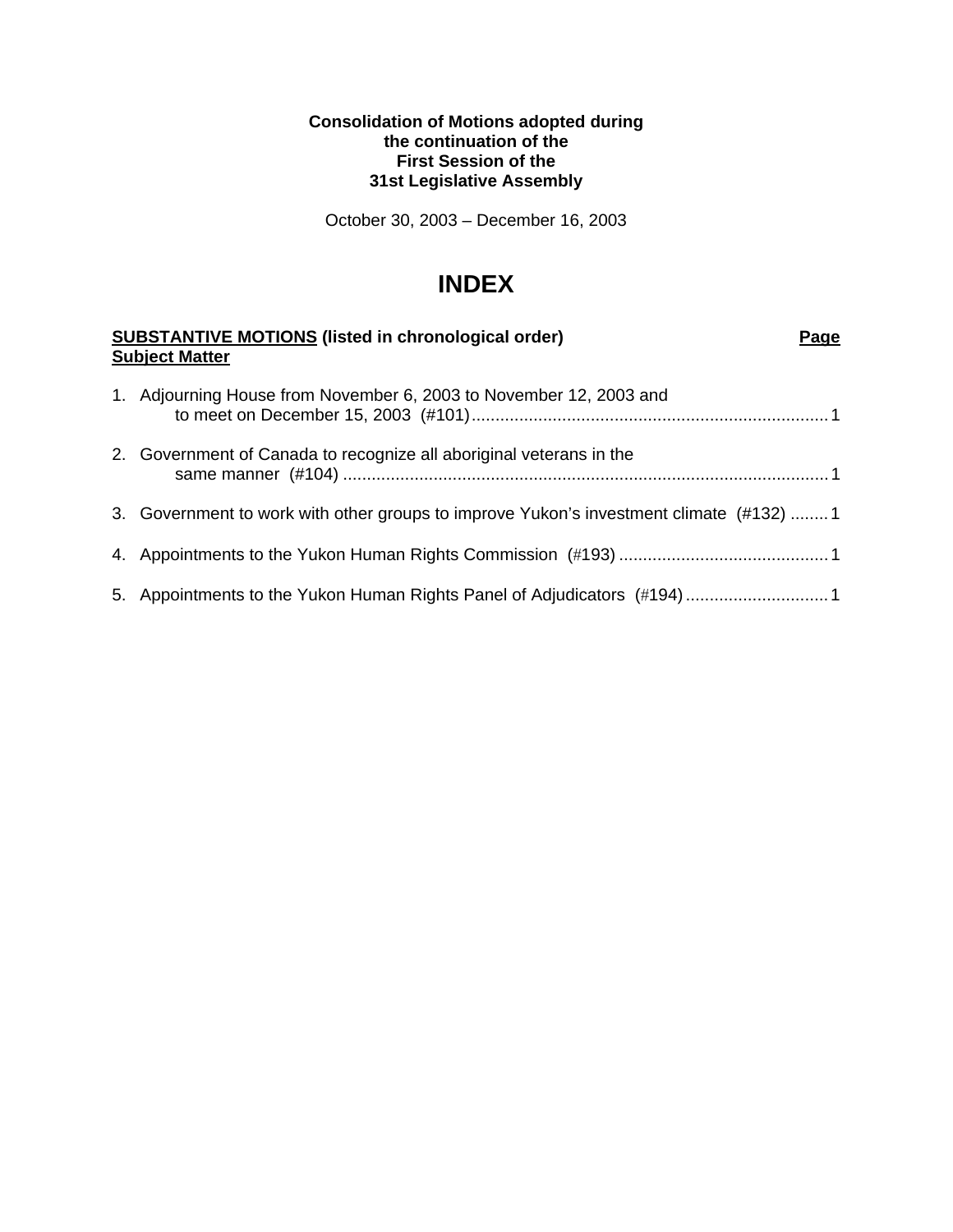**Consolidation of Motions adopted during**
**the continuation of the**
**First Session of the**
**31st Legislative Assembly**

October 30, 2003 – December 16, 2003

# INDEX

**SUBSTANTIVE MOTIONS (listed in chronological order)** — **Page**
**Subject Matter**

1. Adjourning House from November 6, 2003 to November 12, 2003 and to meet on December 15, 2003 (#101) .......... 1

2. Government of Canada to recognize all aboriginal veterans in the same manner (#104) .......... 1

3. Government to work with other groups to improve Yukon's investment climate (#132) .......... 1

4. Appointments to the Yukon Human Rights Commission (#193) .......... 1

5. Appointments to the Yukon Human Rights Panel of Adjudicators (#194) .......... 1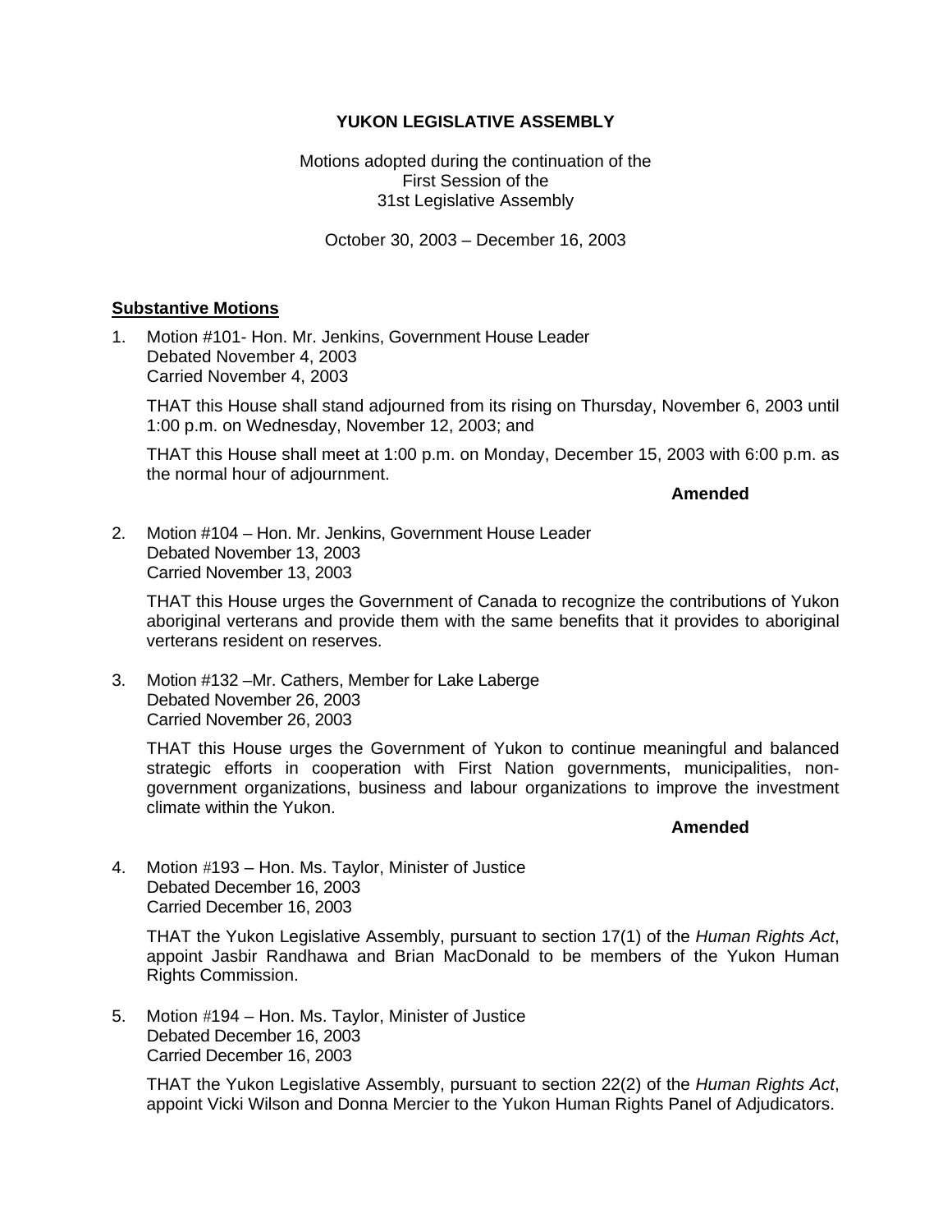**YUKON LEGISLATIVE ASSEMBLY**

Motions adopted during the continuation of the
First Session of the
31st Legislative Assembly

October 30, 2003 – December 16, 2003

**Substantive Motions**

1. Motion #101- Hon. Mr. Jenkins, Government House Leader
   Debated November 4, 2003
   Carried November 4, 2003

   THAT this House shall stand adjourned from its rising on Thursday, November 6, 2003 until 1:00 p.m. on Wednesday, November 12, 2003; and

   THAT this House shall meet at 1:00 p.m. on Monday, December 15, 2003 with 6:00 p.m. as the normal hour of adjournment.

   **Amended**

2. Motion #104 – Hon. Mr. Jenkins, Government House Leader
   Debated November 13, 2003
   Carried November 13, 2003

   THAT this House urges the Government of Canada to recognize the contributions of Yukon aboriginal verterans and provide them with the same benefits that it provides to aboriginal verterans resident on reserves.

3. Motion #132 –Mr. Cathers, Member for Lake Laberge
   Debated November 26, 2003
   Carried November 26, 2003

   THAT this House urges the Government of Yukon to continue meaningful and balanced strategic efforts in cooperation with First Nation governments, municipalities, non-government organizations, business and labour organizations to improve the investment climate within the Yukon.

   **Amended**

4. Motion #193 – Hon. Ms. Taylor, Minister of Justice
   Debated December 16, 2003
   Carried December 16, 2003

   THAT the Yukon Legislative Assembly, pursuant to section 17(1) of the *Human Rights Act*, appoint Jasbir Randhawa and Brian MacDonald to be members of the Yukon Human Rights Commission.

5. Motion #194 – Hon. Ms. Taylor, Minister of Justice
   Debated December 16, 2003
   Carried December 16, 2003

   THAT the Yukon Legislative Assembly, pursuant to section 22(2) of the *Human Rights Act*, appoint Vicki Wilson and Donna Mercier to the Yukon Human Rights Panel of Adjudicators.